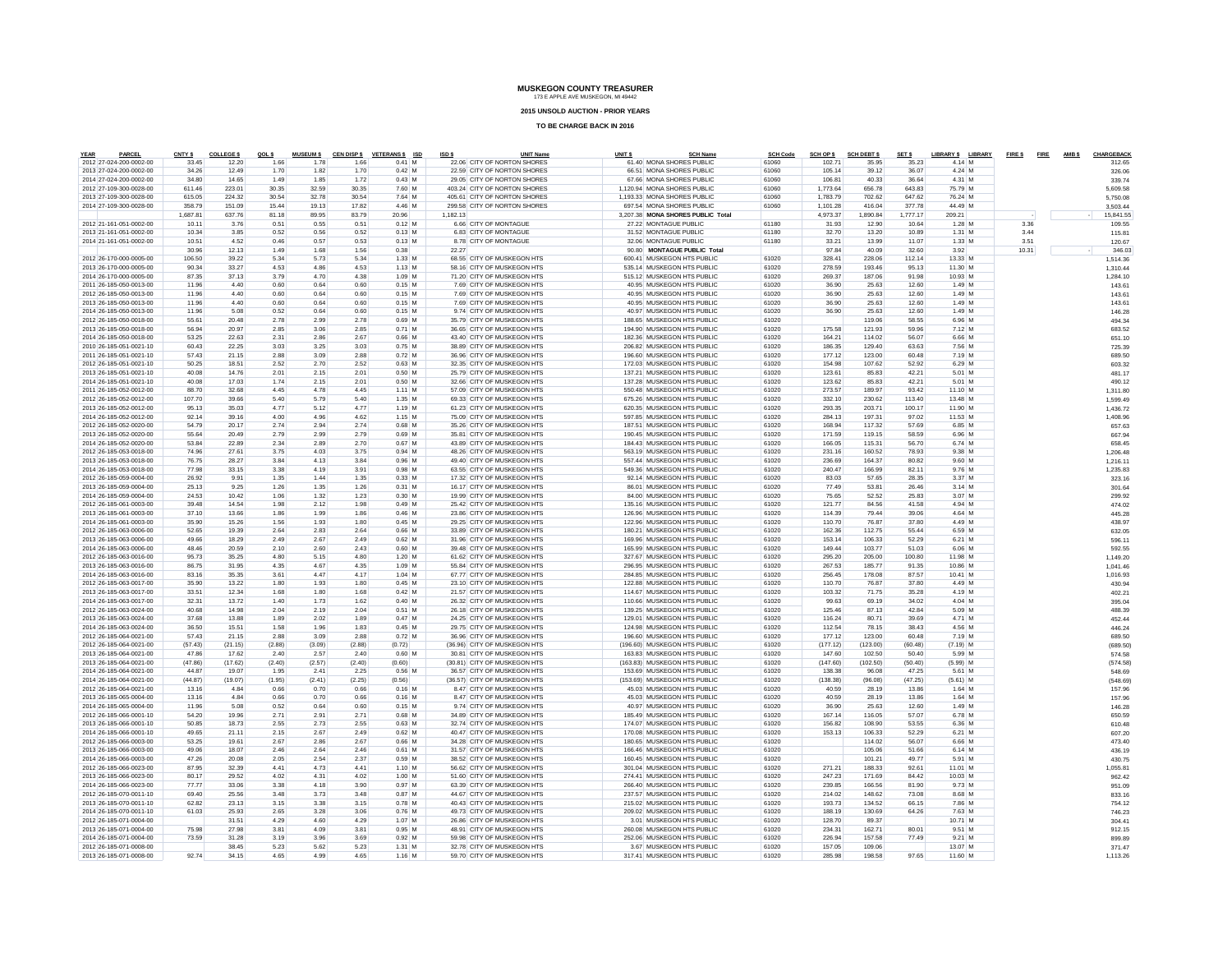# MUSKEGON COUNTY TREASURER

173 E APPLE AVE MUSKEGON, MI 49442

**2015 UNSOLD AUCTION - PRIOR YEARS**

**TO BE CHARGE BACK IN 2016**

| YEAR | PARCEL | CNTY $ | COLLEGE $ | OOL $ | MUSEUM $ | CEN DISP $ | VETERANS $ | ISD | ISD $ | UNIT Name | UNIT $ | SCH Name | SCH Code | SCH OP $ | SCH DEBT $ | SET $ | LIBRARY $ | LIBRARY | FIRE $ | FIRE | AMB $ | CHARGEBACK |
|---|---|---|---|---|---|---|---|---|---|---|---|---|---|---|---|---|---|---|---|---|---|---|
| 2012 | 27-024-200-0002-00 | 33.45 | 12.20 | 1.66 | 1.78 | 1.66 | 0.41 | M | 22.06 | CITY OF NORTON SHORES | 61.40 | MONA SHORES PUBLIC | 61060 | 102.71 | 35.95 | 35.23 | 4.14 | M | | | | 312.65 |
| 2013 | 27-024-200-0002-00 | 34.26 | 12.49 | 1.70 | 1.82 | 1.70 | 0.42 | M | 22.59 | CITY OF NORTON SHORES | 66.51 | MONA SHORES PUBLIC | 61060 | 105.14 | 39.12 | 36.07 | 4.24 | M | | | | 326.06 |
| 2014 | 27-024-200-0002-00 | 34.80 | 14.65 | 1.49 | 1.85 | 1.72 | 0.43 | M | 29.05 | CITY OF NORTON SHORES | 67.66 | MONA SHORES PUBLIC | 61060 | 106.81 | 40.33 | 36.64 | 4.31 | M | | | | 339.74 |
| 2012 | 27-109-300-0028-00 | 611.46 | 223.01 | 30.35 | 32.59 | 30.35 | 7.60 | M | 403.24 | CITY OF NORTON SHORES | 1,120.94 | MONA SHORES PUBLIC | 61060 | 1,773.64 | 656.78 | 643.83 | 75.79 | M | | | | 5,609.58 |
| 2013 | 27-109-300-0028-00 | 615.05 | 224.32 | 30.54 | 32.78 | 30.54 | 7.64 | M | 405.61 | CITY OF NORTON SHORES | 1,193.33 | MONA SHORES PUBLIC | 61060 | 1,783.79 | 702.62 | 647.62 | 76.24 | M | | | | 5,750.08 |
| 2014 | 27-109-300-0028-00 | 358.79 | 151.09 | 15.44 | 19.13 | 17.82 | 4.46 | M | 299.58 | CITY OF NORTON SHORES | 697.54 | MONA SHORES PUBLIC | 61060 | 1,101.28 | 416.04 | 377.78 | 44.49 | M | | | | 3,503.44 |
| | | 1,687.81 | 637.76 | 81.18 | 89.95 | 83.79 | 20.96 | | 1,182.13 | | 3,207.38 | **MONA SHORES PUBLIC Total** | | 4,973.37 | 1,890.84 | 1,777.17 | 209.21 | | - | | - | 15,841.55 |
| 2012 | 21-161-051-0002-00 | 10.11 | 3.76 | 0.51 | 0.55 | 0.51 | 0.12 | M | 6.66 | CITY OF MONTAGUE | 27.22 | MONTAGUE PUBLIC | 61180 | 31.93 | 12.90 | 10.64 | 1.28 | M | 3.36 | | | 109.55 |
| 2013 | 21-161-051-0002-00 | 10.34 | 3.85 | 0.52 | 0.56 | 0.52 | 0.13 | M | 6.83 | CITY OF MONTAGUE | 31.52 | MONTAGUE PUBLIC | 61180 | 32.70 | 13.20 | 10.89 | 1.31 | M | 3.44 | | | 115.81 |
| 2014 | 21-161-051-0002-00 | 10.51 | 4.52 | 0.46 | 0.57 | 0.53 | 0.13 | M | 8.78 | CITY OF MONTAGUE | 32.06 | MONTAGUE PUBLIC | 61180 | 33.21 | 13.99 | 11.07 | 1.33 | M | 3.51 | | | 120.67 |
| | | 30.96 | 12.13 | 1.49 | 1.68 | 1.56 | 0.38 | | 22.27 | | 90.80 | **MONTAGUE PUBLIC Total** | | 97.84 | 40.09 | 32.60 | 3.92 | | 10.31 | | - | 346.03 |
| 2012 | 26-170-000-0005-00 | 106.50 | 39.22 | 5.34 | 5.73 | 5.34 | 1.33 | M | 68.55 | CITY OF MUSKEGON HTS | 600.41 | MUSKEGON HTS PUBLIC | 61020 | 328.41 | 228.06 | 112.14 | 13.33 | M | | | | 1,514.36 |
| 2013 | 26-170-000-0005-00 | 90.34 | 33.27 | 4.53 | 4.86 | 4.53 | 1.13 | M | 58.16 | CITY OF MUSKEGON HTS | 535.14 | MUSKEGON HTS PUBLIC | 61020 | 278.59 | 193.46 | 95.13 | 11.30 | M | | | | 1,310.44 |
| 2014 | 26-170-000-0005-00 | 87.35 | 37.13 | 3.79 | 4.70 | 4.38 | 1.09 | M | 71.20 | CITY OF MUSKEGON HTS | 515.12 | MUSKEGON HTS PUBLIC | 61020 | 269.37 | 187.06 | 91.98 | 10.93 | M | | | | 1,284.10 |
| 2011 | 26-185-050-0013-00 | 11.96 | 4.40 | 0.60 | 0.64 | 0.60 | 0.15 | M | 7.69 | CITY OF MUSKEGON HTS | 40.95 | MUSKEGON HTS PUBLIC | 61020 | 36.90 | 25.63 | 12.60 | 1.49 | M | | | | 143.61 |
| 2012 | 26-185-050-0013-00 | 11.96 | 4.40 | 0.60 | 0.64 | 0.60 | 0.15 | M | 7.69 | CITY OF MUSKEGON HTS | 40.95 | MUSKEGON HTS PUBLIC | 61020 | 36.90 | 25.63 | 12.60 | 1.49 | M | | | | 143.61 |
| 2013 | 26-185-050-0013-00 | 11.96 | 4.40 | 0.60 | 0.64 | 0.60 | 0.15 | M | 7.69 | CITY OF MUSKEGON HTS | 40.95 | MUSKEGON HTS PUBLIC | 61020 | 36.90 | 25.63 | 12.60 | 1.49 | M | | | | 143.61 |
| 2014 | 26-185-050-0013-00 | 11.96 | 5.08 | 0.52 | 0.64 | 0.60 | 0.15 | M | 9.74 | CITY OF MUSKEGON HTS | 40.97 | MUSKEGON HTS PUBLIC | 61020 | 36.90 | 25.63 | 12.60 | 1.49 | M | | | | 146.28 |
| 2013 | 26-185-050-0018-00 | 55.61 | 20.48 | 2.78 | 2.99 | 2.78 | 0.69 | M | 35.79 | CITY OF MUSKEGON HTS | 188.65 | MUSKEGON HTS PUBLIC | 61020 | | 119.06 | 58.55 | 6.96 | M | | | | 494.34 |
| 2012 | 26-185-050-0018-00 | 56.94 | 20.97 | 2.85 | 3.06 | 2.85 | 0.71 | M | 36.65 | CITY OF MUSKEGON HTS | 194.90 | MUSKEGON HTS PUBLIC | 61020 | 175.58 | 121.93 | 59.96 | 7.12 | M | | | | 683.52 |
| 2014 | 26-185-050-0018-00 | 53.25 | 22.63 | 2.31 | 2.86 | 2.67 | 0.66 | M | 43.40 | CITY OF MUSKEGON HTS | 182.36 | MUSKEGON HTS PUBLIC | 61020 | 164.21 | 114.02 | 56.07 | 6.66 | M | | | | 651.10 |
| 2010 | 26-185-051-0021-10 | 60.43 | 22.25 | 3.03 | 3.25 | 3.03 | 0.75 | M | 38.89 | CITY OF MUSKEGON HTS | 206.82 | MUSKEGON HTS PUBLIC | 61020 | 186.35 | 129.40 | 63.63 | 7.56 | M | | | | 725.39 |
| 2011 | 26-185-051-0021-10 | 57.43 | 21.15 | 2.88 | 3.09 | 2.88 | 0.72 | M | 36.96 | CITY OF MUSKEGON HTS | 196.60 | MUSKEGON HTS PUBLIC | 61020 | 177.12 | 123.00 | 60.48 | 7.19 | M | | | | 689.50 |
| 2012 | 26-185-051-0021-10 | 50.25 | 18.51 | 2.52 | 2.70 | 2.52 | 0.63 | M | 32.35 | CITY OF MUSKEGON HTS | 172.03 | MUSKEGON HTS PUBLIC | 61020 | 154.98 | 107.62 | 52.92 | 6.29 | M | | | | 603.32 |
| 2013 | 26-185-051-0021-10 | 40.08 | 14.76 | 2.01 | 2.15 | 2.01 | 0.50 | M | 25.79 | CITY OF MUSKEGON HTS | 137.21 | MUSKEGON HTS PUBLIC | 61020 | 123.61 | 85.83 | 42.21 | 5.01 | M | | | | 481.17 |
| 2014 | 26-185-051-0021-10 | 40.08 | 17.03 | 1.74 | 2.15 | 2.01 | 0.50 | M | 32.66 | CITY OF MUSKEGON HTS | 137.28 | MUSKEGON HTS PUBLIC | 61020 | 123.62 | 85.83 | 42.21 | 5.01 | M | | | | 490.12 |
| 2011 | 26-185-052-0012-00 | 88.70 | 32.68 | 4.45 | 4.78 | 4.45 | 1.11 | M | 57.09 | CITY OF MUSKEGON HTS | 550.48 | MUSKEGON HTS PUBLIC | 61020 | 273.57 | 189.97 | 93.42 | 11.10 | M | | | | 1,311.80 |
| 2012 | 26-185-052-0012-00 | 107.70 | 39.66 | 5.40 | 5.79 | 5.40 | 1.35 | M | 69.33 | CITY OF MUSKEGON HTS | 675.26 | MUSKEGON HTS PUBLIC | 61020 | 332.10 | 230.62 | 113.40 | 13.48 | M | | | | 1,599.49 |
| 2013 | 26-185-052-0012-00 | 95.13 | 35.03 | 4.77 | 5.12 | 4.77 | 1.19 | M | 61.23 | CITY OF MUSKEGON HTS | 620.35 | MUSKEGON HTS PUBLIC | 61020 | 293.35 | 203.71 | 100.17 | 11.90 | M | | | | 1,436.72 |
| 2014 | 26-185-052-0012-00 | 92.14 | 39.16 | 4.00 | 4.96 | 4.62 | 1.15 | M | 75.09 | CITY OF MUSKEGON HTS | 597.85 | MUSKEGON HTS PUBLIC | 61020 | 284.13 | 197.31 | 97.02 | 11.53 | M | | | | 1,408.96 |
| 2012 | 26-185-052-0020-00 | 54.79 | 20.17 | 2.74 | 2.94 | 2.74 | 0.68 | M | 35.26 | CITY OF MUSKEGON HTS | 187.51 | MUSKEGON HTS PUBLIC | 61020 | 168.94 | 117.32 | 57.69 | 6.85 | M | | | | 657.63 |
| 2013 | 26-185-052-0020-00 | 55.64 | 20.49 | 2.79 | 2.99 | 2.79 | 0.69 | M | 35.81 | CITY OF MUSKEGON HTS | 190.45 | MUSKEGON HTS PUBLIC | 61020 | 171.59 | 119.15 | 58.59 | 6.96 | M | | | | 667.94 |
| 2014 | 26-185-052-0020-00 | 53.84 | 22.89 | 2.34 | 2.89 | 2.70 | 0.67 | M | 43.89 | CITY OF MUSKEGON HTS | 184.43 | MUSKEGON HTS PUBLIC | 61020 | 166.05 | 115.31 | 56.70 | 6.74 | M | | | | 658.45 |
| 2012 | 26-185-053-0018-00 | 74.96 | 27.61 | 3.75 | 4.03 | 3.75 | 0.94 | M | 48.26 | CITY OF MUSKEGON HTS | 563.19 | MUSKEGON HTS PUBLIC | 61020 | 231.16 | 160.52 | 78.93 | 9.38 | M | | | | 1,206.48 |
| 2013 | 26-185-053-0018-00 | 76.75 | 28.27 | 3.84 | 4.13 | 3.84 | 0.96 | M | 49.40 | CITY OF MUSKEGON HTS | 557.44 | MUSKEGON HTS PUBLIC | 61020 | 236.69 | 164.37 | 80.82 | 9.60 | M | | | | 1,216.11 |
| 2014 | 26-185-053-0018-00 | 77.98 | 33.15 | 3.38 | 4.19 | 3.91 | 0.98 | M | 63.55 | CITY OF MUSKEGON HTS | 549.36 | MUSKEGON HTS PUBLIC | 61020 | 240.47 | 166.99 | 82.11 | 9.76 | M | | | | 1,235.83 |
| 2012 | 26-185-059-0004-00 | 26.92 | 9.91 | 1.35 | 1.44 | 1.35 | 0.33 | M | 17.32 | CITY OF MUSKEGON HTS | 92.14 | MUSKEGON HTS PUBLIC | 61020 | 83.03 | 57.65 | 28.35 | 3.37 | M | | | | 323.16 |
| 2013 | 26-185-059-0004-00 | 25.13 | 9.25 | 1.26 | 1.35 | 1.26 | 0.31 | M | 16.17 | CITY OF MUSKEGON HTS | 86.01 | MUSKEGON HTS PUBLIC | 61020 | 77.49 | 53.81 | 26.46 | 3.14 | M | | | | 301.64 |
| 2014 | 26-185-059-0004-00 | 24.53 | 10.42 | 1.06 | 1.32 | 1.23 | 0.30 | M | 19.99 | CITY OF MUSKEGON HTS | 84.00 | MUSKEGON HTS PUBLIC | 61020 | 75.65 | 52.52 | 25.83 | 3.07 | M | | | | 299.92 |
| 2012 | 26-185-061-0003-00 | 39.48 | 14.54 | 1.98 | 2.12 | 1.98 | 0.49 | M | 25.42 | CITY OF MUSKEGON HTS | 135.16 | MUSKEGON HTS PUBLIC | 61020 | 121.77 | 84.56 | 41.58 | 4.94 | M | | | | 474.02 |
| 2013 | 26-185-061-0003-00 | 37.10 | 13.66 | 1.86 | 1.99 | 1.86 | 0.46 | M | 23.86 | CITY OF MUSKEGON HTS | 126.96 | MUSKEGON HTS PUBLIC | 61020 | 114.39 | 79.44 | 39.06 | 4.64 | M | | | | 445.28 |
| 2014 | 26-185-061-0003-00 | 35.90 | 15.26 | 1.56 | 1.93 | 1.80 | 0.45 | M | 29.25 | CITY OF MUSKEGON HTS | 122.96 | MUSKEGON HTS PUBLIC | 61020 | 110.70 | 76.87 | 37.80 | 4.49 | M | | | | 438.97 |
| 2012 | 26-185-063-0006-00 | 52.65 | 19.39 | 2.64 | 2.83 | 2.64 | 0.66 | M | 33.89 | CITY OF MUSKEGON HTS | 180.21 | MUSKEGON HTS PUBLIC | 61020 | 162.36 | 112.75 | 55.44 | 6.59 | M | | | | 632.05 |
| 2013 | 26-185-063-0006-00 | 49.66 | 18.29 | 2.49 | 2.67 | 2.49 | 0.62 | M | 31.96 | CITY OF MUSKEGON HTS | 169.96 | MUSKEGON HTS PUBLIC | 61020 | 153.14 | 106.33 | 52.29 | 6.21 | M | | | | 596.11 |
| 2014 | 26-185-063-0006-00 | 48.46 | 20.59 | 2.10 | 2.60 | 2.43 | 0.60 | M | 39.48 | CITY OF MUSKEGON HTS | 165.99 | MUSKEGON HTS PUBLIC | 61020 | 149.44 | 103.77 | 51.03 | 6.06 | M | | | | 592.55 |
| 2012 | 26-185-063-0016-00 | 95.73 | 35.25 | 4.80 | 5.15 | 4.80 | 1.20 | M | 61.62 | CITY OF MUSKEGON HTS | 327.67 | MUSKEGON HTS PUBLIC | 61020 | 295.20 | 205.00 | 100.80 | 11.98 | M | | | | 1,149.20 |
| 2013 | 26-185-063-0016-00 | 86.75 | 31.95 | 4.35 | 4.67 | 4.35 | 1.09 | M | 55.84 | CITY OF MUSKEGON HTS | 296.95 | MUSKEGON HTS PUBLIC | 61020 | 267.53 | 185.77 | 91.35 | 10.86 | M | | | | 1,041.46 |
| 2014 | 26-185-063-0016-00 | 83.16 | 35.35 | 3.61 | 4.47 | 4.17 | 1.04 | M | 67.77 | CITY OF MUSKEGON HTS | 284.85 | MUSKEGON HTS PUBLIC | 61020 | 256.45 | 178.08 | 87.57 | 10.41 | M | | | | 1,016.93 |
| 2012 | 26-185-063-0017-00 | 35.90 | 13.22 | 1.80 | 1.93 | 1.80 | 0.45 | M | 23.10 | CITY OF MUSKEGON HTS | 122.88 | MUSKEGON HTS PUBLIC | 61020 | 110.70 | 76.87 | 37.80 | 4.49 | M | | | | 430.94 |
| 2013 | 26-185-063-0017-00 | 33.51 | 12.34 | 1.68 | 1.80 | 1.68 | 0.42 | M | 21.57 | CITY OF MUSKEGON HTS | 114.67 | MUSKEGON HTS PUBLIC | 61020 | 103.32 | 71.75 | 35.28 | 4.19 | M | | | | 402.21 |
| 2014 | 26-185-063-0017-00 | 32.31 | 13.72 | 1.40 | 1.73 | 1.62 | 0.40 | M | 26.32 | CITY OF MUSKEGON HTS | 110.66 | MUSKEGON HTS PUBLIC | 61020 | 99.63 | 69.19 | 34.02 | 4.04 | M | | | | 395.04 |
| 2012 | 26-185-063-0024-00 | 40.68 | 14.98 | 2.04 | 2.19 | 2.04 | 0.51 | M | 26.18 | CITY OF MUSKEGON HTS | 139.25 | MUSKEGON HTS PUBLIC | 61020 | 125.46 | 87.13 | 42.84 | 5.09 | M | | | | 488.39 |
| 2013 | 26-185-063-0024-00 | 37.68 | 13.88 | 1.89 | 2.02 | 1.89 | 0.47 | M | 24.25 | CITY OF MUSKEGON HTS | 129.01 | MUSKEGON HTS PUBLIC | 61020 | 116.24 | 80.71 | 39.69 | 4.71 | M | | | | 452.44 |
| 2014 | 26-185-063-0024-00 | 36.50 | 15.51 | 1.58 | 1.96 | 1.83 | 0.45 | M | 29.75 | CITY OF MUSKEGON HTS | 124.98 | MUSKEGON HTS PUBLIC | 61020 | 112.54 | 78.15 | 38.43 | 4.56 | M | | | | 446.24 |
| 2012 | 26-185-064-0021-00 | 57.43 | 21.15 | 2.88 | 3.09 | 2.88 | 0.72 | M | 36.96 | CITY OF MUSKEGON HTS | 196.60 | MUSKEGON HTS PUBLIC | 61020 | 177.12 | 123.00 | 60.48 | 7.19 | M | | | | 689.50 |
| 2012 | 26-185-064-0021-00 | (57.43) | (21.15) | (2.88) | (3.09) | (2.88) | (0.72) | | (36.96) | CITY OF MUSKEGON HTS | (196.60) | MUSKEGON HTS PUBLIC | 61020 | (177.12) | (123.00) | (60.48) | (7.19) | M | | | | (689.50) |
| 2013 | 26-185-064-0021-00 | 47.86 | 17.62 | 2.40 | 2.57 | 2.40 | 0.60 | M | 30.81 | CITY OF MUSKEGON HTS | 163.83 | MUSKEGON HTS PUBLIC | 61020 | 147.60 | 102.50 | 50.40 | 5.99 | M | | | | 574.58 |
| 2013 | 26-185-064-0021-00 | (47.86) | (17.62) | (2.40) | (2.57) | (2.40) | (0.60) | | (30.81) | CITY OF MUSKEGON HTS | (163.83) | MUSKEGON HTS PUBLIC | 61020 | (147.60) | (102.50) | (50.40) | (5.99) | M | | | | (574.58) |
| 2014 | 26-185-064-0021-00 | 44.87 | 19.07 | 1.95 | 2.41 | 2.25 | 0.56 | M | 36.57 | CITY OF MUSKEGON HTS | 153.69 | MUSKEGON HTS PUBLIC | 61020 | 138.38 | 96.08 | 47.25 | 5.61 | M | | | | 548.69 |
| 2014 | 26-185-064-0021-00 | (44.87) | (19.07) | (1.95) | (2.41) | (2.25) | (0.56) | | (36.57) | CITY OF MUSKEGON HTS | (153.69) | MUSKEGON HTS PUBLIC | 61020 | (138.38) | (96.08) | (47.25) | (5.61) | M | | | | (548.69) |
| 2012 | 26-185-065-0004-00 | 13.16 | 4.84 | 0.66 | 0.70 | 0.66 | 0.16 | M | 8.47 | CITY OF MUSKEGON HTS | 45.03 | MUSKEGON HTS PUBLIC | 61020 | 40.59 | 28.19 | 13.86 | 1.64 | M | | | | 157.96 |
| 2013 | 26-185-065-0004-00 | 13.16 | 4.84 | 0.66 | 0.70 | 0.66 | 0.16 | M | 8.47 | CITY OF MUSKEGON HTS | 45.03 | MUSKEGON HTS PUBLIC | 61020 | 40.59 | 28.19 | 13.86 | 1.64 | M | | | | 157.96 |
| 2014 | 26-185-065-0004-00 | 11.96 | 5.08 | 0.52 | 0.64 | 0.60 | 0.15 | M | 9.74 | CITY OF MUSKEGON HTS | 40.97 | MUSKEGON HTS PUBLIC | 61020 | 36.90 | 25.63 | 12.60 | 1.49 | M | | | | 146.28 |
| 2012 | 26-185-066-0001-10 | 54.20 | 19.96 | 2.71 | 2.91 | 2.71 | 0.68 | M | 34.89 | CITY OF MUSKEGON HTS | 185.49 | MUSKEGON HTS PUBLIC | 61020 | 167.14 | 116.05 | 57.07 | 6.78 | M | | | | 650.59 |
| 2013 | 26-185-066-0001-10 | 50.85 | 18.73 | 2.55 | 2.73 | 2.55 | 0.63 | M | 32.74 | CITY OF MUSKEGON HTS | 174.07 | MUSKEGON HTS PUBLIC | 61020 | 156.82 | 108.90 | 53.55 | 6.36 | M | | | | 610.48 |
| 2014 | 26-185-066-0001-10 | 49.65 | 21.11 | 2.15 | 2.67 | 2.49 | 0.62 | M | 40.47 | CITY OF MUSKEGON HTS | 170.08 | MUSKEGON HTS PUBLIC | 61020 | 153.13 | 106.33 | 52.29 | 6.21 | M | | | | 607.20 |
| 2012 | 26-185-066-0003-00 | 53.25 | 19.61 | 2.67 | 2.86 | 2.67 | 0.66 | M | 34.28 | CITY OF MUSKEGON HTS | 180.65 | MUSKEGON HTS PUBLIC | 61020 | | 114.02 | 56.07 | 6.66 | M | | | | 473.40 |
| 2013 | 26-185-066-0003-00 | 49.06 | 18.07 | 2.46 | 2.64 | 2.46 | 0.61 | M | 31.57 | CITY OF MUSKEGON HTS | 166.46 | MUSKEGON HTS PUBLIC | 61020 | | 105.06 | 51.66 | 6.14 | M | | | | 436.19 |
| 2014 | 26-185-066-0003-00 | 47.26 | 20.08 | 2.05 | 2.54 | 2.37 | 0.59 | M | 38.52 | CITY OF MUSKEGON HTS | 160.45 | MUSKEGON HTS PUBLIC | 61020 | | 101.21 | 49.77 | 5.91 | M | | | | 430.75 |
| 2012 | 26-185-066-0023-00 | 87.95 | 32.39 | 4.41 | 4.73 | 4.41 | 1.10 | M | 56.62 | CITY OF MUSKEGON HTS | 301.04 | MUSKEGON HTS PUBLIC | 61020 | 271.21 | 188.33 | 92.61 | 11.01 | M | | | | 1,055.81 |
| 2013 | 26-185-066-0023-00 | 80.17 | 29.52 | 4.02 | 4.31 | 4.02 | 1.00 | M | 51.60 | CITY OF MUSKEGON HTS | 274.41 | MUSKEGON HTS PUBLIC | 61020 | 247.23 | 171.69 | 84.42 | 10.03 | M | | | | 962.42 |
| 2014 | 26-185-066-0023-00 | 77.77 | 33.06 | 3.38 | 4.18 | 3.90 | 0.97 | M | 63.39 | CITY OF MUSKEGON HTS | 266.40 | MUSKEGON HTS PUBLIC | 61020 | 239.85 | 166.56 | 81.90 | 9.73 | M | | | | 951.09 |
| 2012 | 26-185-070-0011-10 | 69.40 | 25.56 | 3.48 | 3.73 | 3.48 | 0.87 | M | 44.67 | CITY OF MUSKEGON HTS | 237.57 | MUSKEGON HTS PUBLIC | 61020 | 214.02 | 148.62 | 73.08 | 8.68 | M | | | | 833.16 |
| 2013 | 26-185-070-0011-10 | 62.82 | 23.13 | 3.15 | 3.38 | 3.15 | 0.78 | M | 40.43 | CITY OF MUSKEGON HTS | 215.02 | MUSKEGON HTS PUBLIC | 61020 | 193.73 | 134.52 | 66.15 | 7.86 | M | | | | 754.12 |
| 2014 | 26-185-070-0011-10 | 61.03 | 25.93 | 2.65 | 3.28 | 3.06 | 0.76 | M | 49.73 | CITY OF MUSKEGON HTS | 209.02 | MUSKEGON HTS PUBLIC | 61020 | 188.19 | 130.69 | 64.26 | 7.63 | M | | | | 746.23 |
| 2012 | 26-185-071-0004-00 | | 31.51 | 4.29 | 4.60 | 4.29 | 1.07 | M | 26.86 | CITY OF MUSKEGON HTS | 3.01 | MUSKEGON HTS PUBLIC | 61020 | 128.70 | 89.37 | | 10.71 | M | | | | 304.41 |
| 2013 | 26-185-071-0004-00 | 75.98 | 27.98 | 3.81 | 4.09 | 3.81 | 0.95 | M | 48.91 | CITY OF MUSKEGON HTS | 260.08 | MUSKEGON HTS PUBLIC | 61020 | 234.31 | 162.71 | 80.01 | 9.51 | M | | | | 912.15 |
| 2014 | 26-185-071-0004-00 | 73.59 | 31.28 | 3.19 | 3.96 | 3.69 | 0.92 | M | 59.98 | CITY OF MUSKEGON HTS | 252.06 | MUSKEGON HTS PUBLIC | 61020 | 226.94 | 157.58 | 77.49 | 9.21 | M | | | | 899.89 |
| 2012 | 26-185-071-0008-00 | | 38.45 | 5.23 | 5.62 | 5.23 | 1.31 | M | 32.78 | CITY OF MUSKEGON HTS | 3.67 | MUSKEGON HTS PUBLIC | 61020 | 157.05 | 109.06 | | 13.07 | M | | | | 371.47 |
| 2013 | 26-185-071-0008-00 | 92.74 | 34.15 | 4.65 | 4.99 | 4.65 | 1.16 | M | 59.70 | CITY OF MUSKEGON HTS | 317.41 | MUSKEGON HTS PUBLIC | 61020 | 285.98 | 198.58 | 97.65 | 11.60 | M | | | | 1,113.26 |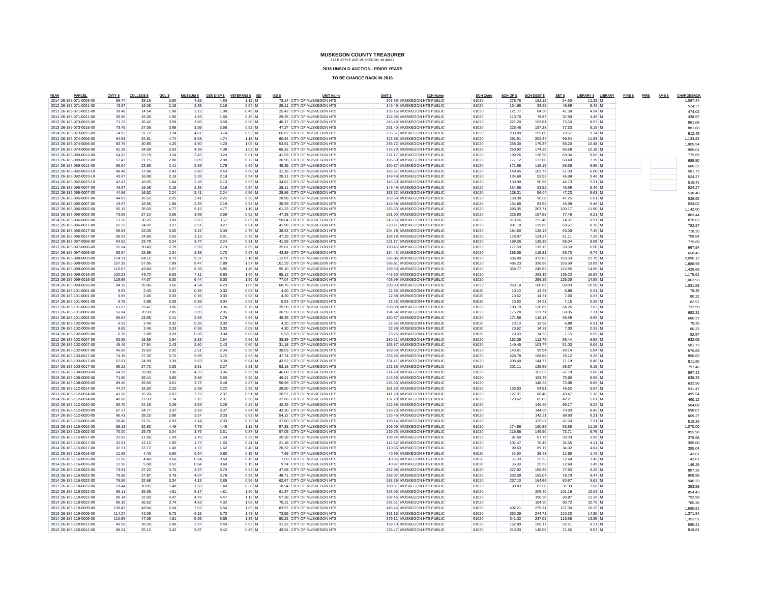# MUSKEGON COUNTY TREASURER

173 E APPLE AVE MUSKEGON, MI 49442

**2015 UNSOLD AUCTION - PRIOR YEARS**

**TO BE CHARGE BACK IN 2016**

| YEAR | PARCEL | CNTY $ | COLLEGE $ | QOL $ | MUSEUM $ | CEN DISP $ | VETERANS $ | ISD | ISD $ | UNIT Name | UNIT $ | SCH Name | SCH Code | SCH OP $ | SCH DEBT $ | SET $ | LIBRARY $ | LIBRARY | FIRE $ | FIRE | AMB $ | CHARGEBACK |
|---|---|---|---|---|---|---|---|---|---|---|---|---|---|---|---|---|---|---|---|---|---|---|
| 2014 | 26-185-071-0008-00 | 89.74 | 38.15 | 3.90 | 4.83 | 4.50 | 1.12 | M | 73.14 | CITY OF MUSKEGON HTS | 307.39 | MUSKEGON HTS PUBLIC | 61020 | 276.75 | 192.19 | 94.50 | 11.23 | M | | | | 1,097.44 |
| 2012 | 26-185-071-0021-00 | 43.67 | 16.08 | 2.19 | 2.35 | 2.19 | 0.54 | M | 28.11 | CITY OF MUSKEGON HTS | 149.49 | MUSKEGON HTS PUBLIC | 61020 | 134.68 | 93.52 | 45.99 | 5.46 | M | | | | 524.27 |
| 2013 | 26-185-071-0021-00 | 39.48 | 14.54 | 1.98 | 2.12 | 1.98 | 0.49 | M | 25.42 | CITY OF MUSKEGON HTS | 135.16 | MUSKEGON HTS PUBLIC | 61020 | 121.77 | 84.56 | 41.58 | 4.94 | M | | | | 474.02 |
| 2014 | 26-185-071-0021-00 | 35.90 | 15.26 | 1.56 | 1.93 | 1.80 | 0.45 | M | 29.25 | CITY OF MUSKEGON HTS | 122.96 | MUSKEGON HTS PUBLIC | 61020 | 110.70 | 76.87 | 37.80 | 4.49 | M | | | | 438.97 |
| 2012 | 26-185-073-0015-00 | 71.73 | 26.42 | 3.59 | 3.86 | 3.59 | 0.90 | M | 46.17 | CITY OF MUSKEGON HTS | 245.49 | MUSKEGON HTS PUBLIC | 61020 | 221.20 | 153.61 | 75.53 | 8.97 | M | | | | 861.06 |
| 2013 | 26-185-073-0015-00 | 73.45 | 27.05 | 3.68 | 3.95 | 3.68 | 0.92 | M | 47.27 | CITY OF MUSKEGON HTS | 251.40 | MUSKEGON HTS PUBLIC | 61020 | 226.48 | 157.28 | 77.33 | 9.19 | M | | | | 881.68 |
| 2014 | 26-185-073-0015-00 | 74.62 | 31.72 | 3.24 | 4.01 | 3.74 | 0.93 | M | 60.82 | CITY OF MUSKEGON HTS | 255.57 | MUSKEGON HTS PUBLIC | 61020 | 230.09 | 159.80 | 78.57 | 9.34 | M | | | | 912.45 |
| 2012 | 26-185-074-0006-00 | 94.53 | 34.81 | 4.74 | 5.08 | 4.74 | 1.18 | M | 60.84 | CITY OF MUSKEGON HTS | 323.58 | MUSKEGON HTS PUBLIC | 61020 | 291.51 | 202.44 | 99.54 | 11.83 | M | | | | 1,134.82 |
| 2013 | 26-185-074-0006-00 | 83.76 | 30.85 | 4.20 | 4.50 | 4.20 | 1.05 | M | 53.91 | CITY OF MUSKEGON HTS | 286.72 | MUSKEGON HTS PUBLIC | 61020 | 258.30 | 179.37 | 88.20 | 10.48 | M | | | | 1,005.54 |
| 2014 | 26-185-074-0006-00 | 81.36 | 34.59 | 3.53 | 4.38 | 4.08 | 1.02 | M | 66.32 | CITY OF MUSKEGON HTS | 278.70 | MUSKEGON HTS PUBLIC | 61020 | 250.92 | 174.25 | 85.68 | 10.18 | M | | | | 995.01 |
| 2012 | 26-185-089-0012-00 | 64.62 | 23.79 | 3.24 | 3.47 | 3.24 | 0.81 | M | 41.59 | CITY OF MUSKEGON HTS | 221.17 | MUSKEGON HTS PUBLIC | 61020 | 199.26 | 138.38 | 68.04 | 8.08 | M | | | | 775.69 |
| 2013 | 26-185-089-0012-00 | 57.43 | 21.15 | 2.88 | 3.09 | 2.88 | 0.72 | M | 36.96 | CITY OF MUSKEGON HTS | 196.60 | MUSKEGON HTS PUBLIC | 61020 | 177.12 | 123.00 | 60.48 | 7.19 | M | | | | 689.50 |
| 2014 | 26-185-089-0012-00 | 55.64 | 23.65 | 2.41 | 2.99 | 2.79 | 0.69 | M | 45.35 | CITY OF MUSKEGON HTS | 190.57 | MUSKEGON HTS PUBLIC | 61020 | 171.58 | 119.15 | 58.59 | 6.96 | M | | | | 680.37 |
| 2012 | 26-185-092-0023-10 | 48.46 | 17.84 | 2.43 | 2.60 | 2.43 | 0.60 | M | 31.18 | CITY OF MUSKEGON HTS | 165.87 | MUSKEGON HTS PUBLIC | 61020 | 149.45 | 103.77 | 51.03 | 6.06 | M | | | | 581.72 |
| 2013 | 26-185-092-0023-10 | 43.67 | 16.08 | 2.19 | 2.35 | 2.19 | 0.54 | M | 28.11 | CITY OF MUSKEGON HTS | 149.49 | MUSKEGON HTS PUBLIC | 61020 | 134.68 | 93.52 | 45.99 | 5.46 | M | | | | 524.27 |
| 2014 | 26-185-092-0023-10 | 42.47 | 18.05 | 1.84 | 2.28 | 2.13 | 0.53 | M | 34.62 | CITY OF MUSKEGON HTS | 145.50 | MUSKEGON HTS PUBLIC | 61020 | 130.99 | 90.96 | 44.73 | 5.31 | M | | | | 519.41 |
| 2011 | 26-185-095-0007-00 | 43.67 | 16.08 | 2.19 | 2.35 | 2.19 | 0.54 | M | 28.11 | CITY OF MUSKEGON HTS | 149.49 | MUSKEGON HTS PUBLIC | 61020 | 134.68 | 93.52 | 45.99 | 5.46 | M | | | | 524.27 |
| 2012 | 26-185-095-0007-00 | 44.86 | 16.52 | 2.24 | 2.41 | 2.24 | 0.56 | M | 28.86 | CITY OF MUSKEGON HTS | 153.52 | MUSKEGON HTS PUBLIC | 61020 | 138.31 | 96.04 | 47.23 | 5.61 | M | | | | 538.40 |
| 2013 | 26-185-095-0007-00 | 44.87 | 16.52 | 2.25 | 2.41 | 2.25 | 0.56 | M | 28.88 | CITY OF MUSKEGON HTS | 153.59 | MUSKEGON HTS PUBLIC | 61020 | 138.38 | 96.08 | 47.25 | 5.61 | M | | | | 538.65 |
| 2014 | 26-185-095-0007-00 | 43.67 | 18.56 | 1.89 | 2.35 | 2.19 | 0.54 | M | 35.59 | CITY OF MUSKEGON HTS | 149.58 | MUSKEGON HTS PUBLIC | 61020 | 134.68 | 93.52 | 45.99 | 5.46 | M | | | | 534.02 |
| 2012 | 26-185-096-0002-00 | 95.13 | 35.03 | 4.77 | 5.12 | 4.77 | 1.19 | M | 61.23 | CITY OF MUSKEGON HTS | 325.63 | MUSKEGON HTS PUBLIC | 61020 | 293.35 | 203.71 | 100.17 | 11.90 | M | | | | 1,142.00 |
| 2013 | 26-185-096-0002-00 | 73.59 | 27.10 | 3.69 | 3.96 | 3.69 | 0.92 | M | 47.38 | CITY OF MUSKEGON HTS | 251.90 | MUSKEGON HTS PUBLIC | 61020 | 226.93 | 157.58 | 77.49 | 9.21 | M | | | | 883.44 |
| 2014 | 26-185-096-0002-00 | 71.20 | 30.26 | 3.09 | 3.83 | 3.57 | 0.89 | M | 58.04 | CITY OF MUSKEGON HTS | 243.85 | MUSKEGON HTS PUBLIC | 61020 | 219.56 | 152.46 | 74.97 | 8.91 | M | | | | 870.63 |
| 2012 | 26-185-096-0017-00 | 65.22 | 24.02 | 3.27 | 3.51 | 3.27 | 0.81 | M | 41.98 | CITY OF MUSKEGON HTS | 223.21 | MUSKEGON HTS PUBLIC | 61020 | 201.10 | 139.65 | 68.67 | 8.16 | M | | | | 782.87 |
| 2013 | 26-185-096-0017-00 | 59.83 | 22.03 | 3.00 | 3.22 | 3.00 | 0.75 | M | 38.52 | CITY OF MUSKEGON HTS | 204.78 | MUSKEGON HTS PUBLIC | 61020 | 184.50 | 128.13 | 63.00 | 7.49 | M | | | | 718.25 |
| 2014 | 26-185-096-0017-00 | 58.03 | 24.66 | 2.52 | 3.12 | 2.91 | 0.72 | M | 47.29 | CITY OF MUSKEGON HTS | 198.78 | MUSKEGON HTS PUBLIC | 61020 | 178.97 | 124.27 | 61.11 | 7.26 | M | | | | 709.64 |
| 2012 | 26-185-097-0006-00 | 64.62 | 23.79 | 3.24 | 3.47 | 3.24 | 0.81 | M | 41.59 | CITY OF MUSKEGON HTS | 221.17 | MUSKEGON HTS PUBLIC | 61020 | 199.26 | 138.38 | 68.04 | 8.08 | M | | | | 775.69 |
| 2013 | 26-185-097-0006-00 | 55.64 | 20.49 | 2.79 | 2.99 | 2.79 | 0.69 | M | 35.81 | CITY OF MUSKEGON HTS | 190.45 | MUSKEGON HTS PUBLIC | 61020 | 171.59 | 119.15 | 58.59 | 6.96 | M | | | | 667.94 |
| 2014 | 26-185-097-0006-00 | 53.84 | 22.89 | 2.34 | 2.89 | 2.70 | 0.67 | M | 43.89 | CITY OF MUSKEGON HTS | 184.43 | MUSKEGON HTS PUBLIC | 61020 | 166.05 | 115.31 | 56.70 | 6.74 | M | | | | 658.45 |
| 2012 | 26-185-098-0003-00 | 174.11 | 64.12 | 8.73 | 9.37 | 8.73 | 2.18 | M | 112.07 | CITY OF MUSKEGON HTS | 595.96 | MUSKEGON HTS PUBLIC | 61020 | 536.90 | 372.83 | 183.33 | 21.79 | M | | | | 2,090.12 |
| 2013 | 26-185-098-0003-00 | 157.35 | 57.95 | 7.89 | 8.47 | 7.89 | 1.97 | M | 101.29 | CITY OF MUSKEGON HTS | 538.61 | MUSKEGON HTS PUBLIC | 61020 | 485.23 | 336.96 | 165.69 | 19.69 | M | | | | 1,888.99 |
| 2014 | 26-185-098-0003-00 | 116.67 | 49.60 | 5.07 | 6.28 | 5.85 | 1.46 | M | 95.10 | CITY OF MUSKEGON HTS | 399.60 | MUSKEGON HTS PUBLIC | 61020 | 359.77 | 249.83 | 122.85 | 14.60 | M | | | | 1,426.68 |
| 2012 | 26-185-099-0016-00 | 132.23 | 48.70 | 6.63 | 7.11 | 6.63 | 1.66 | M | 85.12 | CITY OF MUSKEGON HTS | 448.60 | MUSKEGON HTS PUBLIC | 61020 | | 283.15 | 139.23 | 16.55 | M | | | | 1,175.61 |
| 2013 | 26-185-099-0016-00 | 119.66 | 44.07 | 6.00 | 6.44 | 6.00 | 1.50 | M | 77.04 | CITY OF MUSKEGON HTS | 405.99 | MUSKEGON HTS PUBLIC | 61020 | | 256.25 | 126.00 | 14.98 | M | | | | 1,063.93 |
| 2014 | 26-185-099-0016-00 | 84.36 | 35.86 | 3.66 | 4.54 | 4.23 | 1.06 | M | 68.76 | CITY OF MUSKEGON HTS | 288.93 | MUSKEGON HTS PUBLIC | 61020 | 260.14 | 180.65 | 88.83 | 10.56 | M | | | | 1,031.58 |
| 2012 | 26-185-101-0001-00 | 6.53 | 2.40 | 0.32 | 0.35 | 0.32 | 0.08 | M | 4.20 | CITY OF MUSKEGON HTS | 22.35 | MUSKEGON HTS PUBLIC | 61020 | 20.13 | 13.98 | 6.88 | 0.81 | M | | | | 78.35 |
| 2013 | 26-185-101-0001-00 | 6.69 | 2.46 | 0.33 | 0.36 | 0.33 | 0.08 | M | 4.30 | CITY OF MUSKEGON HTS | 22.88 | MUSKEGON HTS PUBLIC | 61020 | 20.62 | 14.31 | 7.03 | 0.83 | M | | | | 80.22 |
| 2014 | 26-185-101-0001-00 | 6.78 | 2.88 | 0.29 | 0.36 | 0.34 | 0.08 | M | 5.53 | CITY OF MUSKEGON HTS | 23.25 | MUSKEGON HTS PUBLIC | 61020 | 20.93 | 14.53 | 7.15 | 0.85 | M | | | | 82.97 |
| 2012 | 26-185-101-0002-00 | 61.03 | 22.47 | 3.06 | 3.28 | 3.06 | 0.76 | M | 39.28 | CITY OF MUSKEGON HTS | 208.88 | MUSKEGON HTS PUBLIC | 61020 | 188.19 | 130.69 | 64.26 | 7.63 | M | | | | 732.59 |
| 2013 | 26-185-101-0002-00 | 56.84 | 20.93 | 2.85 | 3.05 | 2.85 | 0.71 | M | 36.59 | CITY OF MUSKEGON HTS | 194.54 | MUSKEGON HTS PUBLIC | 61020 | 175.28 | 121.71 | 59.85 | 7.11 | M | | | | 682.31 |
| 2014 | 26-185-101-0002-00 | 55.64 | 23.65 | 2.41 | 2.99 | 2.79 | 0.69 | M | 45.35 | CITY OF MUSKEGON HTS | 190.57 | MUSKEGON HTS PUBLIC | 61020 | 171.58 | 119.15 | 58.59 | 6.96 | M | | | | 680.37 |
| 2012 | 26-185-102-0005-00 | 6.53 | 2.40 | 0.32 | 0.35 | 0.32 | 0.08 | M | 4.20 | CITY OF MUSKEGON HTS | 22.35 | MUSKEGON HTS PUBLIC | 61020 | 20.13 | 13.98 | 6.88 | 0.81 | M | | | | 78.35 |
| 2013 | 26-185-102-0005-00 | 6.69 | 2.46 | 0.33 | 0.36 | 0.33 | 0.08 | M | 4.30 | CITY OF MUSKEGON HTS | 22.88 | MUSKEGON HTS PUBLIC | 61020 | 20.62 | 14.31 | 7.03 | 0.83 | M | | | | 80.22 |
| 2014 | 26-185-102-0005-00 | 6.78 | 2.88 | 0.29 | 0.36 | 0.34 | 0.08 | M | 5.53 | CITY OF MUSKEGON HTS | 23.25 | MUSKEGON HTS PUBLIC | 61020 | 20.93 | 14.53 | 7.15 | 0.85 | M | | | | 82.97 |
| 2012 | 26-185-102-0007-00 | 52.65 | 19.39 | 2.64 | 2.83 | 2.64 | 0.66 | M | 33.89 | CITY OF MUSKEGON HTS | 180.21 | MUSKEGON HTS PUBLIC | 61020 | 162.36 | 112.75 | 55.44 | 6.59 | M | | | | 632.05 |
| 2013 | 26-185-102-0007-00 | 48.46 | 17.84 | 2.43 | 2.60 | 2.43 | 0.60 | M | 31.18 | CITY OF MUSKEGON HTS | 165.87 | MUSKEGON HTS PUBLIC | 61020 | 149.45 | 103.77 | 51.03 | 6.06 | M | | | | 581.72 |
| 2014 | 26-185-102-0007-00 | 46.66 | 19.83 | 2.02 | 2.51 | 2.34 | 0.58 | M | 38.03 | CITY OF MUSKEGON HTS | 159.83 | MUSKEGON HTS PUBLIC | 61020 | 143.91 | 99.94 | 49.14 | 5.84 | M | | | | 570.63 |
| 2012 | 26-185-103-0017-00 | 74.19 | 27.32 | 3.72 | 3.99 | 3.72 | 0.93 | M | 47.74 | CITY OF MUSKEGON HTS | 253.95 | MUSKEGON HTS PUBLIC | 61020 | 228.78 | 158.88 | 78.12 | 9.28 | M | | | | 890.62 |
| 2013 | 26-185-103-0017-00 | 67.61 | 24.90 | 3.39 | 3.63 | 3.39 | 0.84 | M | 43.52 | CITY OF MUSKEGON HTS | 231.41 | MUSKEGON HTS PUBLIC | 61020 | 208.49 | 144.77 | 71.19 | 8.46 | M | | | | 811.60 |
| 2014 | 26-185-103-0017-00 | 65.22 | 27.72 | 2.83 | 3.51 | 3.27 | 0.81 | M | 53.16 | CITY OF MUSKEGON HTS | 223.35 | MUSKEGON HTS PUBLIC | 61020 | 201.11 | 139.65 | 68.67 | 8.16 | M | | | | 797.46 |
| 2012 | 26-185-108-0009-00 | 64.29 | 29.08 | 3.96 | 4.25 | 3.96 | 0.99 | M | 46.00 | CITY OF MUSKEGON HTS | 214.29 | MUSKEGON HTS PUBLIC | 61020 | | 153.02 | 67.70 | 9.88 | M | | | | 597.42 |
| 2013 | 26-185-108-0009-00 | 71.80 | 26.44 | 3.60 | 3.86 | 3.60 | 0.90 | M | 46.21 | CITY OF MUSKEGON HTS | 243.59 | MUSKEGON HTS PUBLIC | 61020 | | 153.75 | 75.60 | 8.98 | M | | | | 638.33 |
| 2014 | 26-185-108-0009-00 | 69.40 | 29.50 | 3.01 | 3.73 | 3.48 | 0.87 | M | 56.56 | CITY OF MUSKEGON HTS | 235.63 | MUSKEGON HTS PUBLIC | 61020 | | 148.62 | 73.08 | 8.68 | M | | | | 632.56 |
| 2012 | 26-185-112-0014-00 | 44.27 | 16.30 | 2.22 | 2.38 | 2.22 | 0.55 | M | 28.50 | CITY OF MUSKEGON HTS | 151.53 | MUSKEGON HTS PUBLIC | 61020 | 136.53 | 94.81 | 46.62 | 5.54 | M | | | | 531.47 |
| 2013 | 26-185-112-0014-00 | 41.28 | 15.20 | 2.07 | 2.22 | 2.07 | 0.51 | M | 26.57 | CITY OF MUSKEGON HTS | 141.28 | MUSKEGON HTS PUBLIC | 61020 | 127.31 | 88.40 | 43.47 | 5.16 | M | | | | 495.54 |
| 2014 | 26-185-112-0014-00 | 40.08 | 17.03 | 1.74 | 2.15 | 2.01 | 0.50 | M | 32.66 | CITY OF MUSKEGON HTS | 137.28 | MUSKEGON HTS PUBLIC | 61020 | 123.62 | 85.83 | 42.21 | 5.01 | M | | | | 490.12 |
| 2012 | 26-185-112-0020-00 | 65.70 | 24.19 | 3.29 | 3.53 | 3.29 | 0.82 | M | 42.29 | CITY OF MUSKEGON HTS | 222.89 | MUSKEGON HTS PUBLIC | 61020 | | 140.69 | 69.17 | 8.22 | M | | | | 584.08 |
| 2013 | 26-185-112-0020-00 | 67.27 | 24.77 | 3.37 | 3.62 | 3.37 | 0.84 | M | 43.30 | CITY OF MUSKEGON HTS | 228.23 | MUSKEGON HTS PUBLIC | 61020 | | 144.05 | 70.83 | 8.42 | M | | | | 598.07 |
| 2014 | 26-185-112-0020-00 | 66.41 | 28.23 | 2.88 | 3.57 | 3.33 | 0.83 | M | 54.12 | CITY OF MUSKEGON HTS | 225.45 | MUSKEGON HTS PUBLIC | 61020 | | 142.21 | 69.93 | 8.31 | M | | | | 605.27 |
| 2012 | 26-185-115-0002-00 | 58.40 | 21.51 | 2.93 | 3.14 | 2.93 | 0.73 | M | 37.60 | CITY OF MUSKEGON HTS | 198.14 | MUSKEGON HTS PUBLIC | 61020 | | 125.07 | 61.50 | 7.31 | M | | | | 519.26 |
| 2013 | 26-185-115-0002-00 | 89.13 | 32.83 | 4.47 | 4.79 | 4.46 | 1.12 | M | 57.38 | CITY OF MUSKEGON HTS | 305.09 | MUSKEGON HTS PUBLIC | 61020 | 274.86 | 190.88 | 93.85 | 11.15 | M | | | | 1,070.00 |
| 2014 | 26-185-115-0002-00 | 70.00 | 29.75 | 3.04 | 3.76 | 3.51 | 0.87 | M | 57.05 | CITY OF MUSKEGON HTS | 239.75 | MUSKEGON HTS PUBLIC | 61020 | 215.86 | 149.90 | 73.71 | 8.76 | M | | | | 855.96 |
| 2012 | 26-185-115-0017-00 | 31.65 | 11.66 | 1.59 | 1.70 | 1.59 | 0.39 | M | 20.38 | CITY OF MUSKEGON HTS | 108.34 | MUSKEGON HTS PUBLIC | 61020 | 97.60 | 67.79 | 33.33 | 3.96 | M | | | | 379.98 |
| 2013 | 26-185-115-0017-00 | 32.91 | 12.12 | 1.65 | 1.77 | 1.65 | 0.41 | M | 21.18 | CITY OF MUSKEGON HTS | 112.62 | MUSKEGON HTS PUBLIC | 61020 | 101.47 | 70.46 | 34.65 | 4.11 | M | | | | 395.00 |
| 2014 | 26-185-115-0017-00 | 32.31 | 13.72 | 1.40 | 1.73 | 1.62 | 0.40 | M | 26.32 | CITY OF MUSKEGON HTS | 110.66 | MUSKEGON HTS PUBLIC | 61020 | 99.63 | 69.19 | 34.02 | 4.04 | M | | | | 395.04 |
| 2012 | 26-185-116-0016-00 | 11.96 | 4.40 | 0.60 | 0.64 | 0.60 | 0.15 | M | 7.69 | CITY OF MUSKEGON HTS | 40.95 | MUSKEGON HTS PUBLIC | 61020 | 36.90 | 25.63 | 12.60 | 1.49 | M | | | | 143.61 |
| 2013 | 26-185-116-0016-00 | 11.96 | 4.40 | 0.60 | 0.64 | 0.60 | 0.15 | M | 7.69 | CITY OF MUSKEGON HTS | 40.95 | MUSKEGON HTS PUBLIC | 61020 | 36.90 | 25.63 | 12.60 | 1.49 | M | | | | 143.61 |
| 2014 | 26-185-116-0016-00 | 11.96 | 5.08 | 0.52 | 0.64 | 0.60 | 0.15 | M | 9.74 | CITY OF MUSKEGON HTS | 40.97 | MUSKEGON HTS PUBLIC | 61020 | 36.90 | 25.63 | 12.60 | 1.49 | M | | | | 146.28 |
| 2012 | 26-185-116-0022-00 | 73.91 | 27.22 | 3.70 | 3.97 | 3.70 | 0.92 | M | 47.58 | CITY OF MUSKEGON HTS | 252.98 | MUSKEGON HTS PUBLIC | 61020 | 227.92 | 158.28 | 77.83 | 9.25 | M | | | | 887.26 |
| 2013 | 26-185-116-0022-00 | 75.68 | 27.87 | 3.79 | 4.07 | 3.79 | 0.95 | M | 48.71 | CITY OF MUSKEGON HTS | 259.07 | MUSKEGON HTS PUBLIC | 61020 | 233.39 | 162.07 | 79.70 | 9.47 | M | | | | 908.56 |
| 2014 | 26-185-116-0022-00 | 76.89 | 32.68 | 3.34 | 4.13 | 3.85 | 0.96 | M | 62.67 | CITY OF MUSKEGON HTS | 263.36 | MUSKEGON HTS PUBLIC | 61020 | 237.10 | 164.66 | 80.97 | 9.62 | M | | | | 940.23 |
| 2011 | 26-185-118-0022-00 | 29.44 | 10.85 | 1.48 | 1.58 | 1.48 | 0.38 | M | 18.94 | CITY OF MUSKEGON HTS | 100.81 | MUSKEGON HTS PUBLIC | 61020 | 90.83 | 63.08 | 31.03 | 3.68 | M | | | | 353.58 |
| 2012 | 26-185-118-0022-00 | 96.11 | 35.39 | 4.81 | 5.17 | 4.81 | 1.20 | M | 61.87 | CITY OF MUSKEGON HTS | 326.05 | MUSKEGON HTS PUBLIC | 61020 | | 205.80 | 101.19 | 12.03 | M | | | | 854.43 |
| 2013 | 26-185-118-0022-00 | 89.14 | 32.83 | 4.47 | 4.79 | 4.47 | 1.12 | M | 57.38 | CITY OF MUSKEGON HTS | 302.45 | MUSKEGON HTS PUBLIC | 61020 | | 190.90 | 93.87 | 11.16 | M | | | | 792.58 |
| 2014 | 26-185-118-0022-00 | 86.15 | 36.62 | 3.74 | 4.63 | 4.32 | 1.08 | M | 70.21 | CITY OF MUSKEGON HTS | 292.51 | MUSKEGON HTS PUBLIC | 61020 | | 184.50 | 90.72 | 10.78 | M | | | | 785.26 |
| 2012 | 26-185-119-0009-00 | 130.43 | 48.04 | 6.54 | 7.02 | 6.54 | 1.63 | M | 83.97 | CITY OF MUSKEGON HTS | 446.46 | MUSKEGON HTS PUBLIC | 61020 | 402.21 | 279.31 | 137.34 | 16.32 | M | | | | 1,565.81 |
| 2013 | 26-185-119-0009-00 | 114.27 | 42.09 | 5.73 | 6.15 | 5.73 | 1.43 | M | 73.55 | CITY OF MUSKEGON HTS | 391.16 | MUSKEGON HTS PUBLIC | 61020 | 352.39 | 244.71 | 120.33 | 14.30 | M | | | | 1,371.84 |
| 2014 | 26-185-119-0009-00 | 110.69 | 47.05 | 4.81 | 5.95 | 5.55 | 1.39 | M | 90.22 | CITY OF MUSKEGON HTS | 379.11 | MUSKEGON HTS PUBLIC | 61020 | 341.32 | 237.02 | 116.55 | 13.85 | M | | | | 1,353.51 |
| 2012 | 26-185-120-0012-00 | 49.58 | 18.26 | 2.49 | 2.67 | 2.49 | 0.62 | M | 31.92 | CITY OF MUSKEGON HTS | 169.70 | MUSKEGON HTS PUBLIC | 61020 | 152.89 | 106.17 | 52.21 | 6.21 | M | | | | 595.21 |
| 2013 | 26-185-120-0012-00 | 68.21 | 25.12 | 3.42 | 3.67 | 3.42 | 0.85 | M | 43.91 | CITY OF MUSKEGON HTS | 233.47 | MUSKEGON HTS PUBLIC | 61020 | 210.33 | 146.06 | 71.82 | 8.53 | M | | | | 818.81 |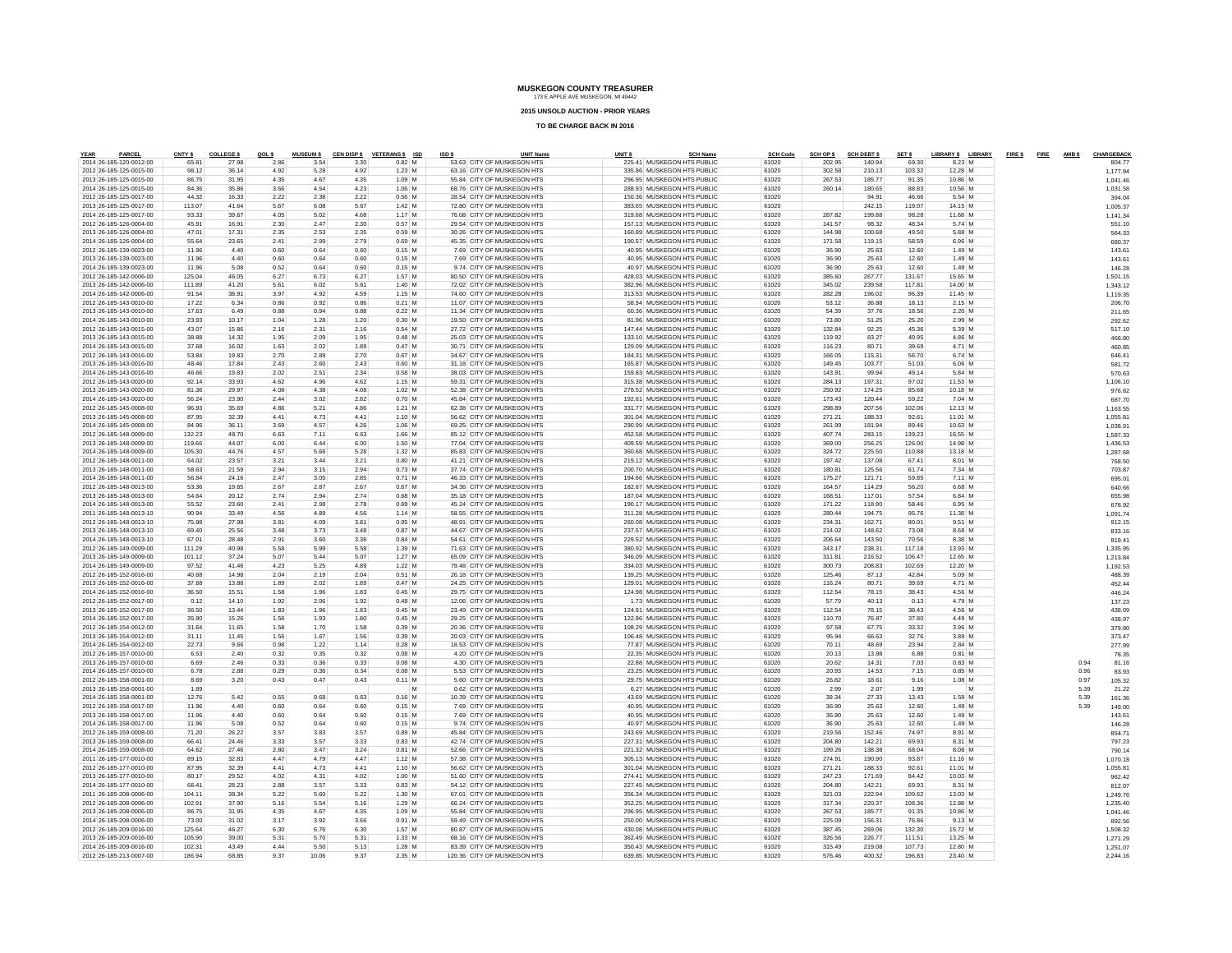# MUSKEGON COUNTY TREASURER

173 E APPLE AVE MUSKEGON, MI 49442

**2015 UNSOLD AUCTION - PRIOR YEARS**

**TO BE CHARGE BACK IN 2016**

| YEAR | PARCEL | CNTY $ | COLLEGE $ | QOL $ | MUSEUM $ | CEN DISP $ | VETERANS $ | ISD | ISD $ | UNIT Name | UNIT $ | SCH Name | SCH Code | SCH OP $ | SCH DEBT $ | SET $ | LIBRARY $ | LIBRARY | FIRE $ | FIRE | AMB $ | CHARGEBACK |
|---|---|---|---|---|---|---|---|---|---|---|---|---|---|---|---|---|---|---|---|---|---|---|
| 2014 | 26-185-120-0012-00 | 65.81 | 27.98 | 2.86 | 3.54 | 3.30 | 0.82 | M | 53.63 | CITY OF MUSKEGON HTS | 225.41 | MUSKEGON HTS PUBLIC | 61020 | 202.95 | 140.94 | 69.30 | 8.23 | M | | | | 804.77 |
| 2012 | 26-185-125-0015-00 | 98.12 | 36.14 | 4.92 | 5.28 | 4.92 | 1.23 | M | 63.16 | CITY OF MUSKEGON HTS | 335.86 | MUSKEGON HTS PUBLIC | 61020 | 302.58 | 210.13 | 103.32 | 12.28 | M | | | | 1,177.94 |
| 2013 | 26-185-125-0015-00 | 86.75 | 31.95 | 4.35 | 4.67 | 4.35 | 1.09 | M | 55.84 | CITY OF MUSKEGON HTS | 296.95 | MUSKEGON HTS PUBLIC | 61020 | 267.53 | 185.77 | 91.35 | 10.86 | M | | | | 1,041.46 |
| 2014 | 26-185-125-0015-00 | 84.36 | 35.86 | 3.66 | 4.54 | 4.23 | 1.06 | M | 68.76 | CITY OF MUSKEGON HTS | 288.93 | MUSKEGON HTS PUBLIC | 61020 | 260.14 | 180.65 | 88.83 | 10.56 | M | | | | 1,031.58 |
| 2013 | 26-185-125-0017-00 | 44.32 | 16.33 | 2.22 | 2.38 | 2.22 | 0.56 | M | 28.54 | CITY OF MUSKEGON HTS | 150.36 | MUSKEGON HTS PUBLIC | 61020 | | 94.91 | 46.66 | 5.54 | M | | | | 394.04 |
| 2014 | 26-185-125-0017-00 | 113.07 | 41.64 | 5.67 | 6.08 | 5.67 | 1.42 | M | 72.80 | CITY OF MUSKEGON HTS | 383.65 | MUSKEGON HTS PUBLIC | 61020 | | 242.15 | 119.07 | 14.15 | M | | | | 1,005.37 |
| 2014 | 26-185-125-0017-00 | 93.33 | 39.67 | 4.05 | 5.02 | 4.68 | 1.17 | M | 76.08 | CITY OF MUSKEGON HTS | 319.68 | MUSKEGON HTS PUBLIC | 61020 | 287.82 | 199.88 | 98.28 | 11.68 | M | | | | 1,141.34 |
| 2012 | 26-185-126-0004-00 | 45.91 | 16.91 | 2.30 | 2.47 | 2.30 | 0.57 | M | 29.54 | CITY OF MUSKEGON HTS | 157.13 | MUSKEGON HTS PUBLIC | 61020 | 141.57 | 98.32 | 48.34 | 5.74 | M | | | | 551.10 |
| 2013 | 26-185-126-0004-00 | 47.01 | 17.31 | 2.35 | 2.53 | 2.35 | 0.59 | M | 30.26 | CITY OF MUSKEGON HTS | 160.89 | MUSKEGON HTS PUBLIC | 61020 | 144.98 | 100.68 | 49.50 | 5.88 | M | | | | 564.33 |
| 2014 | 26-185-126-0004-00 | 55.64 | 23.65 | 2.41 | 2.99 | 2.79 | 0.69 | M | 45.35 | CITY OF MUSKEGON HTS | 190.57 | MUSKEGON HTS PUBLIC | 61020 | 171.58 | 119.15 | 58.59 | 6.96 | M | | | | 680.37 |
| 2012 | 26-185-139-0023-00 | 11.96 | 4.40 | 0.60 | 0.64 | 0.60 | 0.15 | M | 7.69 | CITY OF MUSKEGON HTS | 40.95 | MUSKEGON HTS PUBLIC | 61020 | 36.90 | 25.63 | 12.60 | 1.49 | M | | | | 143.61 |
| 2013 | 26-185-139-0023-00 | 11.96 | 4.40 | 0.60 | 0.64 | 0.60 | 0.15 | M | 7.69 | CITY OF MUSKEGON HTS | 40.95 | MUSKEGON HTS PUBLIC | 61020 | 36.90 | 25.63 | 12.60 | 1.49 | M | | | | 143.61 |
| 2014 | 26-185-139-0023-00 | 11.96 | 5.08 | 0.52 | 0.64 | 0.60 | 0.15 | M | 9.74 | CITY OF MUSKEGON HTS | 40.97 | MUSKEGON HTS PUBLIC | 61020 | 36.90 | 25.63 | 12.60 | 1.49 | M | | | | 146.28 |
| 2012 | 26-185-142-0006-00 | 125.04 | 46.05 | 6.27 | 6.73 | 6.27 | 1.57 | M | 80.50 | CITY OF MUSKEGON HTS | 428.03 | MUSKEGON HTS PUBLIC | 61020 | 385.60 | 267.77 | 131.67 | 15.65 | M | | | | 1,501.15 |
| 2013 | 26-185-142-0006-00 | 111.89 | 41.20 | 5.61 | 6.02 | 5.61 | 1.40 | M | 72.02 | CITY OF MUSKEGON HTS | 382.96 | MUSKEGON HTS PUBLIC | 61020 | 345.02 | 239.58 | 117.81 | 14.00 | M | | | | 1,343.12 |
| 2014 | 26-185-142-0006-00 | 91.54 | 38.91 | 3.97 | 4.92 | 4.59 | 1.15 | M | 74.60 | CITY OF MUSKEGON HTS | 313.53 | MUSKEGON HTS PUBLIC | 61020 | 282.28 | 196.02 | 96.39 | 11.45 | M | | | | 1,119.35 |
| 2012 | 26-185-143-0010-00 | 17.22 | 6.34 | 0.86 | 0.92 | 0.86 | 0.21 | M | 11.07 | CITY OF MUSKEGON HTS | 58.94 | MUSKEGON HTS PUBLIC | 61020 | 53.12 | 36.88 | 18.13 | 2.15 | M | | | | 206.70 |
| 2013 | 26-185-143-0010-00 | 17.63 | 6.49 | 0.88 | 0.94 | 0.88 | 0.22 | M | 11.34 | CITY OF MUSKEGON HTS | 60.36 | MUSKEGON HTS PUBLIC | 61020 | 54.39 | 37.76 | 18.56 | 2.20 | M | | | | 211.65 |
| 2014 | 26-185-143-0010-00 | 23.93 | 10.17 | 1.04 | 1.28 | 1.20 | 0.30 | M | 19.50 | CITY OF MUSKEGON HTS | 81.96 | MUSKEGON HTS PUBLIC | 61020 | 73.80 | 51.25 | 25.20 | 2.99 | M | | | | 292.62 |
| 2012 | 26-185-143-0015-00 | 43.07 | 15.86 | 2.16 | 2.31 | 2.16 | 0.54 | M | 27.72 | CITY OF MUSKEGON HTS | 147.44 | MUSKEGON HTS PUBLIC | 61020 | 132.84 | 92.25 | 45.36 | 5.39 | M | | | | 517.10 |
| 2013 | 26-185-143-0015-00 | 38.88 | 14.32 | 1.95 | 2.09 | 1.95 | 0.48 | M | 25.03 | CITY OF MUSKEGON HTS | 133.10 | MUSKEGON HTS PUBLIC | 61020 | 119.92 | 83.27 | 40.95 | 4.86 | M | | | | 466.80 |
| 2014 | 26-185-143-0015-00 | 37.68 | 16.02 | 1.63 | 2.02 | 1.89 | 0.47 | M | 30.71 | CITY OF MUSKEGON HTS | 129.09 | MUSKEGON HTS PUBLIC | 61020 | 116.23 | 80.71 | 39.69 | 4.71 | M | | | | 460.85 |
| 2012 | 26-185-143-0016-00 | 53.84 | 19.83 | 2.70 | 2.89 | 2.70 | 0.67 | M | 34.67 | CITY OF MUSKEGON HTS | 184.31 | MUSKEGON HTS PUBLIC | 61020 | 166.05 | 115.31 | 56.70 | 6.74 | M | | | | 646.41 |
| 2013 | 26-185-143-0016-00 | 48.46 | 17.84 | 2.43 | 2.60 | 2.43 | 0.60 | M | 31.18 | CITY OF MUSKEGON HTS | 165.87 | MUSKEGON HTS PUBLIC | 61020 | 149.45 | 103.77 | 51.03 | 6.06 | M | | | | 581.72 |
| 2014 | 26-185-143-0016-00 | 46.66 | 19.83 | 2.02 | 2.51 | 2.34 | 0.58 | M | 38.03 | CITY OF MUSKEGON HTS | 159.83 | MUSKEGON HTS PUBLIC | 61020 | 143.91 | 99.94 | 49.14 | 5.84 | M | | | | 570.63 |
| 2012 | 26-185-143-0020-00 | 92.14 | 33.93 | 4.62 | 4.96 | 4.62 | 1.15 | M | 59.31 | CITY OF MUSKEGON HTS | 315.38 | MUSKEGON HTS PUBLIC | 61020 | 284.13 | 197.31 | 97.02 | 11.53 | M | | | | 1,106.10 |
| 2013 | 26-185-143-0020-00 | 81.36 | 29.97 | 4.08 | 4.38 | 4.08 | 1.02 | M | 52.38 | CITY OF MUSKEGON HTS | 278.52 | MUSKEGON HTS PUBLIC | 61020 | 250.92 | 174.25 | 85.68 | 10.18 | M | | | | 976.82 |
| 2014 | 26-185-143-0020-00 | 56.24 | 23.90 | 2.44 | 3.02 | 2.82 | 0.70 | M | 45.84 | CITY OF MUSKEGON HTS | 192.61 | MUSKEGON HTS PUBLIC | 61020 | 173.43 | 120.44 | 59.22 | 7.04 | M | | | | 687.70 |
| 2012 | 26-185-145-0008-00 | 96.93 | 35.69 | 4.86 | 5.21 | 4.86 | 1.21 | M | 62.38 | CITY OF MUSKEGON HTS | 331.77 | MUSKEGON HTS PUBLIC | 61020 | 298.89 | 207.56 | 102.06 | 12.13 | M | | | | 1,163.55 |
| 2013 | 26-185-145-0008-00 | 87.95 | 32.39 | 4.41 | 4.73 | 4.41 | 1.10 | M | 56.62 | CITY OF MUSKEGON HTS | 301.04 | MUSKEGON HTS PUBLIC | 61020 | 271.21 | 188.33 | 92.61 | 11.01 | M | | | | 1,055.81 |
| 2014 | 26-185-145-0008-00 | 84.96 | 36.11 | 3.69 | 4.57 | 4.26 | 1.06 | M | 69.25 | CITY OF MUSKEGON HTS | 290.99 | MUSKEGON HTS PUBLIC | 61020 | 261.99 | 181.94 | 89.46 | 10.63 | M | | | | 1,038.91 |
| 2012 | 26-185-148-0009-00 | 132.23 | 48.70 | 6.63 | 7.11 | 6.63 | 1.66 | M | 85.12 | CITY OF MUSKEGON HTS | 452.58 | MUSKEGON HTS PUBLIC | 61020 | 407.74 | 283.15 | 139.23 | 16.55 | M | | | | 1,587.33 |
| 2013 | 26-185-148-0009-00 | 119.66 | 44.07 | 6.00 | 6.44 | 6.00 | 1.50 | M | 77.04 | CITY OF MUSKEGON HTS | 409.59 | MUSKEGON HTS PUBLIC | 61020 | 369.00 | 256.25 | 126.00 | 14.98 | M | | | | 1,436.53 |
| 2014 | 26-185-148-0009-00 | 105.30 | 44.76 | 4.57 | 5.66 | 5.28 | 1.32 | M | 85.83 | CITY OF MUSKEGON HTS | 360.68 | MUSKEGON HTS PUBLIC | 61020 | 324.72 | 225.50 | 110.88 | 13.18 | M | | | | 1,287.68 |
| 2012 | 26-185-148-0011-00 | 64.02 | 23.57 | 3.21 | 3.44 | 3.21 | 0.80 | M | 41.21 | CITY OF MUSKEGON HTS | 219.12 | MUSKEGON HTS PUBLIC | 61020 | 197.42 | 137.08 | 67.41 | 8.01 | M | | | | 768.50 |
| 2013 | 26-185-148-0011-00 | 58.63 | 21.59 | 2.94 | 3.15 | 2.94 | 0.73 | M | 37.74 | CITY OF MUSKEGON HTS | 200.70 | MUSKEGON HTS PUBLIC | 61020 | 180.81 | 125.56 | 61.74 | 7.34 | M | | | | 703.87 |
| 2014 | 26-185-148-0011-00 | 56.84 | 24.16 | 2.47 | 3.05 | 2.85 | 0.71 | M | 46.33 | CITY OF MUSKEGON HTS | 194.66 | MUSKEGON HTS PUBLIC | 61020 | 175.27 | 121.71 | 59.85 | 7.11 | M | | | | 695.01 |
| 2012 | 26-185-148-0013-00 | 53.36 | 19.65 | 2.67 | 2.87 | 2.67 | 0.67 | M | 34.36 | CITY OF MUSKEGON HTS | 182.67 | MUSKEGON HTS PUBLIC | 61020 | 164.57 | 114.29 | 56.20 | 6.68 | M | | | | 640.66 |
| 2013 | 26-185-148-0013-00 | 54.64 | 20.12 | 2.74 | 2.94 | 2.74 | 0.68 | M | 35.18 | CITY OF MUSKEGON HTS | 187.04 | MUSKEGON HTS PUBLIC | 61020 | 168.51 | 117.01 | 57.54 | 6.84 | M | | | | 655.98 |
| 2014 | 26-185-148-0013-00 | 55.52 | 23.60 | 2.41 | 2.98 | 2.78 | 0.69 | M | 45.24 | CITY OF MUSKEGON HTS | 190.17 | MUSKEGON HTS PUBLIC | 61020 | 171.22 | 118.90 | 58.46 | 6.95 | M | | | | 676.92 |
| 2011 | 26-185-148-0013-10 | 90.94 | 33.49 | 4.56 | 4.89 | 4.56 | 1.14 | M | 58.55 | CITY OF MUSKEGON HTS | 311.28 | MUSKEGON HTS PUBLIC | 61020 | 280.44 | 194.75 | 95.76 | 11.38 | M | | | | 1,091.74 |
| 2012 | 26-185-148-0013-10 | 75.98 | 27.98 | 3.81 | 4.09 | 3.81 | 0.95 | M | 48.91 | CITY OF MUSKEGON HTS | 260.08 | MUSKEGON HTS PUBLIC | 61020 | 234.31 | 162.71 | 80.01 | 9.51 | M | | | | 912.15 |
| 2013 | 26-185-148-0013-10 | 69.40 | 25.56 | 3.48 | 3.73 | 3.48 | 0.87 | M | 44.67 | CITY OF MUSKEGON HTS | 237.57 | MUSKEGON HTS PUBLIC | 61020 | 214.02 | 148.62 | 73.08 | 8.68 | M | | | | 833.16 |
| 2014 | 26-185-148-0013-10 | 67.01 | 28.48 | 2.91 | 3.60 | 3.36 | 0.84 | M | 54.61 | CITY OF MUSKEGON HTS | 229.52 | MUSKEGON HTS PUBLIC | 61020 | 206.64 | 143.50 | 70.56 | 8.38 | M | | | | 819.41 |
| 2012 | 26-185-149-0009-00 | 111.29 | 40.98 | 5.58 | 5.99 | 5.58 | 1.39 | M | 71.63 | CITY OF MUSKEGON HTS | 380.92 | MUSKEGON HTS PUBLIC | 61020 | 343.17 | 238.31 | 117.18 | 13.93 | M | | | | 1,335.95 |
| 2013 | 26-185-149-0009-00 | 101.12 | 37.24 | 5.07 | 5.44 | 5.07 | 1.27 | M | 65.09 | CITY OF MUSKEGON HTS | 346.09 | MUSKEGON HTS PUBLIC | 61020 | 311.81 | 216.52 | 106.47 | 12.65 | M | | | | 1,213.84 |
| 2014 | 26-185-149-0009-00 | 97.52 | 41.46 | 4.23 | 5.25 | 4.89 | 1.22 | M | 79.48 | CITY OF MUSKEGON HTS | 334.03 | MUSKEGON HTS PUBLIC | 61020 | 300.73 | 208.83 | 102.69 | 12.20 | M | | | | 1,192.53 |
| 2012 | 26-185-152-0016-00 | 40.68 | 14.98 | 2.04 | 2.19 | 2.04 | 0.51 | M | 26.18 | CITY OF MUSKEGON HTS | 139.25 | MUSKEGON HTS PUBLIC | 61020 | 125.46 | 87.13 | 42.84 | 5.09 | M | | | | 488.39 |
| 2013 | 26-185-152-0016-00 | 37.68 | 13.88 | 1.89 | 2.02 | 1.89 | 0.47 | M | 24.25 | CITY OF MUSKEGON HTS | 129.01 | MUSKEGON HTS PUBLIC | 61020 | 116.24 | 80.71 | 39.69 | 4.71 | M | | | | 452.44 |
| 2014 | 26-185-152-0016-00 | 36.50 | 15.51 | 1.58 | 1.96 | 1.83 | 0.45 | M | 29.75 | CITY OF MUSKEGON HTS | 124.98 | MUSKEGON HTS PUBLIC | 61020 | 112.54 | 78.15 | 38.43 | 4.56 | M | | | | 446.24 |
| 2012 | 26-185-152-0017-00 | 0.12 | 14.10 | 1.92 | 2.06 | 1.92 | 0.48 | M | 12.06 | CITY OF MUSKEGON HTS | 1.73 | MUSKEGON HTS PUBLIC | 61020 | 57.79 | 40.13 | 0.13 | 4.79 | M | | | | 137.23 |
| 2013 | 26-185-152-0017-00 | 36.50 | 13.44 | 1.83 | 1.96 | 1.83 | 0.45 | M | 23.49 | CITY OF MUSKEGON HTS | 124.91 | MUSKEGON HTS PUBLIC | 61020 | 112.54 | 78.15 | 38.43 | 4.56 | M | | | | 438.09 |
| 2014 | 26-185-152-0017-00 | 35.90 | 15.26 | 1.56 | 1.93 | 1.80 | 0.45 | M | 29.25 | CITY OF MUSKEGON HTS | 122.96 | MUSKEGON HTS PUBLIC | 61020 | 110.70 | 76.87 | 37.80 | 4.49 | M | | | | 438.97 |
| 2012 | 26-185-154-0012-00 | 31.64 | 11.65 | 1.58 | 1.70 | 1.58 | 0.39 | M | 20.36 | CITY OF MUSKEGON HTS | 108.29 | MUSKEGON HTS PUBLIC | 61020 | 97.58 | 67.75 | 33.32 | 3.96 | M | | | | 379.80 |
| 2013 | 26-185-154-0012-00 | 31.11 | 11.45 | 1.56 | 1.67 | 1.56 | 0.39 | M | 20.03 | CITY OF MUSKEGON HTS | 106.48 | MUSKEGON HTS PUBLIC | 61020 | 95.94 | 66.63 | 32.76 | 3.89 | M | | | | 373.47 |
| 2014 | 26-185-154-0012-00 | 22.73 | 9.66 | 0.98 | 1.22 | 1.14 | 0.28 | M | 18.53 | CITY OF MUSKEGON HTS | 77.87 | MUSKEGON HTS PUBLIC | 61020 | 70.11 | 48.69 | 23.94 | 2.84 | M | | | | 277.99 |
| 2012 | 26-185-157-0010-00 | 6.53 | 2.40 | 0.32 | 0.35 | 0.32 | 0.08 | M | 4.20 | CITY OF MUSKEGON HTS | 22.35 | MUSKEGON HTS PUBLIC | 61020 | 20.13 | 13.98 | 6.88 | 0.81 | M | | | | 78.35 |
| 2013 | 26-185-157-0010-00 | 6.69 | 2.46 | 0.33 | 0.36 | 0.33 | 0.08 | M | 4.30 | CITY OF MUSKEGON HTS | 22.88 | MUSKEGON HTS PUBLIC | 61020 | 20.62 | 14.31 | 7.03 | 0.83 | M | | | 0.94 | 81.16 |
| 2014 | 26-185-157-0010-00 | 6.78 | 2.88 | 0.29 | 0.36 | 0.34 | 0.08 | M | 5.53 | CITY OF MUSKEGON HTS | 23.25 | MUSKEGON HTS PUBLIC | 61020 | 20.93 | 14.53 | 7.15 | 0.85 | M | | | 0.96 | 83.93 |
| 2012 | 26-185-158-0001-00 | 8.69 | 3.20 | 0.43 | 0.47 | 0.43 | 0.11 | M | 5.60 | CITY OF MUSKEGON HTS | 29.75 | MUSKEGON HTS PUBLIC | 61020 | 26.82 | 18.61 | 9.16 | 1.08 | M | | | 0.97 | 105.32 |
| 2013 | 26-185-158-0001-00 | 1.89 | | | | | | M | 0.62 | CITY OF MUSKEGON HTS | 6.27 | MUSKEGON HTS PUBLIC | 61020 | 2.99 | 2.07 | 1.99 | | M | | | 5.39 | 21.22 |
| 2014 | 26-185-158-0001-00 | 12.76 | 5.42 | 0.55 | 0.68 | 0.63 | 0.16 | M | 10.39 | CITY OF MUSKEGON HTS | 43.69 | MUSKEGON HTS PUBLIC | 61020 | 39.34 | 27.33 | 13.43 | 1.59 | M | | | 5.39 | 161.36 |
| 2012 | 26-185-158-0017-00 | 11.96 | 4.40 | 0.60 | 0.64 | 0.60 | 0.15 | M | 7.69 | CITY OF MUSKEGON HTS | 40.95 | MUSKEGON HTS PUBLIC | 61020 | 36.90 | 25.63 | 12.60 | 1.49 | M | | | 5.39 | 149.00 |
| 2013 | 26-185-158-0017-00 | 11.96 | 4.40 | 0.60 | 0.64 | 0.60 | 0.15 | M | 7.69 | CITY OF MUSKEGON HTS | 40.95 | MUSKEGON HTS PUBLIC | 61020 | 36.90 | 25.63 | 12.60 | 1.49 | M | | | | 143.61 |
| 2014 | 26-185-158-0017-00 | 11.96 | 5.08 | 0.52 | 0.64 | 0.60 | 0.15 | M | 9.74 | CITY OF MUSKEGON HTS | 40.97 | MUSKEGON HTS PUBLIC | 61020 | 36.90 | 25.63 | 12.60 | 1.49 | M | | | | 146.28 |
| 2012 | 26-185-159-0008-00 | 71.20 | 26.22 | 3.57 | 3.83 | 3.57 | 0.89 | M | 45.84 | CITY OF MUSKEGON HTS | 243.69 | MUSKEGON HTS PUBLIC | 61020 | 219.56 | 152.46 | 74.97 | 8.91 | M | | | | 854.71 |
| 2013 | 26-185-159-0008-00 | 66.41 | 24.46 | 3.33 | 3.57 | 3.33 | 0.83 | M | 42.74 | CITY OF MUSKEGON HTS | 227.31 | MUSKEGON HTS PUBLIC | 61020 | 204.80 | 142.21 | 69.93 | 8.31 | M | | | | 797.23 |
| 2014 | 26-185-159-0008-00 | 64.62 | 27.46 | 2.80 | 3.47 | 3.24 | 0.81 | M | 52.66 | CITY OF MUSKEGON HTS | 221.32 | MUSKEGON HTS PUBLIC | 61020 | 199.26 | 138.38 | 68.04 | 8.08 | M | | | | 790.14 |
| 2011 | 26-185-177-0010-00 | 89.15 | 32.83 | 4.47 | 4.79 | 4.47 | 1.12 | M | 57.38 | CITY OF MUSKEGON HTS | 305.13 | MUSKEGON HTS PUBLIC | 61020 | 274.91 | 190.90 | 93.87 | 11.16 | M | | | | 1,070.18 |
| 2012 | 26-185-177-0010-00 | 87.95 | 32.39 | 4.41 | 4.73 | 4.41 | 1.10 | M | 56.62 | CITY OF MUSKEGON HTS | 301.04 | MUSKEGON HTS PUBLIC | 61020 | 271.21 | 188.33 | 92.61 | 11.01 | M | | | | 1,055.81 |
| 2013 | 26-185-177-0010-00 | 80.17 | 29.52 | 4.02 | 4.31 | 4.02 | 1.00 | M | 51.60 | CITY OF MUSKEGON HTS | 274.41 | MUSKEGON HTS PUBLIC | 61020 | 247.23 | 171.69 | 84.42 | 10.03 | M | | | | 962.42 |
| 2014 | 26-185-177-0010-00 | 66.41 | 28.23 | 2.88 | 3.57 | 3.33 | 0.83 | M | 54.12 | CITY OF MUSKEGON HTS | 227.45 | MUSKEGON HTS PUBLIC | 61020 | 204.80 | 142.21 | 69.93 | 8.31 | M | | | | 812.07 |
| 2011 | 26-185-208-0006-00 | 104.11 | 38.34 | 5.22 | 5.60 | 5.22 | 1.30 | M | 67.01 | CITY OF MUSKEGON HTS | 356.34 | MUSKEGON HTS PUBLIC | 61020 | 321.03 | 222.94 | 109.62 | 13.03 | M | | | | 1,249.76 |
| 2012 | 26-185-208-0006-00 | 102.91 | 37.90 | 5.16 | 5.54 | 5.16 | 1.29 | M | 66.24 | CITY OF MUSKEGON HTS | 352.25 | MUSKEGON HTS PUBLIC | 61020 | 317.34 | 220.37 | 108.36 | 12.88 | M | | | | 1,235.40 |
| 2013 | 26-185-208-0006-00 | 86.75 | 31.95 | 4.35 | 4.67 | 4.35 | 1.09 | M | 55.84 | CITY OF MUSKEGON HTS | 296.95 | MUSKEGON HTS PUBLIC | 61020 | 267.53 | 185.77 | 91.35 | 10.86 | M | | | | 1,041.46 |
| 2014 | 26-185-208-0006-00 | 73.00 | 31.02 | 3.17 | 3.92 | 3.66 | 0.91 | M | 59.49 | CITY OF MUSKEGON HTS | 250.00 | MUSKEGON HTS PUBLIC | 61020 | 225.09 | 156.31 | 76.86 | 9.13 | M | | | | 892.56 |
| 2012 | 26-185-209-0016-00 | 125.64 | 46.27 | 6.30 | 6.76 | 6.30 | 1.57 | M | 80.87 | CITY OF MUSKEGON HTS | 430.08 | MUSKEGON HTS PUBLIC | 61020 | 387.45 | 269.06 | 132.30 | 15.72 | M | | | | 1,508.32 |
| 2013 | 26-185-209-0016-00 | 105.90 | 39.00 | 5.31 | 5.70 | 5.31 | 1.33 | M | 68.16 | CITY OF MUSKEGON HTS | 362.49 | MUSKEGON HTS PUBLIC | 61020 | 326.56 | 226.77 | 111.51 | 13.25 | M | | | | 1,271.29 |
| 2014 | 26-185-209-0016-00 | 102.31 | 43.49 | 4.44 | 5.50 | 5.13 | 1.28 | M | 83.39 | CITY OF MUSKEGON HTS | 350.43 | MUSKEGON HTS PUBLIC | 61020 | 315.49 | 219.08 | 107.73 | 12.80 | M | | | | 1,251.07 |
| 2012 | 26-185-213-0007-00 | 186.94 | 68.85 | 9.37 | 10.06 | 9.37 | 2.35 | M | 120.36 | CITY OF MUSKEGON HTS | 639.85 | MUSKEGON HTS PUBLIC | 61020 | 576.46 | 400.32 | 196.83 | 23.40 | M | | | | 2,244.16 |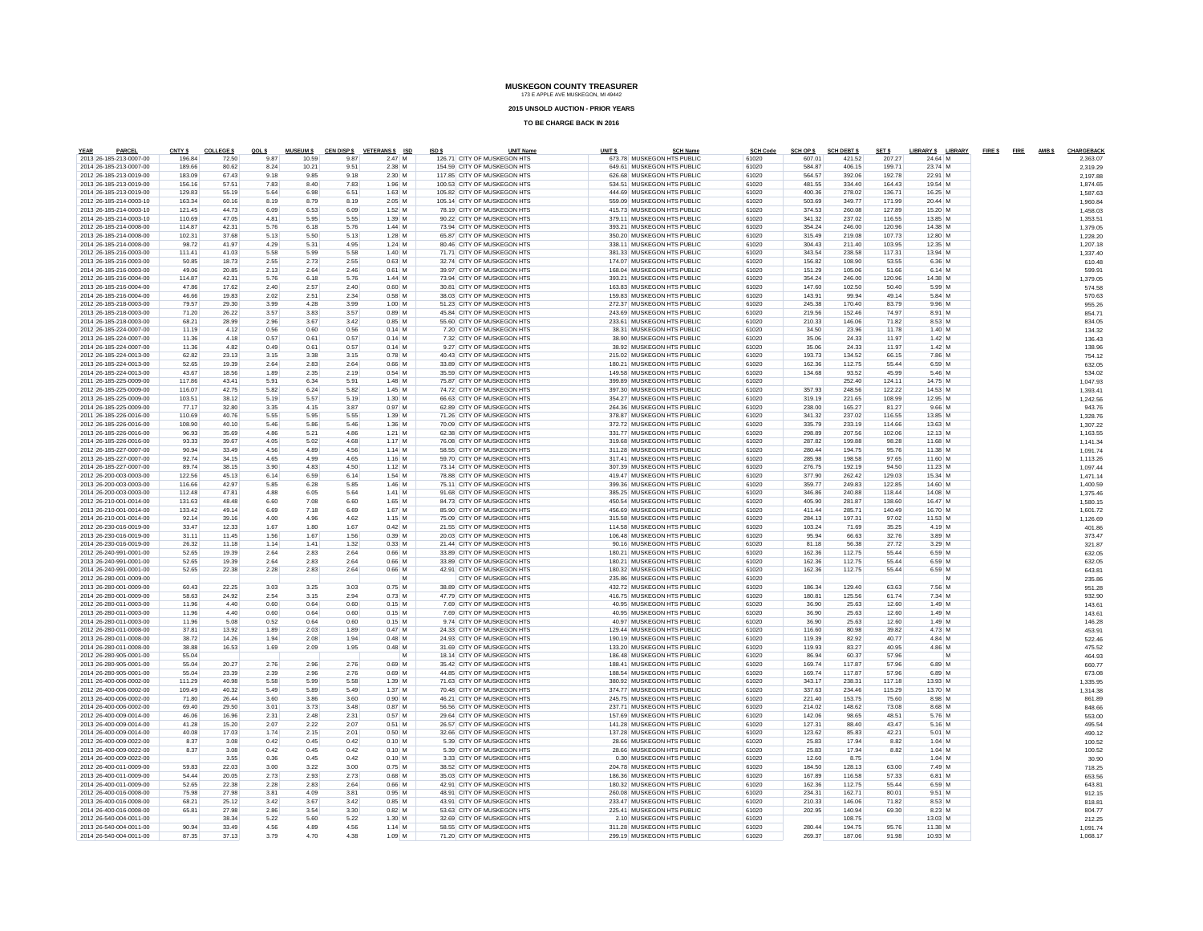**MUSKEGON COUNTY TREASURER**
173 E APPLE AVE MUSKEGON, MI 49442

**2015 UNSOLD AUCTION - PRIOR YEARS**

**TO BE CHARGE BACK IN 2016**

| YEAR | PARCEL | CNTY $ | COLLEGE $ | ISD $ | MUSEUM $ | CEN DISP $ | VETERANS $ | ISD | ISD $ | UNIT Name | UNIT $ | SCH Name | SCH Code | SCH OP $ | SCH DEBT $ | SET $ | LIBRARY $ | LIBRARY | FIRE $ | FIRE | AMB $ | CHARGEBACK |
|---|---|---|---|---|---|---|---|---|---|---|---|---|---|---|---|---|---|---|---|---|---|---|
| 2013 | 26-185-213-0007-00 | 196.84 | 72.50 | 9.87 | 10.59 | 9.87 | 2.47 | M | 126.71 | CITY OF MUSKEGON HTS | 673.78 | MUSKEGON HTS PUBLIC | 61020 | 607.01 | 421.52 | 207.27 | 24.64 | M | | | | 2,363.07 |
| 2014 | 26-185-213-0007-00 | 189.66 | 80.62 | 8.24 | 10.21 | 9.51 | 2.38 | M | 154.59 | CITY OF MUSKEGON HTS | 649.61 | MUSKEGON HTS PUBLIC | 61020 | 584.87 | 406.15 | 199.71 | 23.74 | M | | | | 2,319.29 |
| 2012 | 26-185-213-0019-00 | 183.09 | 67.43 | 9.18 | 9.85 | 9.18 | 2.30 | M | 117.85 | CITY OF MUSKEGON HTS | 626.68 | MUSKEGON HTS PUBLIC | 61020 | 564.57 | 392.06 | 192.78 | 22.91 | M | | | | 2,197.88 |
| 2013 | 26-185-213-0019-00 | 156.16 | 57.51 | 7.83 | 8.40 | 7.83 | 1.96 | M | 100.53 | CITY OF MUSKEGON HTS | 534.51 | MUSKEGON HTS PUBLIC | 61020 | 481.55 | 334.40 | 164.43 | 19.54 | M | | | | 1,874.65 |
| 2014 | 26-185-213-0019-00 | 129.83 | 55.19 | 5.64 | 6.98 | 6.51 | 1.63 | M | 105.82 | CITY OF MUSKEGON HTS | 444.69 | MUSKEGON HTS PUBLIC | 61020 | 400.36 | 278.02 | 136.71 | 16.25 | M | | | | 1,587.63 |
| 2012 | 26-185-214-0003-10 | 163.34 | 60.16 | 8.19 | 8.79 | 8.19 | 2.05 | M | 105.14 | CITY OF MUSKEGON HTS | 559.09 | MUSKEGON HTS PUBLIC | 61020 | 503.69 | 349.77 | 171.99 | 20.44 | M | | | | 1,960.84 |
| 2013 | 26-185-214-0003-10 | 121.45 | 44.73 | 6.09 | 6.53 | 6.09 | 1.52 | M | 78.19 | CITY OF MUSKEGON HTS | 415.73 | MUSKEGON HTS PUBLIC | 61020 | 374.53 | 260.08 | 127.89 | 15.20 | M | | | | 1,458.03 |
| 2014 | 26-185-214-0003-10 | 110.69 | 47.05 | 4.81 | 5.95 | 5.55 | 1.39 | M | 90.22 | CITY OF MUSKEGON HTS | 379.11 | MUSKEGON HTS PUBLIC | 61020 | 341.32 | 237.02 | 116.55 | 13.85 | M | | | | 1,353.51 |
| 2012 | 26-185-214-0008-00 | 114.87 | 42.31 | 5.76 | 6.18 | 5.76 | 1.44 | M | 73.94 | CITY OF MUSKEGON HTS | 393.21 | MUSKEGON HTS PUBLIC | 61020 | 354.24 | 246.00 | 120.96 | 14.38 | M | | | | 1,379.05 |
| 2013 | 26-185-214-0008-00 | 102.31 | 37.68 | 5.13 | 5.50 | 5.13 | 1.28 | M | 65.87 | CITY OF MUSKEGON HTS | 350.20 | MUSKEGON HTS PUBLIC | 61020 | 315.49 | 219.08 | 107.73 | 12.80 | M | | | | 1,228.20 |
| 2014 | 26-185-214-0008-00 | 98.72 | 41.97 | 4.29 | 5.31 | 4.95 | 1.24 | M | 80.46 | CITY OF MUSKEGON HTS | 338.11 | MUSKEGON HTS PUBLIC | 61020 | 304.43 | 211.40 | 103.95 | 12.35 | M | | | | 1,207.18 |
| 2012 | 26-185-216-0003-00 | 111.41 | 41.03 | 5.58 | 5.99 | 5.58 | 1.40 | M | 71.71 | CITY OF MUSKEGON HTS | 381.33 | MUSKEGON HTS PUBLIC | 61020 | 343.54 | 238.58 | 117.31 | 13.94 | M | | | | 1,337.40 |
| 2013 | 26-185-216-0003-00 | 50.85 | 18.73 | 2.55 | 2.73 | 2.55 | 0.63 | M | 32.74 | CITY OF MUSKEGON HTS | 174.07 | MUSKEGON HTS PUBLIC | 61020 | 156.82 | 108.90 | 53.55 | 6.36 | M | | | | 610.48 |
| 2014 | 26-185-216-0003-00 | 49.06 | 20.85 | 2.13 | 2.64 | 2.46 | 0.61 | M | 39.97 | CITY OF MUSKEGON HTS | 168.04 | MUSKEGON HTS PUBLIC | 61020 | 151.29 | 105.06 | 51.66 | 6.14 | M | | | | 599.91 |
| 2012 | 26-185-216-0004-00 | 114.87 | 42.31 | 5.76 | 6.18 | 5.76 | 1.44 | M | 73.94 | CITY OF MUSKEGON HTS | 393.21 | MUSKEGON HTS PUBLIC | 61020 | 354.24 | 246.00 | 120.96 | 14.38 | M | | | | 1,379.05 |
| 2013 | 26-185-216-0004-00 | 47.86 | 17.62 | 2.40 | 2.57 | 2.40 | 0.60 | M | 30.81 | CITY OF MUSKEGON HTS | 163.83 | MUSKEGON HTS PUBLIC | 61020 | 147.60 | 102.50 | 50.40 | 5.99 | M | | | | 574.58 |
| 2014 | 26-185-216-0004-00 | 46.66 | 19.83 | 2.02 | 2.51 | 2.34 | 0.58 | M | 38.03 | CITY OF MUSKEGON HTS | 159.83 | MUSKEGON HTS PUBLIC | 61020 | 143.91 | 99.94 | 49.14 | 5.84 | M | | | | 570.63 |
| 2012 | 26-185-218-0003-00 | 79.57 | 29.30 | 3.99 | 4.28 | 3.99 | 1.00 | M | 51.23 | CITY OF MUSKEGON HTS | 272.37 | MUSKEGON HTS PUBLIC | 61020 | 245.38 | 170.40 | 83.79 | 9.96 | M | | | | 955.26 |
| 2013 | 26-185-218-0003-00 | 71.20 | 26.22 | 3.57 | 3.83 | 3.57 | 0.89 | M | 45.84 | CITY OF MUSKEGON HTS | 243.69 | MUSKEGON HTS PUBLIC | 61020 | 219.56 | 152.46 | 74.97 | 8.91 | M | | | | 854.71 |
| 2014 | 26-185-218-0003-00 | 68.21 | 28.99 | 2.96 | 3.67 | 3.42 | 0.85 | M | 55.60 | CITY OF MUSKEGON HTS | 233.61 | MUSKEGON HTS PUBLIC | 61020 | 210.33 | 146.06 | 71.82 | 8.53 | M | | | | 834.05 |
| 2012 | 26-185-224-0007-00 | 11.19 | 4.12 | 0.56 | 0.60 | 0.56 | 0.14 | M | 7.20 | CITY OF MUSKEGON HTS | 38.31 | MUSKEGON HTS PUBLIC | 61020 | 34.50 | 23.96 | 11.78 | 1.40 | M | | | | 134.32 |
| 2013 | 26-185-224-0007-00 | 11.36 | 4.18 | 0.57 | 0.61 | 0.57 | 0.14 | M | 7.32 | CITY OF MUSKEGON HTS | 38.90 | MUSKEGON HTS PUBLIC | 61020 | 35.06 | 24.33 | 11.97 | 1.42 | M | | | | 136.43 |
| 2014 | 26-185-224-0007-00 | 11.36 | 4.82 | 0.49 | 0.61 | 0.57 | 0.14 | M | 9.27 | CITY OF MUSKEGON HTS | 38.92 | MUSKEGON HTS PUBLIC | 61020 | 35.06 | 24.33 | 11.97 | 1.42 | M | | | | 138.96 |
| 2012 | 26-185-224-0013-00 | 62.82 | 23.13 | 3.15 | 3.38 | 3.15 | 0.78 | M | 40.43 | CITY OF MUSKEGON HTS | 215.02 | MUSKEGON HTS PUBLIC | 61020 | 193.73 | 134.52 | 66.15 | 7.86 | M | | | | 754.12 |
| 2013 | 26-185-224-0013-00 | 52.65 | 19.39 | 2.64 | 2.83 | 2.64 | 0.66 | M | 33.89 | CITY OF MUSKEGON HTS | 180.21 | MUSKEGON HTS PUBLIC | 61020 | 162.36 | 112.75 | 55.44 | 6.59 | M | | | | 632.05 |
| 2014 | 26-185-224-0013-00 | 43.67 | 18.56 | 1.89 | 2.35 | 2.19 | 0.54 | M | 35.59 | CITY OF MUSKEGON HTS | 149.58 | MUSKEGON HTS PUBLIC | 61020 | 134.68 | 93.52 | 45.99 | 5.46 | M | | | | 534.02 |
| 2011 | 26-185-225-0009-00 | 117.86 | 43.41 | 5.91 | 6.34 | 5.91 | 1.48 | M | 75.87 | CITY OF MUSKEGON HTS | 399.89 | MUSKEGON HTS PUBLIC | 61020 | | 252.40 | 124.11 | 14.75 | M | | | | 1,047.93 |
| 2012 | 26-185-225-0009-00 | 116.07 | 42.75 | 5.82 | 6.24 | 5.82 | 1.45 | M | 74.72 | CITY OF MUSKEGON HTS | 397.30 | MUSKEGON HTS PUBLIC | 61020 | 357.93 | 248.56 | 122.22 | 14.53 | M | | | | 1,393.41 |
| 2013 | 26-185-225-0009-00 | 103.51 | 38.12 | 5.19 | 5.57 | 5.19 | 1.30 | M | 66.63 | CITY OF MUSKEGON HTS | 354.27 | MUSKEGON HTS PUBLIC | 61020 | 319.19 | 221.65 | 108.99 | 12.95 | M | | | | 1,242.56 |
| 2014 | 26-185-225-0009-00 | 77.17 | 32.80 | 3.35 | 4.15 | 3.87 | 0.97 | M | 62.89 | CITY OF MUSKEGON HTS | 264.36 | MUSKEGON HTS PUBLIC | 61020 | 238.00 | 165.27 | 81.27 | 9.66 | M | | | | 943.76 |
| 2011 | 26-185-226-0016-00 | 110.69 | 40.76 | 5.55 | 5.95 | 5.55 | 1.39 | M | 71.26 | CITY OF MUSKEGON HTS | 378.87 | MUSKEGON HTS PUBLIC | 61020 | 341.32 | 237.02 | 116.55 | 13.85 | M | | | | 1,328.76 |
| 2012 | 26-185-226-0016-00 | 108.90 | 40.10 | 5.46 | 5.86 | 5.46 | 1.36 | M | 70.09 | CITY OF MUSKEGON HTS | 372.72 | MUSKEGON HTS PUBLIC | 61020 | 335.79 | 233.19 | 114.66 | 13.63 | M | | | | 1,307.22 |
| 2013 | 26-185-226-0016-00 | 96.93 | 35.69 | 4.86 | 5.21 | 4.86 | 1.21 | M | 62.38 | CITY OF MUSKEGON HTS | 331.77 | MUSKEGON HTS PUBLIC | 61020 | 298.89 | 207.56 | 102.06 | 12.13 | M | | | | 1,163.55 |
| 2014 | 26-185-226-0016-00 | 93.33 | 39.67 | 4.05 | 5.02 | 4.68 | 1.17 | M | 76.08 | CITY OF MUSKEGON HTS | 319.68 | MUSKEGON HTS PUBLIC | 61020 | 287.82 | 199.88 | 98.28 | 11.68 | M | | | | 1,141.34 |
| 2012 | 26-185-227-0007-00 | 90.94 | 33.49 | 4.56 | 4.89 | 4.56 | 1.14 | M | 58.55 | CITY OF MUSKEGON HTS | 311.28 | MUSKEGON HTS PUBLIC | 61020 | 280.44 | 194.75 | 95.76 | 11.38 | M | | | | 1,091.74 |
| 2013 | 26-185-227-0007-00 | 92.74 | 34.15 | 4.65 | 4.99 | 4.65 | 1.16 | M | 59.70 | CITY OF MUSKEGON HTS | 317.41 | MUSKEGON HTS PUBLIC | 61020 | 285.98 | 198.58 | 97.65 | 11.60 | M | | | | 1,113.26 |
| 2014 | 26-185-227-0007-00 | 89.74 | 38.15 | 3.90 | 4.83 | 4.50 | 1.12 | M | 73.14 | CITY OF MUSKEGON HTS | 307.39 | MUSKEGON HTS PUBLIC | 61020 | 276.75 | 192.19 | 94.50 | 11.23 | M | | | | 1,097.44 |
| 2012 | 26-200-003-0003-00 | 122.56 | 45.13 | 6.14 | 6.59 | 6.14 | 1.54 | M | 78.88 | CITY OF MUSKEGON HTS | 419.47 | MUSKEGON HTS PUBLIC | 61020 | 377.90 | 262.42 | 129.03 | 15.34 | M | | | | 1,471.14 |
| 2013 | 26-200-003-0003-00 | 116.66 | 42.97 | 5.85 | 6.28 | 5.85 | 1.46 | M | 75.11 | CITY OF MUSKEGON HTS | 399.36 | MUSKEGON HTS PUBLIC | 61020 | 359.77 | 249.83 | 122.85 | 14.60 | M | | | | 1,400.59 |
| 2014 | 26-200-003-0003-00 | 112.48 | 47.81 | 4.88 | 6.05 | 5.64 | 1.41 | M | 91.68 | CITY OF MUSKEGON HTS | 385.25 | MUSKEGON HTS PUBLIC | 61020 | 346.86 | 240.88 | 118.44 | 14.08 | M | | | | 1,375.46 |
| 2012 | 26-210-001-0014-00 | 131.63 | 48.48 | 6.60 | 7.08 | 6.60 | 1.65 | M | 84.73 | CITY OF MUSKEGON HTS | 450.54 | MUSKEGON HTS PUBLIC | 61020 | 405.90 | 281.87 | 138.60 | 16.47 | M | | | | 1,580.15 |
| 2013 | 26-210-001-0014-00 | 133.42 | 49.14 | 6.69 | 7.18 | 6.69 | 1.67 | M | 85.90 | CITY OF MUSKEGON HTS | 456.69 | MUSKEGON HTS PUBLIC | 61020 | 411.44 | 285.71 | 140.49 | 16.70 | M | | | | 1,601.72 |
| 2014 | 26-210-001-0014-00 | 92.14 | 39.16 | 4.00 | 4.96 | 4.62 | 1.15 | M | 75.09 | CITY OF MUSKEGON HTS | 315.58 | MUSKEGON HTS PUBLIC | 61020 | 284.13 | 197.31 | 97.02 | 11.53 | M | | | | 1,126.69 |
| 2012 | 26-230-016-0019-00 | 33.47 | 12.33 | 1.67 | 1.80 | 1.67 | 0.42 | M | 21.55 | CITY OF MUSKEGON HTS | 114.58 | MUSKEGON HTS PUBLIC | 61020 | 103.24 | 71.69 | 35.25 | 4.19 | M | | | | 401.86 |
| 2013 | 26-230-016-0019-00 | 31.11 | 11.45 | 1.56 | 1.67 | 1.56 | 0.39 | M | 20.03 | CITY OF MUSKEGON HTS | 106.48 | MUSKEGON HTS PUBLIC | 61020 | 95.94 | 66.63 | 32.76 | 3.89 | M | | | | 373.47 |
| 2014 | 26-230-016-0019-00 | 26.32 | 11.18 | 1.14 | 1.41 | 1.32 | 0.33 | M | 21.44 | CITY OF MUSKEGON HTS | 90.16 | MUSKEGON HTS PUBLIC | 61020 | 81.18 | 56.38 | 27.72 | 3.29 | M | | | | 321.87 |
| 2012 | 26-240-991-0001-00 | 52.65 | 19.39 | 2.64 | 2.83 | 2.64 | 0.66 | M | 33.89 | CITY OF MUSKEGON HTS | 180.21 | MUSKEGON HTS PUBLIC | 61020 | 162.36 | 112.75 | 55.44 | 6.59 | M | | | | 632.05 |
| 2013 | 26-240-991-0001-00 | 52.65 | 19.39 | 2.64 | 2.83 | 2.64 | 0.66 | M | 33.89 | CITY OF MUSKEGON HTS | 180.21 | MUSKEGON HTS PUBLIC | 61020 | 162.36 | 112.75 | 55.44 | 6.59 | M | | | | 632.05 |
| 2014 | 26-240-991-0001-00 | 52.65 | 22.38 | 2.28 | 2.83 | 2.64 | 0.66 | M | 42.91 | CITY OF MUSKEGON HTS | 180.32 | MUSKEGON HTS PUBLIC | 61020 | 162.36 | 112.75 | 55.44 | 6.59 | M | | | | 643.81 |
| 2012 | 26-280-001-0009-00 | | | | | | | M | | CITY OF MUSKEGON HTS | 235.86 | MUSKEGON HTS PUBLIC | 61020 | | | | | M | | | | 235.86 |
| 2013 | 26-280-001-0009-00 | 60.43 | 22.25 | 3.03 | 3.25 | 3.03 | 0.75 | M | 38.89 | CITY OF MUSKEGON HTS | 432.72 | MUSKEGON HTS PUBLIC | 61020 | 186.34 | 129.40 | 63.63 | 7.56 | M | | | | 951.28 |
| 2014 | 26-280-001-0009-00 | 58.63 | 24.92 | 2.54 | 3.15 | 2.94 | 0.73 | M | 47.79 | CITY OF MUSKEGON HTS | 416.75 | MUSKEGON HTS PUBLIC | 61020 | 180.81 | 125.56 | 61.74 | 7.34 | M | | | | 932.90 |
| 2012 | 26-280-011-0003-00 | 11.96 | 4.40 | 0.60 | 0.64 | 0.60 | 0.15 | M | 7.69 | CITY OF MUSKEGON HTS | 40.95 | MUSKEGON HTS PUBLIC | 61020 | 36.90 | 25.63 | 12.60 | 1.49 | M | | | | 143.61 |
| 2013 | 26-280-011-0003-00 | 11.96 | 4.40 | 0.60 | 0.64 | 0.60 | 0.15 | M | 7.69 | CITY OF MUSKEGON HTS | 40.95 | MUSKEGON HTS PUBLIC | 61020 | 36.90 | 25.63 | 12.60 | 1.49 | M | | | | 143.61 |
| 2014 | 26-280-011-0003-00 | 11.96 | 5.08 | 0.52 | 0.64 | 0.60 | 0.15 | M | 9.74 | CITY OF MUSKEGON HTS | 40.97 | MUSKEGON HTS PUBLIC | 61020 | 36.90 | 25.63 | 12.60 | 1.49 | M | | | | 146.28 |
| 2012 | 26-280-011-0008-00 | 37.81 | 13.92 | 1.89 | 2.03 | 1.89 | 0.47 | M | 24.33 | CITY OF MUSKEGON HTS | 129.44 | MUSKEGON HTS PUBLIC | 61020 | 116.60 | 80.98 | 39.82 | 4.73 | M | | | | 453.91 |
| 2013 | 26-280-011-0008-00 | 38.72 | 14.26 | 1.94 | 2.08 | 1.94 | 0.48 | M | 24.93 | CITY OF MUSKEGON HTS | 190.19 | MUSKEGON HTS PUBLIC | 61020 | 119.39 | 82.92 | 40.77 | 4.84 | M | | | | 522.46 |
| 2014 | 26-280-011-0008-00 | 38.88 | 16.53 | 1.69 | 2.09 | 1.95 | 0.48 | M | 31.69 | CITY OF MUSKEGON HTS | 133.20 | MUSKEGON HTS PUBLIC | 61020 | 119.93 | 83.27 | 40.95 | 4.86 | M | | | | 475.52 |
| 2012 | 26-280-905-0001-00 | 55.04 | | | | | | M | 18.14 | CITY OF MUSKEGON HTS | 186.48 | MUSKEGON HTS PUBLIC | 61020 | 86.94 | 60.37 | 57.96 | | M | | | | 464.93 |
| 2013 | 26-280-905-0001-00 | 55.04 | 20.27 | 2.76 | 2.96 | 2.76 | 0.69 | M | 35.42 | CITY OF MUSKEGON HTS | 188.41 | MUSKEGON HTS PUBLIC | 61020 | 169.74 | 117.87 | 57.96 | 6.89 | M | | | | 660.77 |
| 2014 | 26-280-905-0001-00 | 55.04 | 23.39 | 2.39 | 2.96 | 2.76 | 0.69 | M | 44.85 | CITY OF MUSKEGON HTS | 188.54 | MUSKEGON HTS PUBLIC | 61020 | 169.74 | 117.87 | 57.96 | 6.89 | M | | | | 673.08 |
| 2011 | 26-400-006-0002-00 | 111.29 | 40.98 | 5.58 | 5.99 | 5.58 | 1.39 | M | 71.63 | CITY OF MUSKEGON HTS | 380.92 | MUSKEGON HTS PUBLIC | 61020 | 343.17 | 238.31 | 117.18 | 13.93 | M | | | | 1,335.95 |
| 2012 | 26-400-006-0002-00 | 109.49 | 40.32 | 5.49 | 5.89 | 5.49 | 1.37 | M | 70.48 | CITY OF MUSKEGON HTS | 374.77 | MUSKEGON HTS PUBLIC | 61020 | 337.63 | 234.46 | 115.29 | 13.70 | M | | | | 1,314.38 |
| 2013 | 26-400-006-0002-00 | 71.80 | 26.44 | 3.60 | 3.86 | 3.60 | 0.90 | M | 46.21 | CITY OF MUSKEGON HTS | 245.75 | MUSKEGON HTS PUBLIC | 61020 | 221.40 | 153.75 | 75.60 | 8.98 | M | | | | 861.89 |
| 2014 | 26-400-006-0002-00 | 69.40 | 29.50 | 3.01 | 3.73 | 3.48 | 0.87 | M | 56.56 | CITY OF MUSKEGON HTS | 237.71 | MUSKEGON HTS PUBLIC | 61020 | 214.02 | 148.62 | 73.08 | 8.68 | M | | | | 848.66 |
| 2012 | 26-400-009-0014-00 | 46.06 | 16.96 | 2.31 | 2.48 | 2.31 | 0.57 | M | 29.64 | CITY OF MUSKEGON HTS | 157.69 | MUSKEGON HTS PUBLIC | 61020 | 142.06 | 98.65 | 48.51 | 5.76 | M | | | | 553.00 |
| 2013 | 26-400-009-0014-00 | 41.28 | 15.20 | 2.07 | 2.22 | 2.07 | 0.51 | M | 26.57 | CITY OF MUSKEGON HTS | 141.28 | MUSKEGON HTS PUBLIC | 61020 | 127.31 | 88.40 | 43.47 | 5.16 | M | | | | 495.54 |
| 2014 | 26-400-009-0014-00 | 40.08 | 17.03 | 1.74 | 2.15 | 2.01 | 0.50 | M | 32.66 | CITY OF MUSKEGON HTS | 137.28 | MUSKEGON HTS PUBLIC | 61020 | 123.62 | 85.83 | 42.21 | 5.01 | M | | | | 490.12 |
| 2012 | 26-400-009-0022-00 | 8.37 | 3.08 | 0.42 | 0.45 | 0.42 | 0.10 | M | 5.39 | CITY OF MUSKEGON HTS | 28.66 | MUSKEGON HTS PUBLIC | 61020 | 25.83 | 17.94 | 8.82 | 1.04 | M | | | | 100.52 |
| 2013 | 26-400-009-0022-00 | 8.37 | 3.08 | 0.42 | 0.45 | 0.42 | 0.10 | M | 5.39 | CITY OF MUSKEGON HTS | 28.66 | MUSKEGON HTS PUBLIC | 61020 | 25.83 | 17.94 | 8.82 | 1.04 | M | | | | 100.52 |
| 2014 | 26-400-009-0022-00 | | 3.55 | 0.36 | 0.45 | 0.42 | 0.10 | M | 3.33 | CITY OF MUSKEGON HTS | 0.30 | MUSKEGON HTS PUBLIC | 61020 | 12.60 | 8.75 | | 1.04 | M | | | | 30.90 |
| 2012 | 26-400-011-0009-00 | 59.83 | 22.03 | 3.00 | 3.22 | 3.00 | 0.75 | M | 38.52 | CITY OF MUSKEGON HTS | 204.78 | MUSKEGON HTS PUBLIC | 61020 | 184.50 | 128.13 | 63.00 | 7.49 | M | | | | 718.25 |
| 2013 | 26-400-011-0009-00 | 54.44 | 20.05 | 2.73 | 2.93 | 2.73 | 0.68 | M | 35.03 | CITY OF MUSKEGON HTS | 186.36 | MUSKEGON HTS PUBLIC | 61020 | 167.89 | 116.58 | 57.33 | 6.81 | M | | | | 653.56 |
| 2014 | 26-400-011-0009-00 | 52.65 | 22.38 | 2.28 | 2.83 | 2.64 | 0.66 | M | 42.91 | CITY OF MUSKEGON HTS | 180.32 | MUSKEGON HTS PUBLIC | 61020 | 162.36 | 112.75 | 55.44 | 6.59 | M | | | | 643.81 |
| 2012 | 26-400-016-0008-00 | 75.98 | 27.98 | 3.81 | 4.09 | 3.81 | 0.95 | M | 48.91 | CITY OF MUSKEGON HTS | 260.08 | MUSKEGON HTS PUBLIC | 61020 | 234.31 | 162.71 | 80.01 | 9.51 | M | | | | 912.15 |
| 2013 | 26-400-016-0008-00 | 68.21 | 25.12 | 3.42 | 3.67 | 3.42 | 0.85 | M | 43.91 | CITY OF MUSKEGON HTS | 233.47 | MUSKEGON HTS PUBLIC | 61020 | 210.33 | 146.06 | 71.82 | 8.53 | M | | | | 818.81 |
| 2014 | 26-400-016-0008-00 | 65.81 | 27.98 | 2.86 | 3.54 | 3.30 | 0.82 | M | 53.63 | CITY OF MUSKEGON HTS | 225.41 | MUSKEGON HTS PUBLIC | 61020 | 202.95 | 140.94 | 69.30 | 8.23 | M | | | | 804.77 |
| 2012 | 26-540-004-0011-00 | | 38.34 | 5.22 | 5.60 | 5.22 | 1.30 | M | 32.69 | CITY OF MUSKEGON HTS | 2.10 | MUSKEGON HTS PUBLIC | 61020 | | 108.75 | | 13.03 | M | | | | 212.25 |
| 2013 | 26-540-004-0011-00 | 90.94 | 33.49 | 4.56 | 4.89 | 4.56 | 1.14 | M | 58.55 | CITY OF MUSKEGON HTS | 311.28 | MUSKEGON HTS PUBLIC | 61020 | 280.44 | 194.75 | 95.76 | 11.38 | M | | | | 1,091.74 |
| 2014 | 26-540-004-0011-00 | 87.35 | 37.13 | 3.79 | 4.70 | 4.38 | 1.09 | M | 71.20 | CITY OF MUSKEGON HTS | 299.19 | MUSKEGON HTS PUBLIC | 61020 | 269.37 | 187.06 | 91.98 | 10.93 | M | | | | 1,068.17 |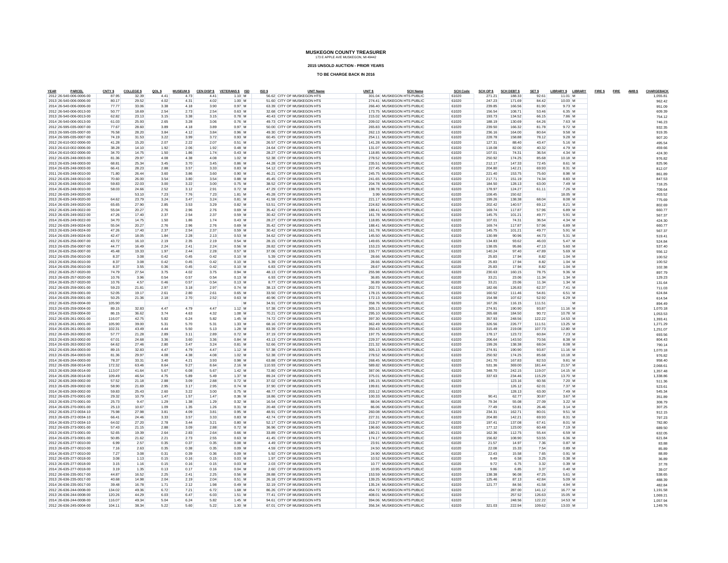# MUSKEGON COUNTY TREASURER

173 E APPLE AVE MUSKEGON, MI 49442

**2015 UNSOLD AUCTION - PRIOR YEARS**

**TO BE CHARGE BACK IN 2016**

| YEAR | PARCEL | CNTY $ | COLLEGE $ | QOL $ | MUSEUM $ | CEN DISP $ | VETERANS $ | ISD | ISD $ | UNIT Name | UNIT $ | SCH Name | SCH Code | SCH OP $ | SCH DEBT $ | SET $ | LIBRARY $ | LIBRARY | FIRE $ | FIRE | AMB $ | CHARGEBACK |
|---|---|---|---|---|---|---|---|---|---|---|---|---|---|---|---|---|---|---|---|---|---|---|
| 2012 | 26-540-006-0006-00 | 87.95 | 32.39 | 4.41 | 4.73 | 4.41 | 1.10 | M | 56.62 | CITY OF MUSKEGON HTS | 301.04 | MUSKEGON HTS PUBLIC | 61020 | 271.21 | 188.33 | 92.61 | 11.01 | M | | | | 1,055.81 |
| 2013 | 26-540-006-0006-00 | 80.17 | 29.52 | 4.02 | 4.31 | 4.02 | 1.00 | M | 51.60 | CITY OF MUSKEGON HTS | 274.41 | MUSKEGON HTS PUBLIC | 61020 | 247.23 | 171.69 | 84.42 | 10.03 | M | | | | 962.42 |
| 2014 | 26-540-006-0006-00 | 77.77 | 33.06 | 3.38 | 4.18 | 3.90 | 0.97 | M | 63.39 | CITY OF MUSKEGON HTS | 266.40 | MUSKEGON HTS PUBLIC | 61020 | 239.85 | 166.56 | 81.90 | 9.73 | M | | | | 951.09 |
| 2012 | 26-540-006-0013-00 | 50.77 | 18.69 | 2.54 | 2.73 | 2.54 | 0.63 | M | 32.68 | CITY OF MUSKEGON HTS | 173.75 | MUSKEGON HTS PUBLIC | 61020 | 156.54 | 108.71 | 53.46 | 6.35 | M | | | | 609.39 |
| 2013 | 26-540-006-0013-00 | 62.82 | 23.13 | 3.15 | 3.38 | 3.15 | 0.78 | M | 40.43 | CITY OF MUSKEGON HTS | 215.02 | MUSKEGON HTS PUBLIC | 61020 | 193.73 | 134.52 | 66.15 | 7.86 | M | | | | 754.12 |
| 2014 | 26-540-006-0013-00 | 61.03 | 25.93 | 2.65 | 3.28 | 3.06 | 0.76 | M | 49.73 | CITY OF MUSKEGON HTS | 209.02 | MUSKEGON HTS PUBLIC | 61020 | 188.19 | 130.69 | 64.26 | 7.63 | M | | | | 746.23 |
| 2012 | 26-595-035-0007-00 | 77.67 | 28.60 | 3.89 | 4.18 | 3.89 | 0.97 | M | 50.00 | CITY OF MUSKEGON HTS | 265.83 | MUSKEGON HTS PUBLIC | 61020 | 239.50 | 166.32 | 81.78 | 9.72 | M | | | | 932.35 |
| 2013 | 26-595-035-0007-00 | 76.58 | 28.20 | 3.84 | 4.12 | 3.84 | 0.96 | M | 49.30 | CITY OF MUSKEGON HTS | 262.13 | MUSKEGON HTS PUBLIC | 61020 | 236.16 | 164.00 | 80.64 | 9.58 | M | | | | 919.35 |
| 2014 | 26-595-035-0007-00 | 74.19 | 31.53 | 3.22 | 3.99 | 3.72 | 0.93 | M | 60.45 | CITY OF MUSKEGON HTS | 254.11 | MUSKEGON HTS PUBLIC | 61020 | 228.78 | 158.88 | 78.12 | 9.28 | M | | | | 907.20 |
| 2012 | 26-610-002-0006-00 | 41.28 | 15.20 | 2.07 | 2.22 | 2.07 | 0.51 | M | 26.57 | CITY OF MUSKEGON HTS | 141.28 | MUSKEGON HTS PUBLIC | 61020 | 127.31 | 88.40 | 43.47 | 5.16 | M | | | | 495.54 |
| 2013 | 26-610-002-0006-00 | 38.28 | 14.10 | 1.92 | 2.06 | 1.92 | 0.48 | M | 24.64 | CITY OF MUSKEGON HTS | 131.07 | MUSKEGON HTS PUBLIC | 61020 | 118.08 | 82.00 | 40.32 | 4.79 | M | | | | 459.66 |
| 2014 | 26-610-002-0006-00 | 34.70 | 14.75 | 1.50 | 1.86 | 1.74 | 0.43 | M | 28.27 | CITY OF MUSKEGON HTS | 118.85 | MUSKEGON HTS PUBLIC | 61020 | 107.01 | 74.31 | 36.54 | 4.34 | M | | | | 424.30 |
| 2012 | 26-635-248-0003-00 | 81.36 | 29.97 | 4.08 | 4.38 | 4.08 | 1.02 | M | 52.38 | CITY OF MUSKEGON HTS | 278.52 | MUSKEGON HTS PUBLIC | 61020 | 250.92 | 174.25 | 85.68 | 10.18 | M | | | | 976.82 |
| 2013 | 26-635-248-0003-00 | 68.81 | 25.34 | 3.45 | 3.70 | 3.45 | 0.86 | M | 44.28 | CITY OF MUSKEGON HTS | 235.51 | MUSKEGON HTS PUBLIC | 61020 | 212.17 | 147.33 | 72.45 | 8.61 | M | | | | 825.96 |
| 2014 | 26-635-248-0003-00 | 66.41 | 28.23 | 2.88 | 3.57 | 3.33 | 0.83 | M | 54.12 | CITY OF MUSKEGON HTS | 227.45 | MUSKEGON HTS PUBLIC | 61020 | 204.80 | 142.21 | 69.93 | 8.31 | M | | | | 812.07 |
| 2012 | 26-635-248-0010-00 | 71.80 | 26.44 | 3.60 | 3.86 | 3.60 | 0.90 | M | 46.21 | CITY OF MUSKEGON HTS | 245.75 | MUSKEGON HTS PUBLIC | 61020 | 221.40 | 153.75 | 75.60 | 8.98 | M | | | | 861.89 |
| 2013 | 26-635-248-0010-00 | 70.60 | 26.00 | 3.54 | 3.80 | 3.54 | 0.88 | M | 45.45 | CITY OF MUSKEGON HTS | 241.65 | MUSKEGON HTS PUBLIC | 61020 | 217.71 | 151.19 | 74.34 | 8.83 | M | | | | 847.53 |
| 2013 | 26-635-248-0010-00 | 59.83 | 22.03 | 3.00 | 3.22 | 3.00 | 0.75 | M | 38.52 | CITY OF MUSKEGON HTS | 204.78 | MUSKEGON HTS PUBLIC | 61020 | 184.50 | 128.13 | 63.00 | 7.49 | M | | | | 718.25 |
| 2014 | 26-635-248-0010-00 | 58.03 | 24.66 | 2.52 | 3.12 | 2.91 | 0.72 | M | 47.29 | CITY OF MUSKEGON HTS | 198.78 | MUSKEGON HTS PUBLIC | 61020 | 178.97 | 124.27 | 61.11 | 7.26 | M | | | | 709.64 |
| 2012 | 26-635-249-0020-00 | | 53.10 | 7.23 | 7.76 | 7.23 | 1.81 | M | 45.28 | CITY OF MUSKEGON HTS | 3.99 | MUSKEGON HTS PUBLIC | 61020 | 108.45 | 150.62 | | 18.05 | M | | | | 403.52 |
| 2013 | 26-635-249-0020-00 | 64.62 | 23.79 | 3.24 | 3.47 | 3.24 | 0.81 | M | 41.59 | CITY OF MUSKEGON HTS | 221.17 | MUSKEGON HTS PUBLIC | 61020 | 199.26 | 138.38 | 68.04 | 8.08 | M | | | | 775.69 |
| 2014 | 26-635-249-0020-00 | 65.65 | 27.90 | 2.85 | 3.53 | 3.29 | 0.82 | M | 53.51 | CITY OF MUSKEGON HTS | 224.82 | MUSKEGON HTS PUBLIC | 61020 | 202.42 | 140.57 | 69.12 | 8.21 | M | | | | 802.69 |
| 2012 | 26-635-249-0022-00 | 55.04 | 20.27 | 2.76 | 2.96 | 2.76 | 0.69 | M | 35.42 | CITY OF MUSKEGON HTS | 188.41 | MUSKEGON HTS PUBLIC | 61020 | 169.74 | 117.87 | 57.96 | 6.89 | M | | | | 660.77 |
| 2013 | 26-635-249-0022-00 | 47.26 | 17.40 | 2.37 | 2.54 | 2.37 | 0.59 | M | 30.42 | CITY OF MUSKEGON HTS | 161.78 | MUSKEGON HTS PUBLIC | 61020 | 145.75 | 101.21 | 49.77 | 5.91 | M | | | | 567.37 |
| 2014 | 26-635-249-0022-00 | 34.70 | 14.75 | 1.50 | 1.86 | 1.74 | 0.43 | M | 28.27 | CITY OF MUSKEGON HTS | 118.85 | MUSKEGON HTS PUBLIC | 61020 | 107.01 | 74.31 | 36.54 | 4.34 | M | | | | 424.30 |
| 2012 | 26-635-249-0024-00 | 55.04 | 20.27 | 2.76 | 2.96 | 2.76 | 0.69 | M | 35.42 | CITY OF MUSKEGON HTS | 188.41 | MUSKEGON HTS PUBLIC | 61020 | 169.74 | 117.87 | 57.96 | 6.89 | M | | | | 660.77 |
| 2013 | 26-635-249-0024-00 | 47.26 | 17.40 | 2.37 | 2.54 | 2.37 | 0.59 | M | 30.42 | CITY OF MUSKEGON HTS | 161.78 | MUSKEGON HTS PUBLIC | 61020 | 145.75 | 101.21 | 49.77 | 5.91 | M | | | | 567.37 |
| 2014 | 26-635-249-0024-00 | 42.47 | 18.05 | 1.84 | 2.28 | 2.13 | 0.53 | M | 34.62 | CITY OF MUSKEGON HTS | 145.50 | MUSKEGON HTS PUBLIC | 61020 | 130.99 | 90.96 | 44.73 | 5.31 | M | | | | 519.41 |
| 2012 | 26-635-256-0007-00 | 43.72 | 16.10 | 2.19 | 2.35 | 2.19 | 0.54 | M | 28.15 | CITY OF MUSKEGON HTS | 149.65 | MUSKEGON HTS PUBLIC | 61020 | 134.83 | 93.62 | 46.03 | 5.47 | M | | | | 524.84 |
| 2013 | 26-635-256-0007-00 | 44.77 | 16.49 | 2.24 | 2.41 | 2.24 | 0.56 | M | 28.82 | CITY OF MUSKEGON HTS | 153.23 | MUSKEGON HTS PUBLIC | 61020 | 138.05 | 95.86 | 47.13 | 5.60 | M | | | | 537.40 |
| 2014 | 26-635-256-0007-00 | 45.48 | 19.33 | 1.97 | 2.44 | 2.28 | 0.57 | M | 37.06 | CITY OF MUSKEGON HTS | 155.77 | MUSKEGON HTS PUBLIC | 61020 | 140.24 | 97.40 | 47.89 | 5.69 | M | | | | 556.12 |
| 2012 | 26-635-256-0010-00 | 8.37 | 3.08 | 0.42 | 0.45 | 0.42 | 0.10 | M | 5.39 | CITY OF MUSKEGON HTS | 28.66 | MUSKEGON HTS PUBLIC | 61020 | 25.83 | 17.94 | 8.82 | 1.04 | M | | | | 100.52 |
| 2013 | 26-635-256-0010-00 | 8.37 | 3.08 | 0.42 | 0.45 | 0.42 | 0.10 | M | 5.39 | CITY OF MUSKEGON HTS | 28.66 | MUSKEGON HTS PUBLIC | 61020 | 25.83 | 17.94 | 8.82 | 1.04 | M | | | | 100.52 |
| 2014 | 26-635-256-0010-00 | 8.37 | 3.55 | 0.36 | 0.45 | 0.42 | 0.10 | M | 6.83 | CITY OF MUSKEGON HTS | 28.67 | MUSKEGON HTS PUBLIC | 61020 | 25.83 | 17.94 | 8.82 | 1.04 | M | | | | 102.38 |
| 2012 | 26-635-257-0020-00 | 74.79 | 27.54 | 3.75 | 4.02 | 3.75 | 0.94 | M | 48.13 | CITY OF MUSKEGON HTS | 255.98 | MUSKEGON HTS PUBLIC | 61020 | 230.63 | 160.15 | 78.75 | 9.36 | M | | | | 897.79 |
| 2013 | 26-635-257-0020-00 | 10.76 | 3.96 | 0.54 | 0.57 | 0.54 | 0.13 | M | 6.93 | CITY OF MUSKEGON HTS | 36.85 | MUSKEGON HTS PUBLIC | 61020 | 33.21 | 23.06 | 11.34 | 1.34 | M | | | | 129.23 |
| 2014 | 26-635-257-0020-00 | 10.76 | 4.57 | 0.46 | 0.57 | 0.54 | 0.13 | M | 8.77 | CITY OF MUSKEGON HTS | 36.89 | MUSKEGON HTS PUBLIC | 61020 | 33.21 | 23.06 | 11.34 | 1.34 | M | | | | 131.64 |
| 2012 | 26-635-259-0001-00 | 59.23 | 21.81 | 2.97 | 3.18 | 2.97 | 0.74 | M | 38.13 | CITY OF MUSKEGON HTS | 202.73 | MUSKEGON HTS PUBLIC | 61020 | 182.66 | 126.83 | 62.37 | 7.41 | M | | | | 711.03 |
| 2013 | 26-635-259-0001-00 | 52.05 | 19.17 | 2.61 | 2.80 | 2.61 | 0.65 | M | 33.50 | CITY OF MUSKEGON HTS | 178.15 | MUSKEGON HTS PUBLIC | 61020 | 160.52 | 111.46 | 54.81 | 6.51 | M | | | | 624.84 |
| 2014 | 26-635-259-0001-00 | 50.25 | 21.36 | 2.18 | 2.70 | 2.52 | 0.63 | M | 40.96 | CITY OF MUSKEGON HTS | 172.13 | MUSKEGON HTS PUBLIC | 61020 | 154.98 | 107.62 | 52.92 | 6.29 | M | | | | 614.54 |
| 2012 | 26-635-259-0004-00 | 105.90 | | | | | | M | 34.91 | CITY OF MUSKEGON HTS | 358.76 | MUSKEGON HTS PUBLIC | 61020 | 167.26 | 116.15 | 111.51 | | M | | | | 894.49 |
| 2013 | 26-635-259-0004-00 | 89.15 | 32.83 | 4.47 | 4.79 | 4.47 | 1.12 | M | 57.38 | CITY OF MUSKEGON HTS | 305.13 | MUSKEGON HTS PUBLIC | 61020 | 274.91 | 190.90 | 93.87 | 11.16 | M | | | | 1,070.18 |
| 2014 | 26-635-259-0004-00 | 86.15 | 36.62 | 3.74 | 4.63 | 4.32 | 1.08 | M | 70.21 | CITY OF MUSKEGON HTS | 295.10 | MUSKEGON HTS PUBLIC | 61020 | 265.68 | 184.50 | 90.72 | 10.78 | M | | | | 1,053.53 |
| 2012 | 26-635-261-0001-00 | 116.07 | 42.75 | 5.82 | 6.24 | 5.82 | 1.45 | M | 74.72 | CITY OF MUSKEGON HTS | 397.30 | MUSKEGON HTS PUBLIC | 61020 | 357.93 | 248.56 | 122.22 | 14.53 | M | | | | 1,393.41 |
| 2013 | 26-635-261-0001-00 | 105.90 | 39.00 | 5.31 | 5.70 | 5.31 | 1.33 | M | 68.16 | CITY OF MUSKEGON HTS | 362.49 | MUSKEGON HTS PUBLIC | 61020 | 326.56 | 226.77 | 111.51 | 13.25 | M | | | | 1,271.29 |
| 2014 | 26-635-261-0001-00 | 102.31 | 43.49 | 4.44 | 5.50 | 5.13 | 1.28 | M | 83.39 | CITY OF MUSKEGON HTS | 350.43 | MUSKEGON HTS PUBLIC | 61020 | 315.49 | 219.08 | 107.73 | 12.80 | M | | | | 1,251.07 |
| 2012 | 26-635-263-0002-00 | 57.77 | 21.28 | 2.89 | 3.11 | 2.89 | 0.72 | M | 37.19 | CITY OF MUSKEGON HTS | 197.75 | MUSKEGON HTS PUBLIC | 61020 | 178.17 | 123.72 | 60.84 | 7.23 | M | | | | 693.56 |
| 2013 | 26-635-263-0002-00 | 67.01 | 24.68 | 3.36 | 3.60 | 3.36 | 0.84 | M | 43.13 | CITY OF MUSKEGON HTS | 229.37 | MUSKEGON HTS PUBLIC | 61020 | 206.64 | 143.50 | 70.56 | 8.38 | M | | | | 804.43 |
| 2014 | 26-635-263-0002-00 | 64.62 | 27.46 | 2.80 | 3.47 | 3.24 | 0.81 | M | 52.66 | CITY OF MUSKEGON HTS | 221.32 | MUSKEGON HTS PUBLIC | 61020 | 199.26 | 138.38 | 68.04 | 8.08 | M | | | | 790.14 |
| 2012 | 26-635-264-0003-00 | 89.15 | 32.83 | 4.47 | 4.79 | 4.47 | 1.12 | M | 57.38 | CITY OF MUSKEGON HTS | 305.13 | MUSKEGON HTS PUBLIC | 61020 | 274.91 | 190.90 | 93.87 | 11.16 | M | | | | 1,070.18 |
| 2013 | 26-635-264-0003-00 | 81.36 | 29.97 | 4.08 | 4.38 | 4.08 | 1.02 | M | 52.38 | CITY OF MUSKEGON HTS | 278.52 | MUSKEGON HTS PUBLIC | 61020 | 250.92 | 174.25 | 85.68 | 10.18 | M | | | | 976.82 |
| 2014 | 26-635-264-0003-00 | 78.37 | 33.31 | 3.40 | 4.21 | 3.93 | 0.98 | M | 63.88 | CITY OF MUSKEGON HTS | 268.45 | MUSKEGON HTS PUBLIC | 61020 | 241.70 | 167.83 | 82.53 | 9.81 | M | | | | 958.40 |
| 2012 | 26-635-268-0014-00 | 172.32 | 63.46 | 8.64 | 9.27 | 8.64 | 2.16 | M | 110.93 | CITY OF MUSKEGON HTS | 589.82 | MUSKEGON HTS PUBLIC | 61020 | 531.36 | 369.00 | 181.44 | 21.57 | M | | | | 2,068.61 |
| 2013 | 26-635-268-0014-00 | 113.07 | 41.64 | 5.67 | 6.08 | 5.67 | 1.42 | M | 72.80 | CITY OF MUSKEGON HTS | 387.06 | MUSKEGON HTS PUBLIC | 61020 | 348.70 | 242.15 | 119.07 | 14.15 | M | | | | 1,357.48 |
| 2014 | 26-635-268-0014-00 | 109.49 | 46.54 | 4.75 | 5.89 | 5.49 | 1.37 | M | 89.24 | CITY OF MUSKEGON HTS | 375.01 | MUSKEGON HTS PUBLIC | 61020 | 337.63 | 234.46 | 115.29 | 13.70 | M | | | | 1,338.86 |
| 2012 | 26-635-269-0002-00 | 57.52 | 21.18 | 2.88 | 3.09 | 2.88 | 0.72 | M | 37.02 | CITY OF MUSKEGON HTS | 195.15 | MUSKEGON HTS PUBLIC | 61020 | | 123.16 | 60.56 | 7.20 | M | | | | 511.36 |
| 2013 | 26-635-269-0002-00 | 58.90 | 21.69 | 2.95 | 3.17 | 2.95 | 0.74 | M | 37.90 | CITY OF MUSKEGON HTS | 199.81 | MUSKEGON HTS PUBLIC | 61020 | | 126.12 | 62.01 | 7.37 | M | | | | 523.61 |
| 2014 | 26-635-269-0002-00 | 59.83 | 25.43 | 2.60 | 3.22 | 3.00 | 0.75 | M | 48.77 | CITY OF MUSKEGON HTS | 203.12 | MUSKEGON HTS PUBLIC | 61020 | | 128.13 | 63.00 | 7.49 | M | | | | 545.34 |
| 2012 | 26-635-270-0001-00 | 29.32 | 10.79 | 1.47 | 1.57 | 1.47 | 0.36 | M | 18.86 | CITY OF MUSKEGON HTS | 100.33 | MUSKEGON HTS PUBLIC | 61020 | 90.41 | 62.77 | 30.87 | 3.67 | M | | | | 351.89 |
| 2013 | 26-635-270-0001-00 | 25.73 | 9.47 | 1.29 | 1.38 | 1.29 | 0.32 | M | 16.54 | CITY OF MUSKEGON HTS | 88.04 | MUSKEGON HTS PUBLIC | 61020 | 79.34 | 55.08 | 27.09 | 3.22 | M | | | | 308.79 |
| 2014 | 26-635-270-0001-00 | 25.13 | 10.67 | 1.09 | 1.35 | 1.26 | 0.31 | M | 20.48 | CITY OF MUSKEGON HTS | 86.06 | MUSKEGON HTS PUBLIC | 61020 | 77.49 | 53.81 | 26.46 | 3.14 | M | | | | 307.25 |
| 2012 | 26-635-272-0034-10 | 75.98 | 27.98 | 3.81 | 4.09 | 3.81 | 0.95 | M | 48.91 | CITY OF MUSKEGON HTS | 260.08 | MUSKEGON HTS PUBLIC | 61020 | 234.31 | 162.71 | 80.01 | 9.51 | M | | | | 912.15 |
| 2013 | 26-635-272-0034-10 | 66.41 | 24.46 | 3.33 | 3.57 | 3.33 | 0.83 | M | 42.74 | CITY OF MUSKEGON HTS | 227.31 | MUSKEGON HTS PUBLIC | 61020 | 204.80 | 142.21 | 69.93 | 8.31 | M | | | | 797.23 |
| 2014 | 26-635-272-0034-10 | 64.02 | 27.20 | 2.78 | 3.44 | 3.21 | 0.80 | M | 52.17 | CITY OF MUSKEGON HTS | 219.27 | MUSKEGON HTS PUBLIC | 61020 | 197.41 | 137.08 | 67.41 | 8.01 | M | | | | 782.80 |
| 2012 | 26-635-273-0001-00 | 57.43 | 21.15 | 2.88 | 3.09 | 2.88 | 0.72 | M | 36.96 | CITY OF MUSKEGON HTS | 196.60 | MUSKEGON HTS PUBLIC | 61020 | 177.12 | 123.00 | 60.48 | 7.19 | M | | | | 689.50 |
| 2013 | 26-635-273-0001-00 | 52.65 | 19.39 | 2.64 | 2.83 | 2.64 | 0.66 | M | 33.89 | CITY OF MUSKEGON HTS | 180.21 | MUSKEGON HTS PUBLIC | 61020 | 162.36 | 112.75 | 55.44 | 6.59 | M | | | | 632.05 |
| 2014 | 26-635-273-0001-00 | 50.85 | 21.62 | 2.21 | 2.73 | 2.55 | 0.63 | M | 41.45 | CITY OF MUSKEGON HTS | 174.17 | MUSKEGON HTS PUBLIC | 61020 | 156.82 | 108.90 | 53.55 | 6.36 | M | | | | 621.84 |
| 2012 | 26-635-277-0010-00 | 6.99 | 2.57 | 0.35 | 0.37 | 0.35 | 0.08 | M | 4.49 | CITY OF MUSKEGON HTS | 23.91 | MUSKEGON HTS PUBLIC | 61020 | 21.57 | 14.97 | 7.36 | 0.87 | M | | | | 83.88 |
| 2013 | 26-635-277-0010-00 | 7.16 | 2.63 | 0.35 | 0.38 | 0.35 | 0.09 | M | 4.59 | CITY OF MUSKEGON HTS | 24.50 | MUSKEGON HTS PUBLIC | 61020 | 22.08 | 15.33 | 7.54 | 0.89 | M | | | | 85.89 |
| 2014 | 26-635-277-0010-00 | 7.27 | 3.08 | 0.31 | 0.39 | 0.36 | 0.09 | M | 5.92 | CITY OF MUSKEGON HTS | 24.90 | MUSKEGON HTS PUBLIC | 61020 | 22.43 | 15.58 | 7.65 | 0.91 | M | | | | 88.89 |
| 2012 | 26-635-277-0018-00 | 3.08 | 1.13 | 0.15 | 0.16 | 0.15 | 0.03 | M | 1.97 | CITY OF MUSKEGON HTS | 10.52 | MUSKEGON HTS PUBLIC | 61020 | 9.49 | 6.58 | 3.25 | 0.38 | M | | | | 36.89 |
| 2013 | 26-635-277-0018-00 | 3.15 | 1.16 | 0.15 | 0.16 | 0.15 | 0.03 | M | 2.03 | CITY OF MUSKEGON HTS | 10.77 | MUSKEGON HTS PUBLIC | 61020 | 9.72 | 6.75 | 3.32 | 0.39 | M | | | | 37.78 |
| 2014 | 26-635-277-0018-00 | 3.19 | 1.35 | 0.13 | 0.17 | 0.16 | 0.04 | M | 2.60 | CITY OF MUSKEGON HTS | 10.95 | MUSKEGON HTS PUBLIC | 61020 | 9.86 | 6.85 | 3.37 | 0.40 | M | | | | 39.07 |
| 2012 | 26-636-235-0017-00 | 44.87 | 16.52 | 2.25 | 2.41 | 2.25 | 0.56 | M | 28.88 | CITY OF MUSKEGON HTS | 153.59 | MUSKEGON HTS PUBLIC | 61020 | 138.38 | 96.08 | 47.25 | 5.61 | M | | | | 538.65 |
| 2013 | 26-636-235-0017-00 | 40.68 | 14.98 | 2.04 | 2.19 | 2.04 | 0.51 | M | 26.18 | CITY OF MUSKEGON HTS | 139.25 | MUSKEGON HTS PUBLIC | 61020 | 125.46 | 87.13 | 42.84 | 5.09 | M | | | | 488.39 |
| 2014 | 26-636-235-0017-00 | 39.48 | 16.78 | 1.71 | 2.12 | 1.98 | 0.49 | M | 32.19 | CITY OF MUSKEGON HTS | 135.24 | MUSKEGON HTS PUBLIC | 61020 | 121.77 | 84.56 | 41.58 | 4.94 | M | | | | 482.84 |
| 2012 | 26-636-244-0008-00 | 134.02 | 49.36 | 6.72 | 7.21 | 6.72 | 1.68 | M | 86.26 | CITY OF MUSKEGON HTS | 454.72 | MUSKEGON HTS PUBLIC | 61020 | | 287.00 | 141.12 | 16.77 | M | | | | 1,191.58 |
| 2013 | 26-636-244-0008-00 | 120.26 | 44.29 | 6.03 | 6.47 | 6.03 | 1.51 | M | 77.41 | CITY OF MUSKEGON HTS | 408.01 | MUSKEGON HTS PUBLIC | 61020 | | 257.52 | 126.63 | 15.05 | M | | | | 1,069.21 |
| 2014 | 26-636-244-0008-00 | 116.07 | 49.34 | 5.04 | 6.24 | 5.82 | 1.45 | M | 94.61 | CITY OF MUSKEGON HTS | 394.06 | MUSKEGON HTS PUBLIC | 61020 | | 248.56 | 122.22 | 14.53 | M | | | | 1,057.94 |
| 2012 | 26-636-245-0004-00 | 104.11 | 38.34 | 5.22 | 5.60 | 5.22 | 1.30 | M | 67.01 | CITY OF MUSKEGON HTS | 356.34 | MUSKEGON HTS PUBLIC | 61020 | 321.03 | 222.94 | 109.62 | 13.03 | M | | | | 1,249.76 |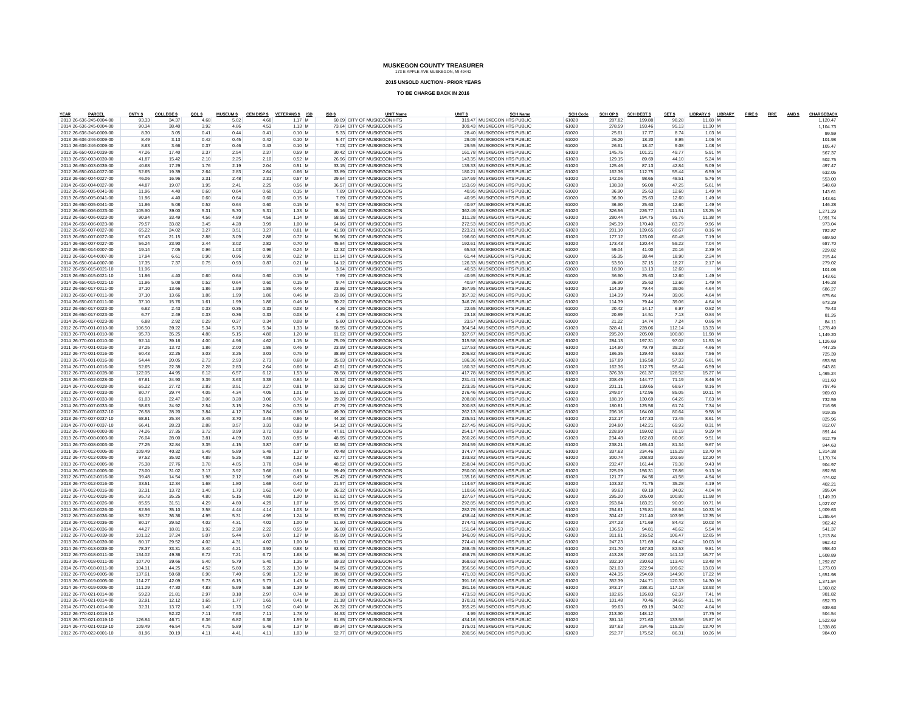# MUSKEGON COUNTY TREASURER

173 E APPLE AVE MUSKEGON, MI 49442

**2015 UNSOLD AUCTION - PRIOR YEARS**

**TO BE CHARGE BACK IN 2016**

| YEAR | PARCEL | CNTY $ | COLLEGE $ | QOL $ | MUSEUM $ | CEN DISP $ | VETERANS $ | ISD | ISD $ | UNIT Name | UNIT $ | SCH Name | SCH Code | SCH OP $ | SCH DEBT $ | SET $ | LIBRARY $ | LIBRARY | FIRE $ | FIRE | AMB $ | CHARGEBACK |
|---|---|---|---|---|---|---|---|---|---|---|---|---|---|---|---|---|---|---|---|---|---|---|
| 2013 | 26-636-245-0004-00 | 93.33 | 34.37 | 4.68 | 5.02 | 4.68 | 1.17 | M | 60.09 | CITY OF MUSKEGON HTS | 319.47 | MUSKEGON HTS PUBLIC | 61020 | 287.82 | 199.88 | 98.28 | 11.68 | M | | | | 1,120.47 |
| 2014 | 26-636-245-0004-00 | 90.34 | 38.40 | 3.92 | 4.86 | 4.53 | 1.13 | M | 73.64 | CITY OF MUSKEGON HTS | 309.43 | MUSKEGON HTS PUBLIC | 61020 | 278.59 | 193.46 | 95.13 | 11.30 | M | | | | 1,104.73 |
| 2012 | 26-636-246-0009-00 | 8.30 | 3.05 | 0.41 | 0.44 | 0.41 | 0.10 | M | 5.33 | CITY OF MUSKEGON HTS | 28.40 | MUSKEGON HTS PUBLIC | 61020 | 25.61 | 17.77 | 8.74 | 1.03 | M | | | | 99.59 |
| 2013 | 26-636-246-0009-00 | 8.49 | 3.13 | 0.42 | 0.45 | 0.42 | 0.10 | M | 5.47 | CITY OF MUSKEGON HTS | 29.09 | MUSKEGON HTS PUBLIC | 61020 | 26.20 | 18.20 | 8.95 | 1.06 | M | | | | 101.98 |
| 2014 | 26-636-246-0009-00 | 8.63 | 3.66 | 0.37 | 0.46 | 0.43 | 0.10 | M | 7.03 | CITY OF MUSKEGON HTS | 29.55 | MUSKEGON HTS PUBLIC | 61020 | 26.61 | 18.47 | 9.08 | 1.08 | M | | | | 105.47 |
| 2012 | 26-650-003-0039-00 | 47.26 | 17.40 | 2.37 | 2.54 | 2.37 | 0.59 | M | 30.42 | CITY OF MUSKEGON HTS | 161.78 | MUSKEGON HTS PUBLIC | 61020 | 145.75 | 101.21 | 49.77 | 5.91 | M | | | | 567.37 |
| 2013 | 26-650-003-0039-00 | 41.87 | 15.42 | 2.10 | 2.25 | 2.10 | 0.52 | M | 26.96 | CITY OF MUSKEGON HTS | 143.35 | MUSKEGON HTS PUBLIC | 61020 | 129.15 | 89.69 | 44.10 | 5.24 | M | | | | 502.75 |
| 2014 | 26-650-003-0039-00 | 40.68 | 17.29 | 1.76 | 2.19 | 2.04 | 0.51 | M | 33.15 | CITY OF MUSKEGON HTS | 139.33 | MUSKEGON HTS PUBLIC | 61020 | 125.46 | 87.13 | 42.84 | 5.09 | M | | | | 497.47 |
| 2012 | 26-650-004-0027-00 | 52.65 | 19.39 | 2.64 | 2.83 | 2.64 | 0.66 | M | 33.89 | CITY OF MUSKEGON HTS | 180.21 | MUSKEGON HTS PUBLIC | 61020 | 162.36 | 112.75 | 55.44 | 6.59 | M | | | | 632.05 |
| 2013 | 26-650-004-0027-00 | 46.06 | 16.96 | 2.31 | 2.48 | 2.31 | 0.57 | M | 29.64 | CITY OF MUSKEGON HTS | 157.69 | MUSKEGON HTS PUBLIC | 61020 | 142.06 | 98.65 | 48.51 | 5.76 | M | | | | 553.00 |
| 2014 | 26-650-004-0027-00 | 44.87 | 19.07 | 1.95 | 2.41 | 2.25 | 0.56 | M | 36.57 | CITY OF MUSKEGON HTS | 153.69 | MUSKEGON HTS PUBLIC | 61020 | 138.38 | 96.08 | 47.25 | 5.61 | M | | | | 548.69 |
| 2012 | 26-650-005-0041-00 | 11.96 | 4.40 | 0.60 | 0.64 | 0.60 | 0.15 | M | 7.69 | CITY OF MUSKEGON HTS | 40.95 | MUSKEGON HTS PUBLIC | 61020 | 36.90 | 25.63 | 12.60 | 1.49 | M | | | | 143.61 |
| 2013 | 26-650-005-0041-00 | 11.96 | 4.40 | 0.60 | 0.64 | 0.60 | 0.15 | M | 7.69 | CITY OF MUSKEGON HTS | 40.95 | MUSKEGON HTS PUBLIC | 61020 | 36.90 | 25.63 | 12.60 | 1.49 | M | | | | 143.61 |
| 2014 | 26-650-005-0041-00 | 11.96 | 5.08 | 0.52 | 0.64 | 0.60 | 0.15 | M | 9.74 | CITY OF MUSKEGON HTS | 40.97 | MUSKEGON HTS PUBLIC | 61020 | 36.90 | 25.63 | 12.60 | 1.49 | M | | | | 146.28 |
| 2012 | 26-650-006-0023-00 | 105.90 | 39.00 | 5.31 | 5.70 | 5.31 | 1.33 | M | 68.16 | CITY OF MUSKEGON HTS | 362.49 | MUSKEGON HTS PUBLIC | 61020 | 326.56 | 226.77 | 111.51 | 13.25 | M | | | | 1,271.29 |
| 2013 | 26-650-006-0023-00 | 90.94 | 33.49 | 4.56 | 4.89 | 4.56 | 1.14 | M | 58.55 | CITY OF MUSKEGON HTS | 311.28 | MUSKEGON HTS PUBLIC | 61020 | 280.44 | 194.75 | 95.76 | 11.38 | M | | | | 1,091.74 |
| 2014 | 26-650-006-0023-00 | 79.57 | 33.82 | 3.45 | 4.28 | 3.99 | 1.00 | M | 64.86 | CITY OF MUSKEGON HTS | 272.53 | MUSKEGON HTS PUBLIC | 61020 | 245.39 | 170.40 | 83.79 | 9.96 | M | | | | 973.04 |
| 2012 | 26-650-007-0027-00 | 65.22 | 24.02 | 3.27 | 3.51 | 3.27 | 0.81 | M | 41.98 | CITY OF MUSKEGON HTS | 223.21 | MUSKEGON HTS PUBLIC | 61020 | 201.10 | 139.65 | 68.67 | 8.16 | M | | | | 782.87 |
| 2013 | 26-650-007-0027-00 | 57.43 | 21.15 | 2.88 | 3.09 | 2.88 | 0.72 | M | 36.96 | CITY OF MUSKEGON HTS | 196.60 | MUSKEGON HTS PUBLIC | 61020 | 177.12 | 123.00 | 60.48 | 7.19 | M | | | | 689.50 |
| 2014 | 26-650-007-0027-00 | 56.24 | 23.90 | 2.44 | 3.02 | 2.82 | 0.70 | M | 45.84 | CITY OF MUSKEGON HTS | 192.61 | MUSKEGON HTS PUBLIC | 61020 | 173.43 | 120.44 | 59.22 | 7.04 | M | | | | 687.70 |
| 2012 | 26-650-014-0007-00 | 19.14 | 7.05 | 0.96 | 1.03 | 0.96 | 0.24 | M | 12.32 | CITY OF MUSKEGON HTS | 65.53 | MUSKEGON HTS PUBLIC | 61020 | 59.04 | 41.00 | 20.16 | 2.39 | M | | | | 229.82 |
| 2013 | 26-650-014-0007-00 | 17.94 | 6.61 | 0.90 | 0.96 | 0.90 | 0.22 | M | 11.54 | CITY OF MUSKEGON HTS | 61.44 | MUSKEGON HTS PUBLIC | 61020 | 55.35 | 38.44 | 18.90 | 2.24 | M | | | | 215.44 |
| 2014 | 26-650-014-0007-00 | 17.35 | 7.37 | 0.75 | 0.93 | 0.87 | 0.21 | M | 14.12 | CITY OF MUSKEGON HTS | 126.33 | MUSKEGON HTS PUBLIC | 61020 | 53.50 | 37.15 | 18.27 | 2.17 | M | | | | 279.02 |
| 2012 | 26-650-015-0021-10 | 11.96 | | | | | | M | 3.94 | CITY OF MUSKEGON HTS | 40.53 | MUSKEGON HTS PUBLIC | 61020 | 18.90 | 13.13 | 12.60 | | M | | | | 101.06 |
| 2013 | 26-650-015-0021-10 | 11.96 | 4.40 | 0.60 | 0.64 | 0.60 | 0.15 | M | 7.69 | CITY OF MUSKEGON HTS | 40.95 | MUSKEGON HTS PUBLIC | 61020 | 36.90 | 25.63 | 12.60 | 1.49 | M | | | | 143.61 |
| 2014 | 26-650-015-0021-10 | 11.96 | 5.08 | 0.52 | 0.64 | 0.60 | 0.15 | M | 9.74 | CITY OF MUSKEGON HTS | 40.97 | MUSKEGON HTS PUBLIC | 61020 | 36.90 | 25.63 | 12.60 | 1.49 | M | | | | 146.28 |
| 2012 | 26-650-017-0011-00 | 37.10 | 13.66 | 1.86 | 1.99 | 1.86 | 0.46 | M | 23.86 | CITY OF MUSKEGON HTS | 367.95 | MUSKEGON HTS PUBLIC | 61020 | 114.39 | 79.44 | 39.06 | 4.64 | M | | | | 686.27 |
| 2013 | 26-650-017-0011-00 | 37.10 | 13.66 | 1.86 | 1.99 | 1.86 | 0.46 | M | 23.86 | CITY OF MUSKEGON HTS | 357.32 | MUSKEGON HTS PUBLIC | 61020 | 114.39 | 79.44 | 39.06 | 4.64 | M | | | | 675.64 |
| 2014 | 26-650-017-0011-00 | 37.10 | 15.76 | 1.61 | 1.99 | 1.86 | 0.46 | M | 30.22 | CITY OF MUSKEGON HTS | 346.76 | MUSKEGON HTS PUBLIC | 61020 | 114.39 | 79.44 | 39.06 | 4.64 | M | | | | 673.29 |
| 2012 | 26-650-017-0023-00 | 6.62 | 2.43 | 0.33 | 0.35 | 0.33 | 0.08 | M | 4.26 | CITY OF MUSKEGON HTS | 22.65 | MUSKEGON HTS PUBLIC | 61020 | 20.42 | 14.17 | 6.97 | 0.82 | M | | | | 79.43 |
| 2013 | 26-650-017-0023-00 | 6.77 | 2.49 | 0.33 | 0.36 | 0.33 | 0.08 | M | 4.35 | CITY OF MUSKEGON HTS | 23.18 | MUSKEGON HTS PUBLIC | 61020 | 20.89 | 14.51 | 7.13 | 0.84 | M | | | | 81.26 |
| 2014 | 26-650-017-0023-00 | 6.88 | 2.92 | 0.29 | 0.37 | 0.34 | 0.08 | M | 5.60 | CITY OF MUSKEGON HTS | 23.57 | MUSKEGON HTS PUBLIC | 61020 | 21.22 | 14.74 | 7.24 | 0.86 | M | | | | 84.11 |
| 2012 | 26-770-001-0010-00 | 106.50 | 39.22 | 5.34 | 5.73 | 5.34 | 1.33 | M | 68.55 | CITY OF MUSKEGON HTS | 364.54 | MUSKEGON HTS PUBLIC | 61020 | 328.41 | 228.06 | 112.14 | 13.33 | M | | | | 1,278.49 |
| 2013 | 26-770-001-0010-00 | 95.73 | 35.25 | 4.80 | 5.15 | 4.80 | 1.20 | M | 61.62 | CITY OF MUSKEGON HTS | 327.67 | MUSKEGON HTS PUBLIC | 61020 | 295.20 | 205.00 | 100.80 | 11.98 | M | | | | 1,149.20 |
| 2014 | 26-770-001-0010-00 | 92.14 | 39.16 | 4.00 | 4.96 | 4.62 | 1.15 | M | 75.09 | CITY OF MUSKEGON HTS | 315.58 | MUSKEGON HTS PUBLIC | 61020 | 284.13 | 197.31 | 97.02 | 11.53 | M | | | | 1,126.69 |
| 2011 | 26-770-001-0016-00 | 37.25 | 13.72 | 1.86 | 2.00 | 1.86 | 0.46 | M | 23.99 | CITY OF MUSKEGON HTS | 127.53 | MUSKEGON HTS PUBLIC | 61020 | 114.90 | 79.79 | 39.23 | 4.66 | M | | | | 447.25 |
| 2012 | 26-770-001-0016-00 | 60.43 | 22.25 | 3.03 | 3.25 | 3.03 | 0.75 | M | 38.89 | CITY OF MUSKEGON HTS | 206.82 | MUSKEGON HTS PUBLIC | 61020 | 186.35 | 129.40 | 63.63 | 7.56 | M | | | | 725.39 |
| 2013 | 26-770-001-0016-00 | 54.44 | 20.05 | 2.73 | 2.93 | 2.73 | 0.68 | M | 35.03 | CITY OF MUSKEGON HTS | 186.36 | MUSKEGON HTS PUBLIC | 61020 | 167.89 | 116.58 | 57.33 | 6.81 | M | | | | 653.56 |
| 2014 | 26-770-001-0016-00 | 52.65 | 22.38 | 2.28 | 2.83 | 2.64 | 0.66 | M | 42.91 | CITY OF MUSKEGON HTS | 180.32 | MUSKEGON HTS PUBLIC | 61020 | 162.36 | 112.75 | 55.44 | 6.59 | M | | | | 643.81 |
| 2012 | 26-770-002-0028-00 | 122.05 | 44.95 | 6.12 | 6.57 | 6.12 | 1.53 | M | 78.58 | CITY OF MUSKEGON HTS | 417.78 | MUSKEGON HTS PUBLIC | 61020 | 376.38 | 261.37 | 128.52 | 15.27 | M | | | | 1,465.24 |
| 2013 | 26-770-002-0028-00 | 67.61 | 24.90 | 3.39 | 3.63 | 3.39 | 0.84 | M | 43.52 | CITY OF MUSKEGON HTS | 231.41 | MUSKEGON HTS PUBLIC | 61020 | 208.49 | 144.77 | 71.19 | 8.46 | M | | | | 811.60 |
| 2014 | 26-770-002-0028-00 | 65.22 | 27.72 | 2.83 | 3.51 | 3.27 | 0.81 | M | 53.16 | CITY OF MUSKEGON HTS | 223.35 | MUSKEGON HTS PUBLIC | 61020 | 201.11 | 139.65 | 68.67 | 8.16 | M | | | | 797.46 |
| 2012 | 26-770-007-0033-00 | 80.77 | 29.74 | 4.05 | 4.34 | 4.05 | 1.01 | M | 51.99 | CITY OF MUSKEGON HTS | 276.46 | MUSKEGON HTS PUBLIC | 61020 | 249.07 | 172.96 | 85.05 | 10.11 | M | | | | 969.60 |
| 2013 | 26-770-007-0033-00 | 61.03 | 22.47 | 3.06 | 3.28 | 3.06 | 0.76 | M | 39.28 | CITY OF MUSKEGON HTS | 208.88 | MUSKEGON HTS PUBLIC | 61020 | 188.19 | 130.69 | 64.26 | 7.63 | M | | | | 732.59 |
| 2014 | 26-770-007-0033-00 | 58.63 | 24.92 | 2.54 | 3.15 | 2.94 | 0.73 | M | 47.79 | CITY OF MUSKEGON HTS | 200.83 | MUSKEGON HTS PUBLIC | 61020 | 180.81 | 125.56 | 61.74 | 7.34 | M | | | | 716.98 |
| 2012 | 26-770-007-0037-10 | 76.58 | 28.20 | 3.84 | 4.12 | 3.84 | 0.96 | M | 49.30 | CITY OF MUSKEGON HTS | 262.13 | MUSKEGON HTS PUBLIC | 61020 | 236.16 | 164.00 | 80.64 | 9.58 | M | | | | 919.35 |
| 2013 | 26-770-007-0037-10 | 68.81 | 25.34 | 3.45 | 3.70 | 3.45 | 0.86 | M | 44.28 | CITY OF MUSKEGON HTS | 235.51 | MUSKEGON HTS PUBLIC | 61020 | 212.17 | 147.33 | 72.45 | 8.61 | M | | | | 825.96 |
| 2014 | 26-770-007-0037-10 | 66.41 | 28.23 | 2.88 | 3.57 | 3.33 | 0.83 | M | 54.12 | CITY OF MUSKEGON HTS | 227.45 | MUSKEGON HTS PUBLIC | 61020 | 204.80 | 142.21 | 69.93 | 8.31 | M | | | | 812.07 |
| 2012 | 26-770-008-0003-00 | 74.26 | 27.35 | 3.72 | 3.99 | 3.72 | 0.93 | M | 47.81 | CITY OF MUSKEGON HTS | 254.17 | MUSKEGON HTS PUBLIC | 61020 | 228.99 | 159.02 | 78.19 | 9.29 | M | | | | 891.44 |
| 2013 | 26-770-008-0003-00 | 76.04 | 28.00 | 3.81 | 4.09 | 3.81 | 0.95 | M | 48.95 | CITY OF MUSKEGON HTS | 260.26 | MUSKEGON HTS PUBLIC | 61020 | 234.48 | 162.83 | 80.06 | 9.51 | M | | | | 912.79 |
| 2014 | 26-770-008-0003-00 | 77.25 | 32.84 | 3.35 | 4.15 | 3.87 | 0.97 | M | 62.96 | CITY OF MUSKEGON HTS | 264.59 | MUSKEGON HTS PUBLIC | 61020 | 238.21 | 165.43 | 81.34 | 9.67 | M | | | | 944.63 |
| 2011 | 26-770-012-0005-00 | 109.49 | 40.32 | 5.49 | 5.89 | 5.49 | 1.37 | M | 70.48 | CITY OF MUSKEGON HTS | 374.77 | MUSKEGON HTS PUBLIC | 61020 | 337.63 | 234.46 | 115.29 | 13.70 | M | | | | 1,314.38 |
| 2012 | 26-770-012-0005-00 | 97.52 | 35.92 | 4.89 | 5.25 | 4.89 | 1.22 | M | 62.77 | CITY OF MUSKEGON HTS | 333.82 | MUSKEGON HTS PUBLIC | 61020 | 300.74 | 208.83 | 102.69 | 12.20 | M | | | | 1,170.74 |
| 2013 | 26-770-012-0005-00 | 75.38 | 27.76 | 3.78 | 4.05 | 3.78 | 0.94 | M | 48.52 | CITY OF MUSKEGON HTS | 258.04 | MUSKEGON HTS PUBLIC | 61020 | 232.47 | 161.44 | 79.38 | 9.43 | M | | | | 904.97 |
| 2014 | 26-770-012-0005-00 | 73.00 | 31.02 | 3.17 | 3.92 | 3.66 | 0.91 | M | 59.49 | CITY OF MUSKEGON HTS | 250.00 | MUSKEGON HTS PUBLIC | 61020 | 225.09 | 156.31 | 76.86 | 9.13 | M | | | | 892.56 |
| 2012 | 26-770-012-0016-00 | 39.48 | 14.54 | 1.98 | 2.12 | 1.98 | 0.49 | M | 25.42 | CITY OF MUSKEGON HTS | 135.16 | MUSKEGON HTS PUBLIC | 61020 | 121.77 | 84.56 | 41.58 | 4.94 | M | | | | 474.02 |
| 2013 | 26-770-012-0016-00 | 33.51 | 12.34 | 1.68 | 1.80 | 1.68 | 0.42 | M | 21.57 | CITY OF MUSKEGON HTS | 114.67 | MUSKEGON HTS PUBLIC | 61020 | 103.32 | 71.75 | 35.28 | 4.19 | M | | | | 402.21 |
| 2014 | 26-770-012-0016-00 | 32.31 | 13.72 | 1.40 | 1.73 | 1.62 | 0.40 | M | 26.32 | CITY OF MUSKEGON HTS | 110.66 | MUSKEGON HTS PUBLIC | 61020 | 99.63 | 69.19 | 34.02 | 4.04 | M | | | | 395.04 |
| 2012 | 26-770-012-0026-00 | 95.73 | 35.25 | 4.80 | 5.15 | 4.80 | 1.20 | M | 61.62 | CITY OF MUSKEGON HTS | 327.67 | MUSKEGON HTS PUBLIC | 61020 | 295.20 | 205.00 | 100.80 | 11.98 | M | | | | 1,149.20 |
| 2013 | 26-770-012-0026-00 | 85.55 | 31.51 | 4.29 | 4.60 | 4.29 | 1.07 | M | 55.06 | CITY OF MUSKEGON HTS | 292.85 | MUSKEGON HTS PUBLIC | 61020 | 263.84 | 183.21 | 90.09 | 10.71 | M | | | | 1,027.07 |
| 2014 | 26-770-012-0026-00 | 82.56 | 35.10 | 3.58 | 4.44 | 4.14 | 1.03 | M | 67.30 | CITY OF MUSKEGON HTS | 282.79 | MUSKEGON HTS PUBLIC | 61020 | 254.61 | 176.81 | 86.94 | 10.33 | M | | | | 1,009.63 |
| 2012 | 26-770-012-0036-00 | 98.72 | 36.36 | 4.95 | 5.31 | 4.95 | 1.24 | M | 63.55 | CITY OF MUSKEGON HTS | 438.44 | MUSKEGON HTS PUBLIC | 61020 | 304.42 | 211.40 | 103.95 | 12.35 | M | | | | 1,285.64 |
| 2013 | 26-770-012-0036-00 | 80.17 | 29.52 | 4.02 | 4.31 | 4.02 | 1.00 | M | 51.60 | CITY OF MUSKEGON HTS | 274.41 | MUSKEGON HTS PUBLIC | 61020 | 247.23 | 171.69 | 84.42 | 10.03 | M | | | | 962.42 |
| 2014 | 26-770-012-0036-00 | 44.27 | 18.81 | 1.92 | 2.38 | 2.22 | 0.55 | M | 36.08 | CITY OF MUSKEGON HTS | 151.64 | MUSKEGON HTS PUBLIC | 61020 | 136.53 | 94.81 | 46.62 | 5.54 | M | | | | 541.37 |
| 2012 | 26-770-013-0039-00 | 101.12 | 37.24 | 5.07 | 5.44 | 5.07 | 1.27 | M | 65.09 | CITY OF MUSKEGON HTS | 346.09 | MUSKEGON HTS PUBLIC | 61020 | 311.81 | 216.52 | 106.47 | 12.65 | M | | | | 1,213.84 |
| 2013 | 26-770-013-0039-00 | 80.17 | 29.52 | 4.02 | 4.31 | 4.02 | 1.00 | M | 51.60 | CITY OF MUSKEGON HTS | 274.41 | MUSKEGON HTS PUBLIC | 61020 | 247.23 | 171.69 | 84.42 | 10.03 | M | | | | 962.42 |
| 2014 | 26-770-013-0039-00 | 78.37 | 33.31 | 3.40 | 4.21 | 3.93 | 0.98 | M | 63.88 | CITY OF MUSKEGON HTS | 268.45 | MUSKEGON HTS PUBLIC | 61020 | 241.70 | 167.83 | 82.53 | 9.81 | M | | | | 958.40 |
| 2012 | 26-770-018-0011-00 | 134.02 | 49.36 | 6.72 | 7.21 | 6.72 | 1.68 | M | 86.26 | CITY OF MUSKEGON HTS | 458.75 | MUSKEGON HTS PUBLIC | 61020 | 413.28 | 287.00 | 141.12 | 16.77 | M | | | | 1,608.89 |
| 2013 | 26-770-018-0011-00 | 107.70 | 39.66 | 5.40 | 5.79 | 5.40 | 1.35 | M | 69.33 | CITY OF MUSKEGON HTS | 368.63 | MUSKEGON HTS PUBLIC | 61020 | 332.10 | 230.63 | 113.40 | 13.48 | M | | | | 1,292.87 |
| 2014 | 26-770-018-0011-00 | 104.11 | 44.25 | 4.52 | 5.60 | 5.22 | 1.30 | M | 84.85 | CITY OF MUSKEGON HTS | 356.56 | MUSKEGON HTS PUBLIC | 61020 | 321.03 | 222.94 | 109.62 | 13.03 | M | | | | 1,273.03 |
| 2012 | 26-770-019-0005-00 | 137.61 | 50.68 | 6.90 | 7.40 | 6.90 | 1.72 | M | 88.58 | CITY OF MUSKEGON HTS | 471.03 | MUSKEGON HTS PUBLIC | 61020 | 424.35 | 294.69 | 144.90 | 17.22 | M | | | | 1,651.98 |
| 2013 | 26-770-019-0005-00 | 114.27 | 42.09 | 5.73 | 6.15 | 5.73 | 1.43 | M | 73.55 | CITY OF MUSKEGON HTS | 391.16 | MUSKEGON HTS PUBLIC | 61020 | 352.39 | 244.71 | 120.33 | 14.30 | M | | | | 1,371.84 |
| 2014 | 26-770-019-0005-00 | 111.29 | 47.30 | 4.83 | 5.99 | 5.58 | 1.39 | M | 90.69 | CITY OF MUSKEGON HTS | 381.16 | MUSKEGON HTS PUBLIC | 61020 | 343.17 | 238.31 | 117.18 | 13.93 | M | | | | 1,360.82 |
| 2012 | 26-770-021-0014-00 | 59.23 | 21.81 | 2.97 | 3.18 | 2.97 | 0.74 | M | 38.13 | CITY OF MUSKEGON HTS | 473.53 | MUSKEGON HTS PUBLIC | 61020 | 182.65 | 126.83 | 62.37 | 7.41 | M | | | | 981.82 |
| 2013 | 26-770-021-0014-00 | 32.91 | 12.12 | 1.65 | 1.77 | 1.65 | 0.41 | M | 21.18 | CITY OF MUSKEGON HTS | 370.31 | MUSKEGON HTS PUBLIC | 61020 | 101.48 | 70.46 | 34.65 | 4.11 | M | | | | 652.70 |
| 2014 | 26-770-021-0014-00 | 32.31 | 13.72 | 1.40 | 1.73 | 1.62 | 0.40 | M | 26.32 | CITY OF MUSKEGON HTS | 355.25 | MUSKEGON HTS PUBLIC | 61020 | 99.63 | 69.19 | 34.02 | 4.04 | M | | | | 639.63 |
| 2012 | 26-770-021-0019-10 | | 52.22 | 7.11 | 7.63 | 7.11 | 1.78 | M | 44.53 | CITY OF MUSKEGON HTS | 4.99 | MUSKEGON HTS PUBLIC | 61020 | 213.30 | 148.12 | | 17.75 | M | | | | 504.54 |
| 2013 | 26-770-021-0019-10 | 126.84 | 46.71 | 6.36 | 6.82 | 6.36 | 1.59 | M | 81.65 | CITY OF MUSKEGON HTS | 434.16 | MUSKEGON HTS PUBLIC | 61020 | 391.14 | 271.63 | 133.56 | 15.87 | M | | | | 1,522.69 |
| 2014 | 26-770-021-0019-10 | 109.49 | 46.54 | 4.75 | 5.89 | 5.49 | 1.37 | M | 89.24 | CITY OF MUSKEGON HTS | 375.01 | MUSKEGON HTS PUBLIC | 61020 | 337.63 | 234.46 | 115.29 | 13.70 | M | | | | 1,338.86 |
| 2012 | 26-770-022-0001-10 | 81.96 | 30.19 | 4.11 | 4.41 | 4.11 | 1.03 | M | 52.77 | CITY OF MUSKEGON HTS | 280.56 | MUSKEGON HTS PUBLIC | 61020 | 252.77 | 175.52 | 86.31 | 10.26 | M | | | | 984.00 |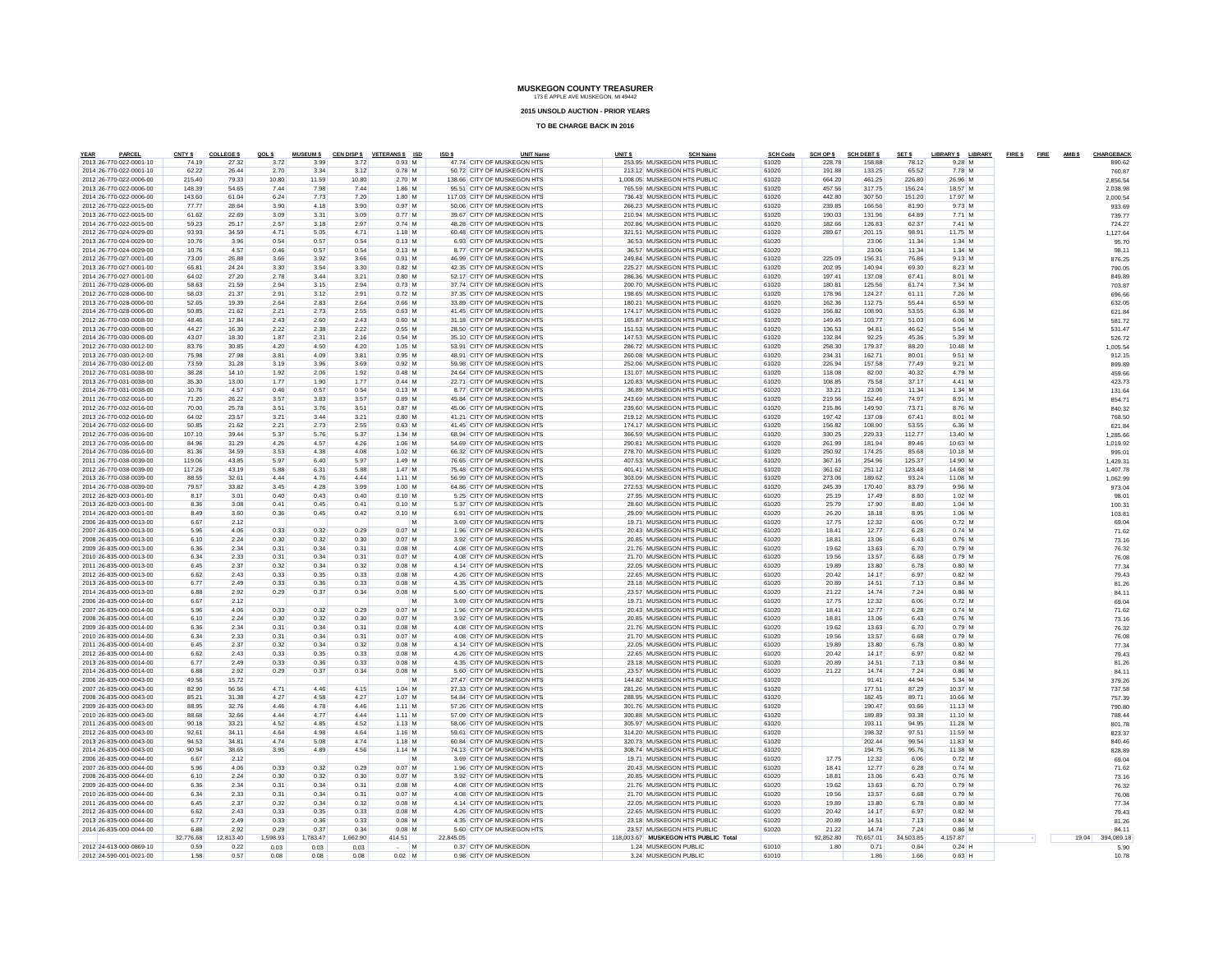# MUSKEGON COUNTY TREASURER

173 E APPLE AVE MUSKEGON, MI 49442

**2015 UNSOLD AUCTION - PRIOR YEARS**

**TO BE CHARGE BACK IN 2016**

| YEAR | PARCEL | CNTY $ | COLLEGE $ | QOL $ | MUSEUM $ | CEN DISP $ | VETERANS $ | ISD | ISD $ | UNIT Name | UNIT $ | SCH Name | SCH Code | SCH OP $ | SCH DEBT $ | SET $ | LIBRARY $ | LIBRARY | FIRE $ | FIRE | AMB $ | CHARGEBACK |
|---|---|---|---|---|---|---|---|---|---|---|---|---|---|---|---|---|---|---|---|---|---|---|
| 2013 | 26-770-022-0001-10 | 74.19 | 27.32 | 3.72 | 3.99 | 3.72 | 0.93 | M | 47.74 | CITY OF MUSKEGON HTS | 253.95 | MUSKEGON HTS PUBLIC | 61020 | 228.78 | 158.88 | 78.12 | 9.28 | M | | | | 890.62 |
| 2014 | 26-770-022-0001-10 | 62.22 | 26.44 | 2.70 | 3.34 | 3.12 | 0.78 | M | 50.72 | CITY OF MUSKEGON HTS | 213.12 | MUSKEGON HTS PUBLIC | 61020 | 191.88 | 133.25 | 65.52 | 7.78 | M | | | | 760.87 |
| 2012 | 26-770-022-0006-00 | 215.40 | 79.33 | 10.80 | 11.59 | 10.80 | 2.70 | M | 138.66 | CITY OF MUSKEGON HTS | 1,008.05 | MUSKEGON HTS PUBLIC | 61020 | 664.20 | 461.25 | 226.80 | 26.96 | M | | | | 2,856.54 |
| 2013 | 26-770-022-0006-00 | 148.39 | 54.65 | 7.44 | 7.98 | 7.44 | 1.86 | M | 95.51 | CITY OF MUSKEGON HTS | 765.59 | MUSKEGON HTS PUBLIC | 61020 | 457.56 | 317.75 | 156.24 | 18.57 | M | | | | 2,038.98 |
| 2014 | 26-770-022-0006-00 | 143.60 | 61.04 | 6.24 | 7.73 | 7.20 | 1.80 | M | 117.03 | CITY OF MUSKEGON HTS | 736.43 | MUSKEGON HTS PUBLIC | 61020 | 442.80 | 307.50 | 151.20 | 17.97 | M | | | | 2,000.54 |
| 2012 | 26-770-022-0015-00 | 77.77 | 28.64 | 3.90 | 4.18 | 3.90 | 0.97 | M | 50.06 | CITY OF MUSKEGON HTS | 266.23 | MUSKEGON HTS PUBLIC | 61020 | 239.85 | 166.56 | 81.90 | 9.73 | M | | | | 933.69 |
| 2013 | 26-770-022-0015-00 | 61.62 | 22.69 | 3.09 | 3.31 | 3.09 | 0.77 | M | 39.67 | CITY OF MUSKEGON HTS | 210.94 | MUSKEGON HTS PUBLIC | 61020 | 190.03 | 131.96 | 64.89 | 7.71 | M | | | | 739.77 |
| 2014 | 26-770-022-0015-00 | 59.23 | 25.17 | 2.57 | 3.18 | 2.97 | 0.74 | M | 48.28 | CITY OF MUSKEGON HTS | 202.86 | MUSKEGON HTS PUBLIC | 61020 | 182.66 | 126.83 | 62.37 | 7.41 | M | | | | 724.27 |
| 2012 | 26-770-024-0029-00 | 93.93 | 34.59 | 4.71 | 5.05 | 4.71 | 1.18 | M | 60.48 | CITY OF MUSKEGON HTS | 321.51 | MUSKEGON HTS PUBLIC | 61020 | 289.67 | 201.15 | 98.91 | 11.75 | M | | | | 1,127.64 |
| 2013 | 26-770-024-0029-00 | 10.76 | 3.96 | 0.54 | 0.57 | 0.54 | 0.13 | M | 6.93 | CITY OF MUSKEGON HTS | 36.53 | MUSKEGON HTS PUBLIC | 61020 | | 23.06 | 11.34 | 1.34 | M | | | | 95.70 |
| 2014 | 26-770-024-0029-00 | 10.76 | 4.57 | 0.46 | 0.57 | 0.54 | 0.13 | M | 8.77 | CITY OF MUSKEGON HTS | 36.57 | MUSKEGON HTS PUBLIC | 61020 | | 23.06 | 11.34 | 1.34 | M | | | | 98.11 |
| 2012 | 26-770-027-0001-00 | 73.00 | 26.88 | 3.66 | 3.92 | 3.66 | 0.91 | M | 46.99 | CITY OF MUSKEGON HTS | 249.84 | MUSKEGON HTS PUBLIC | 61020 | 225.09 | 156.31 | 76.86 | 9.13 | M | | | | 876.25 |
| 2013 | 26-770-027-0001-00 | 65.81 | 24.24 | 3.30 | 3.54 | 3.30 | 0.82 | M | 42.35 | CITY OF MUSKEGON HTS | 225.27 | MUSKEGON HTS PUBLIC | 61020 | 202.95 | 140.94 | 69.30 | 8.23 | M | | | | 790.05 |
| 2014 | 26-770-027-0001-00 | 64.02 | 27.20 | 2.78 | 3.44 | 3.21 | 0.80 | M | 52.17 | CITY OF MUSKEGON HTS | 286.36 | MUSKEGON HTS PUBLIC | 61020 | 197.41 | 137.08 | 67.41 | 8.01 | M | | | | 849.89 |
| 2011 | 26-770-028-0006-00 | 58.63 | 21.59 | 2.94 | 3.15 | 2.94 | 0.73 | M | 37.74 | CITY OF MUSKEGON HTS | 200.70 | MUSKEGON HTS PUBLIC | 61020 | 180.81 | 125.56 | 61.74 | 7.34 | M | | | | 703.87 |
| 2012 | 26-770-028-0006-00 | 58.03 | 21.37 | 2.91 | 3.12 | 2.91 | 0.72 | M | 37.35 | CITY OF MUSKEGON HTS | 198.65 | MUSKEGON HTS PUBLIC | 61020 | 178.96 | 124.27 | 61.11 | 7.26 | M | | | | 696.66 |
| 2013 | 26-770-028-0006-00 | 52.65 | 19.39 | 2.64 | 2.83 | 2.64 | 0.66 | M | 33.89 | CITY OF MUSKEGON HTS | 180.21 | MUSKEGON HTS PUBLIC | 61020 | 162.36 | 112.75 | 55.44 | 6.59 | M | | | | 632.05 |
| 2014 | 26-770-028-0006-00 | 50.85 | 21.62 | 2.21 | 2.73 | 2.55 | 0.63 | M | 41.45 | CITY OF MUSKEGON HTS | 174.17 | MUSKEGON HTS PUBLIC | 61020 | 156.82 | 108.90 | 53.55 | 6.36 | M | | | | 621.84 |
| 2012 | 26-770-030-0008-00 | 48.46 | 17.84 | 2.43 | 2.60 | 2.43 | 0.60 | M | 31.18 | CITY OF MUSKEGON HTS | 165.87 | MUSKEGON HTS PUBLIC | 61020 | 149.45 | 103.77 | 51.03 | 6.06 | M | | | | 581.72 |
| 2013 | 26-770-030-0008-00 | 44.27 | 16.30 | 2.22 | 2.38 | 2.22 | 0.55 | M | 28.50 | CITY OF MUSKEGON HTS | 151.53 | MUSKEGON HTS PUBLIC | 61020 | 136.53 | 94.81 | 46.62 | 5.54 | M | | | | 531.47 |
| 2014 | 26-770-030-0008-00 | 43.07 | 18.30 | 1.87 | 2.31 | 2.16 | 0.54 | M | 35.10 | CITY OF MUSKEGON HTS | 147.53 | MUSKEGON HTS PUBLIC | 61020 | 132.84 | 92.25 | 45.36 | 5.39 | M | | | | 526.72 |
| 2012 | 26-770-030-0012-00 | 83.76 | 30.85 | 4.20 | 4.50 | 4.20 | 1.05 | M | 53.91 | CITY OF MUSKEGON HTS | 286.72 | MUSKEGON HTS PUBLIC | 61020 | 258.30 | 179.37 | 88.20 | 10.48 | M | | | | 1,005.54 |
| 2013 | 26-770-030-0012-00 | 75.98 | 27.98 | 3.81 | 4.09 | 3.81 | 0.95 | M | 48.91 | CITY OF MUSKEGON HTS | 260.08 | MUSKEGON HTS PUBLIC | 61020 | 234.31 | 162.71 | 80.01 | 9.51 | M | | | | 912.15 |
| 2014 | 26-770-030-0012-00 | 73.59 | 31.28 | 3.19 | 3.96 | 3.69 | 0.92 | M | 59.98 | CITY OF MUSKEGON HTS | 252.06 | MUSKEGON HTS PUBLIC | 61020 | 226.94 | 157.58 | 77.49 | 9.21 | M | | | | 899.89 |
| 2012 | 26-770-031-0038-00 | 38.28 | 14.10 | 1.92 | 2.06 | 1.92 | 0.48 | M | 24.64 | CITY OF MUSKEGON HTS | 131.07 | MUSKEGON HTS PUBLIC | 61020 | 118.08 | 82.00 | 40.32 | 4.79 | M | | | | 459.66 |
| 2013 | 26-770-031-0038-00 | 35.30 | 13.00 | 1.77 | 1.90 | 1.77 | 0.44 | M | 22.71 | CITY OF MUSKEGON HTS | 120.83 | MUSKEGON HTS PUBLIC | 61020 | 108.85 | 75.58 | 37.17 | 4.41 | M | | | | 423.73 |
| 2014 | 26-770-031-0038-00 | 10.76 | 4.57 | 0.46 | 0.57 | 0.54 | 0.13 | M | 8.77 | CITY OF MUSKEGON HTS | 36.89 | MUSKEGON HTS PUBLIC | 61020 | 33.21 | 23.06 | 11.34 | 1.34 | M | | | | 131.64 |
| 2011 | 26-770-032-0016-00 | 71.20 | 26.22 | 3.57 | 3.83 | 3.57 | 0.89 | M | 45.84 | CITY OF MUSKEGON HTS | 243.69 | MUSKEGON HTS PUBLIC | 61020 | 219.56 | 152.46 | 74.97 | 8.91 | M | | | | 854.71 |
| 2012 | 26-770-032-0016-00 | 70.00 | 25.78 | 3.51 | 3.76 | 3.51 | 0.87 | M | 45.06 | CITY OF MUSKEGON HTS | 239.60 | MUSKEGON HTS PUBLIC | 61020 | 215.86 | 149.90 | 73.71 | 8.76 | M | | | | 840.32 |
| 2013 | 26-770-032-0016-00 | 64.02 | 23.57 | 3.21 | 3.44 | 3.21 | 0.80 | M | 41.21 | CITY OF MUSKEGON HTS | 219.12 | MUSKEGON HTS PUBLIC | 61020 | 197.42 | 137.08 | 67.41 | 8.01 | M | | | | 768.50 |
| 2014 | 26-770-032-0016-00 | 50.85 | 21.62 | 2.21 | 2.73 | 2.55 | 0.63 | M | 41.45 | CITY OF MUSKEGON HTS | 174.17 | MUSKEGON HTS PUBLIC | 61020 | 156.82 | 108.90 | 53.55 | 6.36 | M | | | | 621.84 |
| 2012 | 26-770-036-0016-00 | 107.10 | 39.44 | 5.37 | 5.76 | 5.37 | 1.34 | M | 68.94 | CITY OF MUSKEGON HTS | 366.59 | MUSKEGON HTS PUBLIC | 61020 | 330.25 | 229.33 | 112.77 | 13.40 | M | | | | 1,285.66 |
| 2013 | 26-770-036-0016-00 | 84.96 | 31.29 | 4.26 | 4.57 | 4.26 | 1.06 | M | 54.69 | CITY OF MUSKEGON HTS | 290.81 | MUSKEGON HTS PUBLIC | 61020 | 261.99 | 181.94 | 89.46 | 10.63 | M | | | | 1,019.92 |
| 2014 | 26-770-036-0016-00 | 81.36 | 34.59 | 3.53 | 4.38 | 4.08 | 1.02 | M | 66.32 | CITY OF MUSKEGON HTS | 278.70 | MUSKEGON HTS PUBLIC | 61020 | 250.92 | 174.25 | 85.68 | 10.18 | M | | | | 995.01 |
| 2011 | 26-770-038-0039-00 | 119.06 | 43.85 | 5.97 | 6.40 | 5.97 | 1.49 | M | 76.65 | CITY OF MUSKEGON HTS | 407.53 | MUSKEGON HTS PUBLIC | 61020 | 367.16 | 254.96 | 125.37 | 14.90 | M | | | | 1,429.31 |
| 2012 | 26-770-038-0039-00 | 117.26 | 43.19 | 5.88 | 6.31 | 5.88 | 1.47 | M | 75.48 | CITY OF MUSKEGON HTS | 401.41 | MUSKEGON HTS PUBLIC | 61020 | 361.62 | 251.12 | 123.48 | 14.68 | M | | | | 1,407.78 |
| 2013 | 26-770-038-0039-00 | 88.55 | 32.61 | 4.44 | 4.76 | 4.44 | 1.11 | M | 56.99 | CITY OF MUSKEGON HTS | 303.09 | MUSKEGON HTS PUBLIC | 61020 | 273.06 | 189.62 | 93.24 | 11.08 | M | | | | 1,062.99 |
| 2014 | 26-770-038-0039-00 | 79.57 | 33.82 | 3.45 | 4.28 | 3.99 | 1.00 | M | 64.86 | CITY OF MUSKEGON HTS | 272.53 | MUSKEGON HTS PUBLIC | 61020 | 245.39 | 170.40 | 83.79 | 9.96 | M | | | | 973.04 |
| 2012 | 26-820-003-0001-00 | 8.17 | 3.01 | 0.40 | 0.43 | 0.40 | 0.10 | M | 5.25 | CITY OF MUSKEGON HTS | 27.95 | MUSKEGON HTS PUBLIC | 61020 | 25.19 | 17.49 | 8.60 | 1.02 | M | | | | 98.01 |
| 2013 | 26-820-003-0001-00 | 8.36 | 3.08 | 0.41 | 0.45 | 0.41 | 0.10 | M | 5.37 | CITY OF MUSKEGON HTS | 28.60 | MUSKEGON HTS PUBLIC | 61020 | 25.79 | 17.90 | 8.80 | 1.04 | M | | | | 100.31 |
| 2014 | 26-820-003-0001-00 | 8.49 | 3.60 | 0.36 | 0.45 | 0.42 | 0.10 | M | 6.91 | CITY OF MUSKEGON HTS | 29.09 | MUSKEGON HTS PUBLIC | 61020 | 26.20 | 18.18 | 8.95 | 1.06 | M | | | | 103.81 |
| 2006 | 26-835-000-0013-00 | 6.67 | 2.12 | | | | | M | 3.69 | CITY OF MUSKEGON HTS | 19.71 | MUSKEGON HTS PUBLIC | 61020 | 17.75 | 12.32 | 6.06 | 0.72 | M | | | | 69.04 |
| 2007 | 26-835-000-0013-00 | 5.96 | 4.06 | 0.33 | 0.32 | 0.29 | 0.07 | M | 1.96 | CITY OF MUSKEGON HTS | 20.43 | MUSKEGON HTS PUBLIC | 61020 | 18.41 | 12.77 | 6.28 | 0.74 | M | | | | 71.62 |
| 2008 | 26-835-000-0013-00 | 6.10 | 2.24 | 0.30 | 0.32 | 0.30 | 0.07 | M | 3.92 | CITY OF MUSKEGON HTS | 20.85 | MUSKEGON HTS PUBLIC | 61020 | 18.81 | 13.06 | 6.43 | 0.76 | M | | | | 73.16 |
| 2009 | 26-835-000-0013-00 | 6.36 | 2.34 | 0.31 | 0.34 | 0.31 | 0.08 | M | 4.08 | CITY OF MUSKEGON HTS | 21.76 | MUSKEGON HTS PUBLIC | 61020 | 19.62 | 13.63 | 6.70 | 0.79 | M | | | | 76.32 |
| 2010 | 26-835-000-0013-00 | 6.34 | 2.33 | 0.31 | 0.34 | 0.31 | 0.07 | M | 4.08 | CITY OF MUSKEGON HTS | 21.70 | MUSKEGON HTS PUBLIC | 61020 | 19.56 | 13.57 | 6.68 | 0.79 | M | | | | 76.08 |
| 2011 | 26-835-000-0013-00 | 6.45 | 2.37 | 0.32 | 0.34 | 0.32 | 0.08 | M | 4.14 | CITY OF MUSKEGON HTS | 22.05 | MUSKEGON HTS PUBLIC | 61020 | 19.89 | 13.80 | 6.78 | 0.80 | M | | | | 77.34 |
| 2012 | 26-835-000-0013-00 | 6.62 | 2.43 | 0.33 | 0.35 | 0.33 | 0.08 | M | 4.26 | CITY OF MUSKEGON HTS | 22.65 | MUSKEGON HTS PUBLIC | 61020 | 20.42 | 14.17 | 6.97 | 0.82 | M | | | | 79.43 |
| 2013 | 26-835-000-0013-00 | 6.77 | 2.49 | 0.33 | 0.36 | 0.33 | 0.08 | M | 4.35 | CITY OF MUSKEGON HTS | 23.18 | MUSKEGON HTS PUBLIC | 61020 | 20.89 | 14.51 | 7.13 | 0.84 | M | | | | 81.26 |
| 2014 | 26-835-000-0013-00 | 6.88 | 2.92 | 0.29 | 0.37 | 0.34 | 0.08 | M | 5.60 | CITY OF MUSKEGON HTS | 23.57 | MUSKEGON HTS PUBLIC | 61020 | 21.22 | 14.74 | 7.24 | 0.86 | M | | | | 84.11 |
| 2006 | 26-835-000-0014-00 | 6.67 | 2.12 | | | | | M | 3.69 | CITY OF MUSKEGON HTS | 19.71 | MUSKEGON HTS PUBLIC | 61020 | 17.75 | 12.32 | 6.06 | 0.72 | M | | | | 69.04 |
| 2007 | 26-835-000-0014-00 | 5.96 | 4.06 | 0.33 | 0.32 | 0.29 | 0.07 | M | 1.96 | CITY OF MUSKEGON HTS | 20.43 | MUSKEGON HTS PUBLIC | 61020 | 18.41 | 12.77 | 6.28 | 0.74 | M | | | | 71.62 |
| 2008 | 26-835-000-0014-00 | 6.10 | 2.24 | 0.30 | 0.32 | 0.30 | 0.07 | M | 3.92 | CITY OF MUSKEGON HTS | 20.85 | MUSKEGON HTS PUBLIC | 61020 | 18.81 | 13.06 | 6.43 | 0.76 | M | | | | 73.16 |
| 2009 | 26-835-000-0014-00 | 6.36 | 2.34 | 0.31 | 0.34 | 0.31 | 0.08 | M | 4.08 | CITY OF MUSKEGON HTS | 21.76 | MUSKEGON HTS PUBLIC | 61020 | 19.62 | 13.63 | 6.70 | 0.79 | M | | | | 76.32 |
| 2010 | 26-835-000-0014-00 | 6.34 | 2.33 | 0.31 | 0.34 | 0.31 | 0.07 | M | 4.08 | CITY OF MUSKEGON HTS | 21.70 | MUSKEGON HTS PUBLIC | 61020 | 19.56 | 13.57 | 6.68 | 0.79 | M | | | | 76.08 |
| 2011 | 26-835-000-0014-00 | 6.45 | 2.37 | 0.32 | 0.34 | 0.32 | 0.08 | M | 4.14 | CITY OF MUSKEGON HTS | 22.05 | MUSKEGON HTS PUBLIC | 61020 | 19.89 | 13.80 | 6.78 | 0.80 | M | | | | 77.34 |
| 2012 | 26-835-000-0014-00 | 6.62 | 2.43 | 0.33 | 0.35 | 0.33 | 0.08 | M | 4.26 | CITY OF MUSKEGON HTS | 22.65 | MUSKEGON HTS PUBLIC | 61020 | 20.42 | 14.17 | 6.97 | 0.82 | M | | | | 79.43 |
| 2013 | 26-835-000-0014-00 | 6.77 | 2.49 | 0.33 | 0.36 | 0.33 | 0.08 | M | 4.35 | CITY OF MUSKEGON HTS | 23.18 | MUSKEGON HTS PUBLIC | 61020 | 20.89 | 14.51 | 7.13 | 0.84 | M | | | | 81.26 |
| 2014 | 26-835-000-0014-00 | 6.88 | 2.92 | 0.29 | 0.37 | 0.34 | 0.08 | M | 5.60 | CITY OF MUSKEGON HTS | 23.57 | MUSKEGON HTS PUBLIC | 61020 | 21.22 | 14.74 | 7.24 | 0.86 | M | | | | 84.11 |
| 2006 | 26-835-000-0043-00 | 49.56 | 15.72 | | | | | M | 27.47 | CITY OF MUSKEGON HTS | 144.82 | MUSKEGON HTS PUBLIC | 61020 | | 91.41 | 44.94 | 5.34 | M | | | | 379.26 |
| 2007 | 26-835-000-0043-00 | 82.90 | 56.56 | 4.71 | 4.46 | 4.15 | 1.04 | M | 27.33 | CITY OF MUSKEGON HTS | 281.26 | MUSKEGON HTS PUBLIC | 61020 | | 177.51 | 87.29 | 10.37 | M | | | | 737.58 |
| 2008 | 26-835-000-0043-00 | 85.21 | 31.38 | 4.27 | 4.58 | 4.27 | 1.07 | M | 54.84 | CITY OF MUSKEGON HTS | 288.95 | MUSKEGON HTS PUBLIC | 61020 | | 182.45 | 89.71 | 10.66 | M | | | | 757.39 |
| 2009 | 26-835-000-0043-00 | 88.95 | 32.76 | 4.46 | 4.78 | 4.46 | 1.11 | M | 57.26 | CITY OF MUSKEGON HTS | 301.76 | MUSKEGON HTS PUBLIC | 61020 | | 190.47 | 93.66 | 11.13 | M | | | | 790.80 |
| 2010 | 26-835-000-0043-00 | 88.68 | 32.66 | 4.44 | 4.77 | 4.44 | 1.11 | M | 57.09 | CITY OF MUSKEGON HTS | 300.88 | MUSKEGON HTS PUBLIC | 61020 | | 189.89 | 93.38 | 11.10 | M | | | | 788.44 |
| 2011 | 26-835-000-0043-00 | 90.18 | 33.21 | 4.52 | 4.85 | 4.52 | 1.13 | M | 58.06 | CITY OF MUSKEGON HTS | 305.97 | MUSKEGON HTS PUBLIC | 61020 | | 193.11 | 94.95 | 11.28 | M | | | | 801.78 |
| 2012 | 26-835-000-0043-00 | 92.61 | 34.11 | 4.64 | 4.98 | 4.64 | 1.16 | M | 59.61 | CITY OF MUSKEGON HTS | 314.20 | MUSKEGON HTS PUBLIC | 61020 | | 198.32 | 97.51 | 11.59 | M | | | | 823.37 |
| 2013 | 26-835-000-0043-00 | 94.53 | 34.81 | 4.74 | 5.08 | 4.74 | 1.18 | M | 60.84 | CITY OF MUSKEGON HTS | 320.73 | MUSKEGON HTS PUBLIC | 61020 | | 202.44 | 99.54 | 11.83 | M | | | | 840.46 |
| 2014 | 26-835-000-0043-00 | 90.94 | 38.65 | 3.95 | 4.89 | 4.56 | 1.14 | M | 74.13 | CITY OF MUSKEGON HTS | 308.74 | MUSKEGON HTS PUBLIC | 61020 | | 194.75 | 95.76 | 11.38 | M | | | | 828.89 |
| 2006 | 26-835-000-0044-00 | 6.67 | 2.12 | | | | | M | 3.69 | CITY OF MUSKEGON HTS | 19.71 | MUSKEGON HTS PUBLIC | 61020 | 17.75 | 12.32 | 6.06 | 0.72 | M | | | | 69.04 |
| 2007 | 26-835-000-0044-00 | 5.96 | 4.06 | 0.33 | 0.32 | 0.29 | 0.07 | M | 1.96 | CITY OF MUSKEGON HTS | 20.43 | MUSKEGON HTS PUBLIC | 61020 | 18.41 | 12.77 | 6.28 | 0.74 | M | | | | 71.62 |
| 2008 | 26-835-000-0044-00 | 6.10 | 2.24 | 0.30 | 0.32 | 0.30 | 0.07 | M | 3.92 | CITY OF MUSKEGON HTS | 20.85 | MUSKEGON HTS PUBLIC | 61020 | 18.81 | 13.06 | 6.43 | 0.76 | M | | | | 73.16 |
| 2009 | 26-835-000-0044-00 | 6.36 | 2.34 | 0.31 | 0.34 | 0.31 | 0.08 | M | 4.08 | CITY OF MUSKEGON HTS | 21.76 | MUSKEGON HTS PUBLIC | 61020 | 19.62 | 13.63 | 6.70 | 0.79 | M | | | | 76.32 |
| 2010 | 26-835-000-0044-00 | 6.34 | 2.33 | 0.31 | 0.34 | 0.31 | 0.07 | M | 4.08 | CITY OF MUSKEGON HTS | 21.70 | MUSKEGON HTS PUBLIC | 61020 | 19.56 | 13.57 | 6.68 | 0.79 | M | | | | 76.08 |
| 2011 | 26-835-000-0044-00 | 6.45 | 2.37 | 0.32 | 0.34 | 0.32 | 0.08 | M | 4.14 | CITY OF MUSKEGON HTS | 22.05 | MUSKEGON HTS PUBLIC | 61020 | 19.89 | 13.80 | 6.78 | 0.80 | M | | | | 77.34 |
| 2012 | 26-835-000-0044-00 | 6.62 | 2.43 | 0.33 | 0.35 | 0.33 | 0.08 | M | 4.26 | CITY OF MUSKEGON HTS | 22.65 | MUSKEGON HTS PUBLIC | 61020 | 20.42 | 14.17 | 6.97 | 0.82 | M | | | | 79.43 |
| 2013 | 26-835-000-0044-00 | 6.77 | 2.49 | 0.33 | 0.36 | 0.33 | 0.08 | M | 4.35 | CITY OF MUSKEGON HTS | 23.18 | MUSKEGON HTS PUBLIC | 61020 | 20.89 | 14.51 | 7.13 | 0.84 | M | | | | 81.26 |
| 2014 | 26-835-000-0044-00 | 6.88 | 2.92 | 0.29 | 0.37 | 0.34 | 0.08 | M | 5.60 | CITY OF MUSKEGON HTS | 23.57 | MUSKEGON HTS PUBLIC | 61020 | 21.22 | 14.74 | 7.24 | 0.86 | M | | | | 84.11 |
| | | 32,776.68 | 12,813.40 | 1,598.93 | 1,783.47 | 1,662.90 | 414.51 | | 22,845.05 | | 118,003.67 | **MUSKEGON HTS PUBLIC Total** | | 92,852.80 | 70,657.01 | 34,503.85 | 4,157.87 | | - | | 19.04 | 394,089.18 |
| 2012 | 24-613-000-0869-10 | 0.59 | 0.22 | 0.03 | 0.03 | 0.03 | - | M | 0.37 | CITY OF MUSKEGON | 1.24 | MUSKEGON PUBLIC | 61010 | 1.80 | 0.71 | 0.64 | 0.24 | H | | | | 5.90 |
| 2012 | 24-590-001-0021-00 | 1.58 | 0.57 | 0.08 | 0.08 | 0.08 | 0.02 | M | 0.98 | CITY OF MUSKEGON | 3.24 | MUSKEGON PUBLIC | 61010 | | 1.86 | 1.66 | 0.63 | H | | | | 10.78 |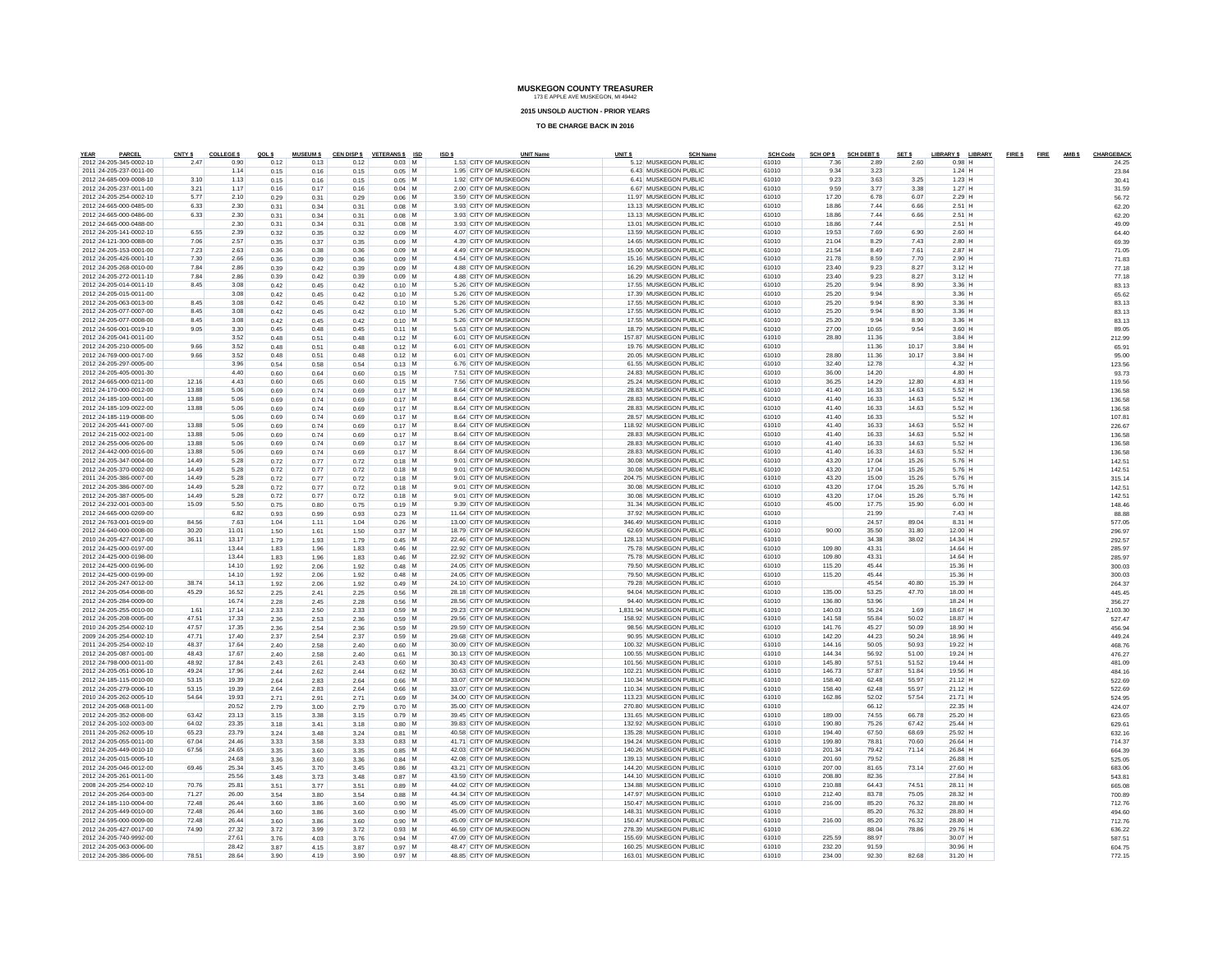**MUSKEGON COUNTY TREASURER**
173 E APPLE AVE MUSKEGON, MI 49442

**2015 UNSOLD AUCTION - PRIOR YEARS**

**TO BE CHARGE BACK IN 2016**

| YEAR | PARCEL | CNTY $ | COLLEGE $ | OOL $ | MUSEUM $ | CEN DISP $ | VETERANS $ | ISD | ISD $ | UNIT Name | UNIT $ | SCH Name | SCH Code | SCH OP $ | SCH DEBT $ | SET $ | LIBRARY $ | LIBRARY | FIRE $ | FIRE | AMB $ | CHARGEBACK |
|---|---|---|---|---|---|---|---|---|---|---|---|---|---|---|---|---|---|---|---|---|---|---|
| 2012 | 24-205-345-0002-10 | 2.47 | 0.90 | 0.12 | 0.13 | 0.12 | 0.03 | M | 1.53 | CITY OF MUSKEGON | 5.12 | MUSKEGON PUBLIC | 61010 | 7.36 | 2.89 | 2.60 | 0.98 | H | | | | 24.25 |
| 2011 | 24-205-237-0011-00 | | 1.14 | 0.15 | 0.16 | 0.15 | 0.05 | M | 1.95 | CITY OF MUSKEGON | 6.43 | MUSKEGON PUBLIC | 61010 | 9.34 | 3.23 | | 1.24 | H | | | | 23.84 |
| 2012 | 24-685-009-0008-10 | 3.10 | 1.13 | 0.15 | 0.16 | 0.15 | 0.05 | M | 1.92 | CITY OF MUSKEGON | 6.41 | MUSKEGON PUBLIC | 61010 | 9.23 | 3.63 | 3.25 | 1.23 | H | | | | 30.41 |
| 2012 | 24-205-237-0011-00 | 3.21 | 1.17 | 0.16 | 0.17 | 0.16 | 0.04 | M | 2.00 | CITY OF MUSKEGON | 6.67 | MUSKEGON PUBLIC | 61010 | 9.59 | 3.77 | 3.38 | 1.27 | H | | | | 31.59 |
| 2012 | 24-205-254-0002-10 | 5.77 | 2.10 | 0.29 | 0.31 | 0.29 | 0.06 | M | 3.59 | CITY OF MUSKEGON | 11.97 | MUSKEGON PUBLIC | 61010 | 17.20 | 6.78 | 6.07 | 2.29 | H | | | | 56.72 |
| 2012 | 24-665-000-0485-00 | 6.33 | 2.30 | 0.31 | 0.34 | 0.31 | 0.08 | M | 3.93 | CITY OF MUSKEGON | 13.13 | MUSKEGON PUBLIC | 61010 | 18.86 | 7.44 | 6.66 | 2.51 | H | | | | 62.20 |
| 2012 | 24-665-000-0486-00 | 6.33 | 2.30 | 0.31 | 0.34 | 0.31 | 0.08 | M | 3.93 | CITY OF MUSKEGON | 13.13 | MUSKEGON PUBLIC | 61010 | 18.86 | 7.44 | 6.66 | 2.51 | H | | | | 62.20 |
| 2012 | 24-665-000-0488-00 | | 2.30 | 0.31 | 0.34 | 0.31 | 0.08 | M | 3.93 | CITY OF MUSKEGON | 13.01 | MUSKEGON PUBLIC | 61010 | 18.86 | 7.44 | | 2.51 | H | | | | 49.09 |
| 2012 | 24-205-141-0002-10 | 6.55 | 2.39 | 0.32 | 0.35 | 0.32 | 0.09 | M | 4.07 | CITY OF MUSKEGON | 13.59 | MUSKEGON PUBLIC | 61010 | 19.53 | 7.69 | 6.90 | 2.60 | H | | | | 64.40 |
| 2012 | 24-121-300-0088-00 | 7.06 | 2.57 | 0.35 | 0.37 | 0.35 | 0.09 | M | 4.39 | CITY OF MUSKEGON | 14.65 | MUSKEGON PUBLIC | 61010 | 21.04 | 8.29 | 7.43 | 2.80 | H | | | | 69.39 |
| 2012 | 24-205-153-0001-00 | 7.23 | 2.63 | 0.36 | 0.38 | 0.36 | 0.09 | M | 4.49 | CITY OF MUSKEGON | 15.00 | MUSKEGON PUBLIC | 61010 | 21.54 | 8.49 | 7.61 | 2.87 | H | | | | 71.05 |
| 2012 | 24-205-426-0001-10 | 7.30 | 2.66 | 0.36 | 0.39 | 0.36 | 0.09 | M | 4.54 | CITY OF MUSKEGON | 15.16 | MUSKEGON PUBLIC | 61010 | 21.78 | 8.59 | 7.70 | 2.90 | H | | | | 71.83 |
| 2012 | 24-205-268-0010-00 | 7.84 | 2.86 | 0.39 | 0.42 | 0.39 | 0.09 | M | 4.88 | CITY OF MUSKEGON | 16.29 | MUSKEGON PUBLIC | 61010 | 23.40 | 9.23 | 8.27 | 3.12 | H | | | | 77.18 |
| 2012 | 24-205-272-0011-10 | 7.84 | 2.86 | 0.39 | 0.42 | 0.39 | 0.09 | M | 4.88 | CITY OF MUSKEGON | 16.29 | MUSKEGON PUBLIC | 61010 | 23.40 | 9.23 | 8.27 | 3.12 | H | | | | 77.18 |
| 2012 | 24-205-014-0011-10 | 8.45 | 3.08 | 0.42 | 0.45 | 0.42 | 0.10 | M | 5.26 | CITY OF MUSKEGON | 17.55 | MUSKEGON PUBLIC | 61010 | 25.20 | 9.94 | 8.90 | 3.36 | H | | | | 83.13 |
| 2012 | 24-205-015-0011-00 | | 3.08 | 0.42 | 0.45 | 0.42 | 0.10 | M | 5.26 | CITY OF MUSKEGON | 17.39 | MUSKEGON PUBLIC | 61010 | 25.20 | 9.94 | | 3.36 | H | | | | 65.62 |
| 2012 | 24-205-063-0013-00 | 8.45 | 3.08 | 0.42 | 0.45 | 0.42 | 0.10 | M | 5.26 | CITY OF MUSKEGON | 17.55 | MUSKEGON PUBLIC | 61010 | 25.20 | 9.94 | 8.90 | 3.36 | H | | | | 83.13 |
| 2012 | 24-205-077-0007-00 | 8.45 | 3.08 | 0.42 | 0.45 | 0.42 | 0.10 | M | 5.26 | CITY OF MUSKEGON | 17.55 | MUSKEGON PUBLIC | 61010 | 25.20 | 9.94 | 8.90 | 3.36 | H | | | | 83.13 |
| 2012 | 24-205-077-0008-00 | 8.45 | 3.08 | 0.42 | 0.45 | 0.42 | 0.10 | M | 5.26 | CITY OF MUSKEGON | 17.55 | MUSKEGON PUBLIC | 61010 | 25.20 | 9.94 | 8.90 | 3.36 | H | | | | 83.13 |
| 2012 | 24-506-001-0019-10 | 9.05 | 3.30 | 0.45 | 0.48 | 0.45 | 0.11 | M | 5.63 | CITY OF MUSKEGON | 18.79 | MUSKEGON PUBLIC | 61010 | 27.00 | 10.65 | 9.54 | 3.60 | H | | | | 89.05 |
| 2012 | 24-205-041-0011-00 | | 3.52 | 0.48 | 0.51 | 0.48 | 0.12 | M | 6.01 | CITY OF MUSKEGON | 157.87 | MUSKEGON PUBLIC | 61010 | 28.80 | 11.36 | | 3.84 | H | | | | 212.99 |
| 2012 | 24-205-210-0005-00 | 9.66 | 3.52 | 0.48 | 0.51 | 0.48 | 0.12 | M | 6.01 | CITY OF MUSKEGON | 19.76 | MUSKEGON PUBLIC | 61010 | | 11.36 | 10.17 | 3.84 | H | | | | 65.91 |
| 2012 | 24-769-000-0017-00 | 9.66 | 3.52 | 0.48 | 0.51 | 0.48 | 0.12 | M | 6.01 | CITY OF MUSKEGON | 20.05 | MUSKEGON PUBLIC | 61010 | 28.80 | 11.36 | 10.17 | 3.84 | H | | | | 95.00 |
| 2012 | 24-205-297-0005-00 | | 3.96 | 0.54 | 0.58 | 0.54 | 0.13 | M | 6.76 | CITY OF MUSKEGON | 61.55 | MUSKEGON PUBLIC | 61010 | 32.40 | 12.78 | | 4.32 | H | | | | 123.56 |
| 2012 | 24-205-405-0001-30 | | 4.40 | 0.60 | 0.64 | 0.60 | 0.15 | M | 7.51 | CITY OF MUSKEGON | 24.83 | MUSKEGON PUBLIC | 61010 | 36.00 | 14.20 | | 4.80 | H | | | | 93.73 |
| 2012 | 24-665-000-0211-00 | 12.16 | 4.43 | 0.60 | 0.65 | 0.60 | 0.15 | M | 7.56 | CITY OF MUSKEGON | 25.24 | MUSKEGON PUBLIC | 61010 | 36.25 | 14.29 | 12.80 | 4.83 | H | | | | 119.56 |
| 2012 | 24-170-000-0012-00 | 13.88 | 5.06 | 0.69 | 0.74 | 0.69 | 0.17 | M | 8.64 | CITY OF MUSKEGON | 28.83 | MUSKEGON PUBLIC | 61010 | 41.40 | 16.33 | 14.63 | 5.52 | H | | | | 136.58 |
| 2012 | 24-185-100-0001-00 | 13.88 | 5.06 | 0.69 | 0.74 | 0.69 | 0.17 | M | 8.64 | CITY OF MUSKEGON | 28.83 | MUSKEGON PUBLIC | 61010 | 41.40 | 16.33 | 14.63 | 5.52 | H | | | | 136.58 |
| 2012 | 24-185-109-0022-00 | 13.88 | 5.06 | 0.69 | 0.74 | 0.69 | 0.17 | M | 8.64 | CITY OF MUSKEGON | 28.83 | MUSKEGON PUBLIC | 61010 | 41.40 | 16.33 | 14.63 | 5.52 | H | | | | 136.58 |
| 2012 | 24-185-119-0008-00 | | 5.06 | 0.69 | 0.74 | 0.69 | 0.17 | M | 8.64 | CITY OF MUSKEGON | 28.57 | MUSKEGON PUBLIC | 61010 | 41.40 | 16.33 | | 5.52 | H | | | | 107.81 |
| 2012 | 24-205-441-0007-00 | 13.88 | 5.06 | 0.69 | 0.74 | 0.69 | 0.17 | M | 8.64 | CITY OF MUSKEGON | 118.92 | MUSKEGON PUBLIC | 61010 | 41.40 | 16.33 | 14.63 | 5.52 | H | | | | 226.67 |
| 2012 | 24-215-002-0021-00 | 13.88 | 5.06 | 0.69 | 0.74 | 0.69 | 0.17 | M | 8.64 | CITY OF MUSKEGON | 28.83 | MUSKEGON PUBLIC | 61010 | 41.40 | 16.33 | 14.63 | 5.52 | H | | | | 136.58 |
| 2012 | 24-255-006-0026-00 | 13.88 | 5.06 | 0.69 | 0.74 | 0.69 | 0.17 | M | 8.64 | CITY OF MUSKEGON | 28.83 | MUSKEGON PUBLIC | 61010 | 41.40 | 16.33 | 14.63 | 5.52 | H | | | | 136.58 |
| 2012 | 24-442-000-0016-00 | 13.88 | 5.06 | 0.69 | 0.74 | 0.69 | 0.17 | M | 8.64 | CITY OF MUSKEGON | 28.83 | MUSKEGON PUBLIC | 61010 | 41.40 | 16.33 | 14.63 | 5.52 | H | | | | 136.58 |
| 2012 | 24-205-347-0004-00 | 14.49 | 5.28 | 0.72 | 0.77 | 0.72 | 0.18 | M | 9.01 | CITY OF MUSKEGON | 30.08 | MUSKEGON PUBLIC | 61010 | 43.20 | 17.04 | 15.26 | 5.76 | H | | | | 142.51 |
| 2012 | 24-205-370-0002-00 | 14.49 | 5.28 | 0.72 | 0.77 | 0.72 | 0.18 | M | 9.01 | CITY OF MUSKEGON | 30.08 | MUSKEGON PUBLIC | 61010 | 43.20 | 17.04 | 15.26 | 5.76 | H | | | | 142.51 |
| 2011 | 24-205-386-0007-00 | 14.49 | 5.28 | 0.72 | 0.77 | 0.72 | 0.18 | M | 9.01 | CITY OF MUSKEGON | 204.75 | MUSKEGON PUBLIC | 61010 | 43.20 | 15.00 | 15.26 | 5.76 | H | | | | 315.14 |
| 2012 | 24-205-386-0007-00 | 14.49 | 5.28 | 0.72 | 0.77 | 0.72 | 0.18 | M | 9.01 | CITY OF MUSKEGON | 30.08 | MUSKEGON PUBLIC | 61010 | 43.20 | 17.04 | 15.26 | 5.76 | H | | | | 142.51 |
| 2012 | 24-205-387-0005-00 | 14.49 | 5.28 | 0.72 | 0.77 | 0.72 | 0.18 | M | 9.01 | CITY OF MUSKEGON | 30.08 | MUSKEGON PUBLIC | 61010 | 43.20 | 17.04 | 15.26 | 5.76 | H | | | | 142.51 |
| 2012 | 24-232-001-0003-00 | 15.09 | 5.50 | 0.75 | 0.80 | 0.75 | 0.19 | M | 9.39 | CITY OF MUSKEGON | 31.34 | MUSKEGON PUBLIC | 61010 | 45.00 | 17.75 | 15.90 | 6.00 | H | | | | 148.46 |
| 2012 | 24-665-000-0269-00 | | 6.82 | 0.93 | 0.99 | 0.93 | 0.23 | M | 11.64 | CITY OF MUSKEGON | 37.92 | MUSKEGON PUBLIC | 61010 | | 21.99 | | 7.43 | H | | | | 88.88 |
| 2012 | 24-763-001-0019-00 | 84.56 | 7.63 | 1.04 | 1.11 | 1.04 | 0.26 | M | 13.00 | CITY OF MUSKEGON | 346.49 | MUSKEGON PUBLIC | 61010 | | 24.57 | 89.04 | 8.31 | H | | | | 577.05 |
| 2012 | 24-640-000-0008-00 | 30.20 | 11.01 | 1.50 | 1.61 | 1.50 | 0.37 | M | 18.79 | CITY OF MUSKEGON | 62.69 | MUSKEGON PUBLIC | 61010 | 90.00 | 35.50 | 31.80 | 12.00 | H | | | | 296.97 |
| 2012 | 24-205-427-0017-00 | 36.11 | 13.17 | 1.79 | 1.93 | 1.79 | 0.45 | M | 22.46 | CITY OF MUSKEGON | 128.13 | MUSKEGON PUBLIC | 61010 | | 34.38 | 38.02 | 14.34 | H | | | | 292.57 |
| 2012 | 24-425-000-0197-00 | | 13.44 | 1.83 | 1.96 | 1.83 | 0.46 | M | 22.92 | CITY OF MUSKEGON | 75.78 | MUSKEGON PUBLIC | 61010 | 109.80 | 43.31 | | 14.64 | H | | | | 285.97 |
| 2012 | 24-425-000-0198-00 | | 13.44 | 1.83 | 1.96 | 1.83 | 0.46 | M | 22.92 | CITY OF MUSKEGON | 75.78 | MUSKEGON PUBLIC | 61010 | 109.80 | 43.31 | | 14.64 | H | | | | 285.97 |
| 2012 | 24-425-000-0196-00 | | 14.10 | 1.92 | 2.06 | 1.92 | 0.48 | M | 24.05 | CITY OF MUSKEGON | 79.50 | MUSKEGON PUBLIC | 61010 | 115.20 | 45.44 | | 15.36 | H | | | | 300.03 |
| 2012 | 24-425-000-0199-00 | | 14.10 | 1.92 | 2.06 | 1.92 | 0.48 | M | 24.05 | CITY OF MUSKEGON | 79.50 | MUSKEGON PUBLIC | 61010 | 115.20 | 45.44 | | 15.36 | H | | | | 300.03 |
| 2012 | 24-205-247-0012-00 | 38.74 | 14.13 | 1.92 | 2.06 | 1.92 | 0.49 | M | 24.10 | CITY OF MUSKEGON | 79.28 | MUSKEGON PUBLIC | 61010 | | 45.54 | 40.80 | 15.39 | H | | | | 264.37 |
| 2012 | 24-205-054-0008-00 | 45.29 | 16.52 | 2.25 | 2.41 | 2.25 | 0.56 | M | 28.18 | CITY OF MUSKEGON | 94.04 | MUSKEGON PUBLIC | 61010 | 135.00 | 53.25 | 47.70 | 18.00 | H | | | | 445.45 |
| 2012 | 24-205-284-0009-00 | | 16.74 | 2.28 | 2.45 | 2.28 | 0.56 | M | 28.56 | CITY OF MUSKEGON | 94.40 | MUSKEGON PUBLIC | 61010 | 136.80 | 53.96 | | 18.24 | H | | | | 356.27 |
| 2012 | 24-205-255-0010-00 | 1.61 | 17.14 | 2.33 | 2.50 | 2.33 | 0.59 | M | 29.23 | CITY OF MUSKEGON | 1,831.94 | MUSKEGON PUBLIC | 61010 | 140.03 | 55.24 | 1.69 | 18.67 | H | | | | 2,103.30 |
| 2012 | 24-205-208-0005-00 | 47.51 | 17.33 | 2.36 | 2.53 | 2.36 | 0.59 | M | 29.56 | CITY OF MUSKEGON | 158.92 | MUSKEGON PUBLIC | 61010 | 141.58 | 55.84 | 50.02 | 18.87 | H | | | | 527.47 |
| 2010 | 24-205-254-0002-10 | 47.57 | 17.35 | 2.36 | 2.54 | 2.36 | 0.59 | M | 29.59 | CITY OF MUSKEGON | 98.56 | MUSKEGON PUBLIC | 61010 | 141.76 | 45.27 | 50.09 | 18.90 | H | | | | 456.94 |
| 2009 | 24-205-254-0002-10 | 47.71 | 17.40 | 2.37 | 2.54 | 2.37 | 0.59 | M | 29.68 | CITY OF MUSKEGON | 90.95 | MUSKEGON PUBLIC | 61010 | 142.20 | 44.23 | 50.24 | 18.96 | H | | | | 449.24 |
| 2011 | 24-205-254-0002-10 | 48.37 | 17.64 | 2.40 | 2.58 | 2.40 | 0.60 | M | 30.09 | CITY OF MUSKEGON | 100.32 | MUSKEGON PUBLIC | 61010 | 144.16 | 50.05 | 50.93 | 19.22 | H | | | | 468.76 |
| 2012 | 24-205-087-0001-00 | 48.43 | 17.67 | 2.40 | 2.58 | 2.40 | 0.61 | M | 30.13 | CITY OF MUSKEGON | 100.55 | MUSKEGON PUBLIC | 61010 | 144.34 | 56.92 | 51.00 | 19.24 | H | | | | 476.27 |
| 2012 | 24-798-000-0011-00 | 48.92 | 17.84 | 2.43 | 2.61 | 2.43 | 0.60 | M | 30.43 | CITY OF MUSKEGON | 101.56 | MUSKEGON PUBLIC | 61010 | 145.80 | 57.51 | 51.52 | 19.44 | H | | | | 481.09 |
| 2012 | 24-205-051-0006-10 | 49.24 | 17.96 | 2.44 | 2.62 | 2.44 | 0.62 | M | 30.63 | CITY OF MUSKEGON | 102.21 | MUSKEGON PUBLIC | 61010 | 146.73 | 57.87 | 51.84 | 19.56 | H | | | | 484.16 |
| 2012 | 24-185-115-0010-00 | 53.15 | 19.39 | 2.64 | 2.83 | 2.64 | 0.66 | M | 33.07 | CITY OF MUSKEGON | 110.34 | MUSKEGON PUBLIC | 61010 | 158.40 | 62.48 | 55.97 | 21.12 | H | | | | 522.69 |
| 2012 | 24-205-279-0006-10 | 53.15 | 19.39 | 2.64 | 2.83 | 2.64 | 0.66 | M | 33.07 | CITY OF MUSKEGON | 110.34 | MUSKEGON PUBLIC | 61010 | 158.40 | 62.48 | 55.97 | 21.12 | H | | | | 522.69 |
| 2010 | 24-205-262-0005-10 | 54.64 | 19.93 | 2.71 | 2.91 | 2.71 | 0.69 | M | 34.00 | CITY OF MUSKEGON | 113.23 | MUSKEGON PUBLIC | 61010 | 162.86 | 52.02 | 57.54 | 21.71 | H | | | | 524.95 |
| 2012 | 24-205-068-0011-00 | | 20.52 | 2.79 | 3.00 | 2.79 | 0.70 | M | 35.00 | CITY OF MUSKEGON | 270.80 | MUSKEGON PUBLIC | 61010 | | 66.12 | | 22.35 | H | | | | 424.07 |
| 2012 | 24-205-352-0008-00 | 63.42 | 23.13 | 3.15 | 3.38 | 3.15 | 0.79 | M | 39.45 | CITY OF MUSKEGON | 131.65 | MUSKEGON PUBLIC | 61010 | 189.00 | 74.55 | 66.78 | 25.20 | H | | | | 623.65 |
| 2012 | 24-205-102-0003-00 | 64.02 | 23.35 | 3.18 | 3.41 | 3.18 | 0.80 | M | 39.83 | CITY OF MUSKEGON | 132.92 | MUSKEGON PUBLIC | 61010 | 190.80 | 75.26 | 67.42 | 25.44 | H | | | | 629.61 |
| 2011 | 24-205-262-0005-10 | 65.23 | 23.79 | 3.24 | 3.48 | 3.24 | 0.81 | M | 40.58 | CITY OF MUSKEGON | 135.28 | MUSKEGON PUBLIC | 61010 | 194.40 | 67.50 | 68.69 | 25.92 | H | | | | 632.16 |
| 2012 | 24-205-055-0011-00 | 67.04 | 24.46 | 3.33 | 3.58 | 3.33 | 0.83 | M | 41.71 | CITY OF MUSKEGON | 194.24 | MUSKEGON PUBLIC | 61010 | 199.80 | 78.81 | 70.60 | 26.64 | H | | | | 714.37 |
| 2012 | 24-205-449-0010-10 | 67.56 | 24.65 | 3.35 | 3.60 | 3.35 | 0.85 | M | 42.03 | CITY OF MUSKEGON | 140.26 | MUSKEGON PUBLIC | 61010 | 201.34 | 79.42 | 71.14 | 26.84 | H | | | | 664.39 |
| 2012 | 24-205-015-0005-10 | | 24.68 | 3.36 | 3.60 | 3.36 | 0.84 | M | 42.08 | CITY OF MUSKEGON | 139.13 | MUSKEGON PUBLIC | 61010 | 201.60 | 79.52 | | 26.88 | H | | | | 525.05 |
| 2012 | 24-205-046-0012-00 | 69.46 | 25.34 | 3.45 | 3.70 | 3.45 | 0.86 | M | 43.21 | CITY OF MUSKEGON | 144.20 | MUSKEGON PUBLIC | 61010 | 207.00 | 81.65 | 73.14 | 27.60 | H | | | | 683.06 |
| 2012 | 24-205-261-0011-00 | | 25.56 | 3.48 | 3.73 | 3.48 | 0.87 | M | 43.59 | CITY OF MUSKEGON | 144.10 | MUSKEGON PUBLIC | 61010 | 208.80 | 82.36 | | 27.84 | H | | | | 543.81 |
| 2008 | 24-205-254-0002-10 | 70.76 | 25.81 | 3.51 | 3.77 | 3.51 | 0.89 | M | 44.02 | CITY OF MUSKEGON | 134.88 | MUSKEGON PUBLIC | 61010 | 210.88 | 64.43 | 74.51 | 28.11 | H | | | | 665.08 |
| 2012 | 24-205-264-0003-00 | 71.27 | 26.00 | 3.54 | 3.80 | 3.54 | 0.88 | M | 44.34 | CITY OF MUSKEGON | 147.97 | MUSKEGON PUBLIC | 61010 | 212.40 | 83.78 | 75.05 | 28.32 | H | | | | 700.89 |
| 2012 | 24-185-110-0004-00 | 72.48 | 26.44 | 3.60 | 3.86 | 3.60 | 0.90 | M | 45.09 | CITY OF MUSKEGON | 150.47 | MUSKEGON PUBLIC | 61010 | 216.00 | 85.20 | 76.32 | 28.80 | H | | | | 712.76 |
| 2012 | 24-205-449-0010-00 | 72.48 | 26.44 | 3.60 | 3.86 | 3.60 | 0.90 | M | 45.09 | CITY OF MUSKEGON | 148.31 | MUSKEGON PUBLIC | 61010 | | 85.20 | 76.32 | 28.80 | H | | | | 494.60 |
| 2012 | 24-595-000-0009-00 | 72.48 | 26.44 | 3.60 | 3.86 | 3.60 | 0.90 | M | 45.09 | CITY OF MUSKEGON | 150.47 | MUSKEGON PUBLIC | 61010 | 216.00 | 85.20 | 76.32 | 28.80 | H | | | | 712.76 |
| 2012 | 24-205-427-0017-00 | 74.90 | 27.32 | 3.72 | 3.99 | 3.72 | 0.93 | M | 46.59 | CITY OF MUSKEGON | 278.39 | MUSKEGON PUBLIC | 61010 | | 88.04 | 78.86 | 29.76 | H | | | | 636.22 |
| 2012 | 24-205-740-9992-00 | | 27.61 | 3.76 | 4.03 | 3.76 | 0.94 | M | 47.09 | CITY OF MUSKEGON | 155.69 | MUSKEGON PUBLIC | 61010 | 225.59 | 88.97 | | 30.07 | H | | | | 587.51 |
| 2012 | 24-205-063-0006-00 | | 28.42 | 3.87 | 4.15 | 3.87 | 0.97 | M | 48.47 | CITY OF MUSKEGON | 160.25 | MUSKEGON PUBLIC | 61010 | 232.20 | 91.59 | | 30.96 | H | | | | 604.75 |
| 2012 | 24-205-386-0006-00 | 78.51 | 28.64 | 3.90 | 4.19 | 3.90 | 0.97 | M | 48.85 | CITY OF MUSKEGON | 163.01 | MUSKEGON PUBLIC | 61010 | 234.00 | 92.30 | 82.68 | 31.20 | H | | | | 772.15 |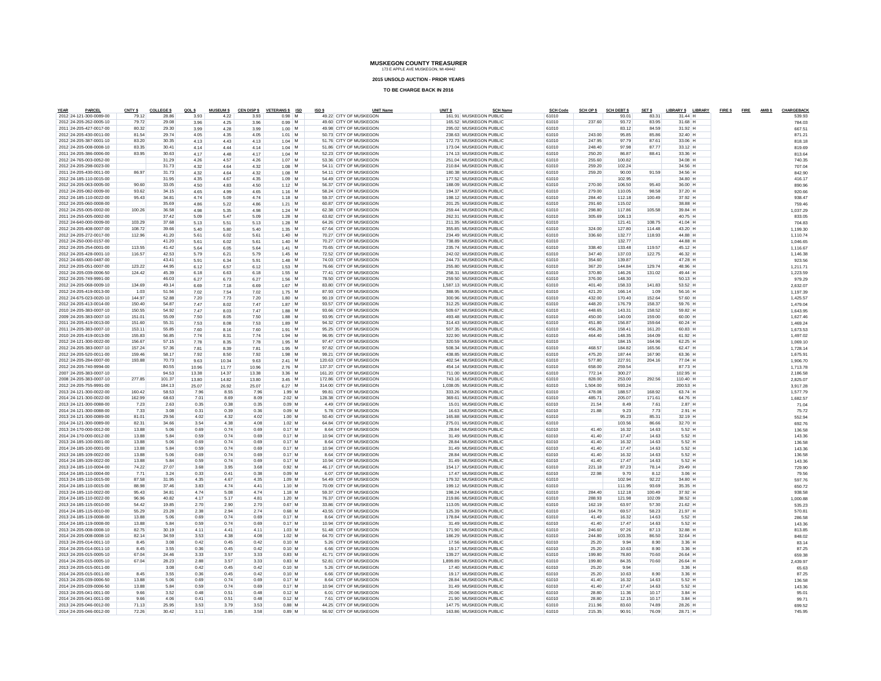# MUSKEGON COUNTY TREASURER

173 E APPLE AVE MUSKEGON, MI 49442

**2015 UNSOLD AUCTION - PRIOR YEARS**

**TO BE CHARGE BACK IN 2016**

| YEAR | PARCEL | CNTY $ | COLLEGE $ | QOL $ | MUSEUM $ | CEN DISP $ | VETERANS $ | ISD | ISD $ | UNIT Name | UNIT $ | SCH Name | SCH Code | SCH OP $ | SCH DEBT $ | SET $ | LIBRARY $ | LIBRARY | FIRE $ | FIRE | AMB $ | CHARGEBACK |
|---|---|---|---|---|---|---|---|---|---|---|---|---|---|---|---|---|---|---|---|---|---|---|
| 2012 | 24-121-300-0089-00 | 79.12 | 28.86 | 3.93 | 4.22 | 3.93 | 0.98 | M | 49.22 | CITY OF MUSKEGON | 161.91 | MUSKEGON PUBLIC | 61010 | | 93.01 | 83.31 | 31.44 | H | | | | 539.93 |
| 2012 | 24-205-262-0005-10 | 79.72 | 29.08 | 3.96 | 4.25 | 3.96 | 0.99 | M | 49.60 | CITY OF MUSKEGON | 165.52 | MUSKEGON PUBLIC | 61010 | 237.60 | 93.72 | 83.95 | 31.68 | H | | | | 784.03 |
| 2012 | 24-205-427-0017-00 | 80.32 | 29.30 | 3.99 | 4.28 | 3.99 | 1.00 | M | 49.98 | CITY OF MUSKEGON | 295.02 | MUSKEGON PUBLIC | 61010 | | 83.12 | 84.59 | 31.92 | H | | | | 667.51 |
| 2012 | 24-205-430-0011-00 | 81.54 | 29.74 | 4.05 | 4.35 | 4.05 | 1.01 | M | 50.73 | CITY OF MUSKEGON | 238.63 | MUSKEGON PUBLIC | 61010 | 243.00 | 95.85 | 85.86 | 32.40 | H | | | | 871.21 |
| 2012 | 24-205-387-0001-10 | 83.20 | 30.35 | 4.13 | 4.43 | 4.13 | 1.04 | M | 51.76 | CITY OF MUSKEGON | 172.73 | MUSKEGON PUBLIC | 61010 | 247.95 | 97.79 | 87.61 | 33.06 | H | | | | 818.18 |
| 2012 | 24-205-008-0008-10 | 83.35 | 30.41 | 4.14 | 4.44 | 4.14 | 1.04 | M | 51.86 | CITY OF MUSKEGON | 173.04 | MUSKEGON PUBLIC | 61010 | 248.40 | 97.98 | 87.77 | 33.12 | H | | | | 819.69 |
| 2011 | 24-205-386-0006-00 | 83.95 | 30.63 | 4.17 | 4.48 | 4.17 | 1.04 | M | 52.23 | CITY OF MUSKEGON | 174.13 | MUSKEGON PUBLIC | 61010 | 250.20 | 86.87 | 88.41 | 33.36 | H | | | | 813.64 |
| 2012 | 24-765-003-0052-00 | | 31.29 | 4.26 | 4.57 | 4.26 | 1.07 | M | 53.36 | CITY OF MUSKEGON | 251.04 | MUSKEGON PUBLIC | 61010 | 255.60 | 100.82 | | 34.08 | H | | | | 740.35 |
| 2012 | 24-205-298-0023-00 | | 31.73 | 4.32 | 4.64 | 4.32 | 1.08 | M | 54.11 | CITY OF MUSKEGON | 210.84 | MUSKEGON PUBLIC | 61010 | 259.20 | 102.24 | | 34.56 | H | | | | 707.04 |
| 2012 | 24-205-430-0011-00 | 86.97 | 31.73 | 4.32 | 4.64 | 4.32 | 1.08 | M | 54.11 | CITY OF MUSKEGON | 180.38 | MUSKEGON PUBLIC | 61010 | 259.20 | 90.00 | 91.59 | 34.56 | H | | | | 842.90 |
| 2012 | 24-185-110-0015-00 | | 31.95 | 4.35 | 4.67 | 4.35 | 1.09 | M | 54.49 | CITY OF MUSKEGON | 177.52 | MUSKEGON PUBLIC | 61010 | | 102.95 | | 34.80 | H | | | | 416.17 |
| 2012 | 24-205-063-0005-00 | 90.60 | 33.05 | 4.50 | 4.83 | 4.50 | 1.12 | M | 56.37 | CITY OF MUSKEGON | 188.09 | MUSKEGON PUBLIC | 61010 | 270.00 | 106.50 | 95.40 | 36.00 | H | | | | 890.96 |
| 2012 | 24-205-082-0009-00 | 93.62 | 34.15 | 4.65 | 4.99 | 4.65 | 1.16 | M | 58.24 | CITY OF MUSKEGON | 194.37 | MUSKEGON PUBLIC | 61010 | 279.00 | 110.05 | 98.58 | 37.20 | H | | | | 920.66 |
| 2012 | 24-185-110-0022-00 | 95.43 | 34.81 | 4.74 | 5.09 | 4.74 | 1.18 | M | 59.37 | CITY OF MUSKEGON | 198.12 | MUSKEGON PUBLIC | 61010 | 284.40 | 112.18 | 100.49 | 37.92 | H | | | | 938.47 |
| 2012 | 24-205-060-0008-00 | | 35.69 | 4.86 | 5.22 | 4.86 | 1.21 | M | 60.87 | CITY OF MUSKEGON | 201.25 | MUSKEGON PUBLIC | 61010 | 291.60 | 115.02 | | 38.88 | H | | | | 759.46 |
| 2012 | 24-255-005-0002-00 | 100.26 | 36.58 | 4.98 | 5.35 | 4.98 | 1.24 | M | 62.38 | CITY OF MUSKEGON | 259.44 | MUSKEGON PUBLIC | 61010 | 298.80 | 117.86 | 105.58 | 39.84 | H | | | | 1,037.29 |
| 2011 | 24-255-005-0002-00 | | 37.42 | 5.09 | 5.47 | 5.09 | 1.28 | M | 63.82 | CITY OF MUSKEGON | 262.31 | MUSKEGON PUBLIC | 61010 | 305.69 | 106.13 | | 40.75 | H | | | | 833.05 |
| 2012 | 24-640-000-0009-00 | 103.29 | 37.68 | 5.13 | 5.51 | 5.13 | 1.28 | M | 64.26 | CITY OF MUSKEGON | 211.35 | MUSKEGON PUBLIC | 61010 | | 121.41 | 108.75 | 41.04 | H | | | | 704.83 |
| 2012 | 24-205-408-0007-00 | 108.72 | 39.66 | 5.40 | 5.80 | 5.40 | 1.35 | M | 67.64 | CITY OF MUSKEGON | 355.85 | MUSKEGON PUBLIC | 61010 | 324.00 | 127.80 | 114.48 | 43.20 | H | | | | 1,199.30 |
| 2012 | 24-205-272-0017-00 | 112.96 | 41.20 | 5.61 | 6.02 | 5.61 | 1.40 | M | 70.27 | CITY OF MUSKEGON | 234.49 | MUSKEGON PUBLIC | 61010 | 336.60 | 132.77 | 118.93 | 44.88 | H | | | | 1,110.74 |
| 2012 | 24-250-000-0157-00 | | 41.20 | 5.61 | 6.02 | 5.61 | 1.40 | M | 70.27 | CITY OF MUSKEGON | 738.89 | MUSKEGON PUBLIC | 61010 | | 132.77 | | 44.88 | H | | | | 1,046.65 |
| 2012 | 24-205-254-0001-00 | 113.55 | 41.42 | 5.64 | 6.05 | 5.64 | 1.41 | M | 70.65 | CITY OF MUSKEGON | 235.74 | MUSKEGON PUBLIC | 61010 | 338.40 | 133.48 | 119.57 | 45.12 | H | | | | 1,116.67 |
| 2012 | 24-205-428-0001-10 | 116.57 | 42.53 | 5.79 | 6.21 | 5.79 | 1.45 | M | 72.52 | CITY OF MUSKEGON | 242.02 | MUSKEGON PUBLIC | 61010 | 347.40 | 137.03 | 122.75 | 46.32 | H | | | | 1,146.38 |
| 2012 | 24-665-000-0487-00 | | 43.41 | 5.91 | 6.34 | 5.91 | 1.48 | M | 74.03 | CITY OF MUSKEGON | 244.73 | MUSKEGON PUBLIC | 61010 | 354.60 | 139.87 | | 47.28 | H | | | | 923.56 |
| 2012 | 24-205-051-0007-00 | 123.22 | 44.95 | 6.12 | 6.57 | 6.12 | 1.53 | M | 76.66 | CITY OF MUSKEGON | 255.80 | MUSKEGON PUBLIC | 61010 | 367.20 | 144.84 | 129.74 | 48.96 | H | | | | 1,211.71 |
| 2012 | 24-205-039-0006-50 | 124.42 | 45.39 | 6.18 | 6.63 | 6.18 | 1.55 | M | 77.41 | CITY OF MUSKEGON | 258.31 | MUSKEGON PUBLIC | 61010 | 370.80 | 146.26 | 131.02 | 49.44 | H | | | | 1,223.59 |
| 2012 | 24-205-749-9991-00 | | 46.03 | 6.27 | 6.73 | 6.27 | 1.56 | M | 78.50 | CITY OF MUSKEGON | 259.50 | MUSKEGON PUBLIC | 61010 | 376.00 | 148.30 | | 50.13 | H | | | | 979.29 |
| 2012 | 24-205-068-0009-10 | 134.69 | 49.14 | 6.69 | 7.18 | 6.69 | 1.67 | M | 83.80 | CITY OF MUSKEGON | 1,587.13 | MUSKEGON PUBLIC | 61010 | 401.40 | 158.33 | 141.83 | 53.52 | H | | | | 2,632.07 |
| 2012 | 24-205-419-0013-00 | 1.03 | 51.56 | 7.02 | 7.54 | 7.02 | 1.75 | M | 87.93 | CITY OF MUSKEGON | 388.95 | MUSKEGON PUBLIC | 61010 | 421.20 | 166.14 | 1.09 | 56.16 | H | | | | 1,197.39 |
| 2012 | 24-205-675-023-0020-10 | 144.97 | 52.88 | 7.20 | 7.73 | 7.20 | 1.80 | M | 90.19 | CITY OF MUSKEGON | 300.96 | MUSKEGON PUBLIC | 61010 | 432.00 | 170.40 | 152.64 | 57.60 | H | | | | 1,425.57 |
| 2012 | 24-205-413-0014-00 | 150.40 | 54.87 | 7.47 | 8.02 | 7.47 | 1.87 | M | 93.57 | CITY OF MUSKEGON | 312.25 | MUSKEGON PUBLIC | 61010 | 448.20 | 176.79 | 158.37 | 59.76 | H | | | | 1,479.04 |
| 2010 | 24-205-383-0007-10 | 150.55 | 54.92 | 7.47 | 8.03 | 7.47 | 1.88 | M | 93.66 | CITY OF MUSKEGON | 509.67 | MUSKEGON PUBLIC | 61010 | 448.65 | 143.31 | 158.52 | 59.82 | H | | | | 1,643.95 |
| 2009 | 24-205-383-0007-10 | 151.01 | 55.09 | 7.50 | 8.05 | 7.50 | 1.88 | M | 93.95 | CITY OF MUSKEGON | 493.48 | MUSKEGON PUBLIC | 61010 | 450.00 | 140.00 | 159.00 | 60.00 | H | | | | 1,627.46 |
| 2011 | 24-205-419-0013-00 | 151.60 | 55.31 | 7.53 | 8.08 | 7.53 | 1.89 | M | 94.32 | CITY OF MUSKEGON | 314.43 | MUSKEGON PUBLIC | 61010 | 451.80 | 156.87 | 159.64 | 60.24 | H | | | | 1,469.24 |
| 2011 | 24-205-383-0007-10 | 153.11 | 55.85 | 7.60 | 8.16 | 7.60 | 1.91 | M | 95.25 | CITY OF MUSKEGON | 507.35 | MUSKEGON PUBLIC | 61010 | 456.26 | 158.41 | 161.20 | 60.83 | H | | | | 1,673.53 |
| 2010 | 24-205-419-0013-00 | 155.83 | 56.85 | 7.74 | 8.31 | 7.74 | 1.94 | M | 96.95 | CITY OF MUSKEGON | 322.90 | MUSKEGON PUBLIC | 61010 | 464.40 | 148.35 | 164.09 | 61.92 | H | | | | 1,497.02 |
| 2012 | 24-121-300-0022-00 | 156.67 | 57.15 | 7.78 | 8.35 | 7.78 | 1.95 | M | 97.47 | CITY OF MUSKEGON | 320.59 | MUSKEGON PUBLIC | 61010 | | 184.15 | 164.96 | 62.25 | H | | | | 1,069.10 |
| 2012 | 24-205-383-0007-10 | 157.24 | 57.36 | 7.81 | 8.39 | 7.81 | 1.95 | M | 97.82 | CITY OF MUSKEGON | 508.34 | MUSKEGON PUBLIC | 61010 | 468.57 | 184.82 | 165.56 | 62.47 | H | | | | 1,728.14 |
| 2012 | 24-205-520-0011-00 | 159.46 | 58.17 | 7.92 | 8.50 | 7.92 | 1.98 | M | 99.21 | CITY OF MUSKEGON | 438.85 | MUSKEGON PUBLIC | 61010 | 475.20 | 187.44 | 167.90 | 63.36 | H | | | | 1,675.91 |
| 2012 | 24-205-284-0007-00 | 193.88 | 70.73 | 9.63 | 10.34 | 9.63 | 2.41 | M | 120.63 | CITY OF MUSKEGON | 402.54 | MUSKEGON PUBLIC | 61010 | 577.80 | 227.91 | 204.16 | 77.04 | H | | | | 1,906.70 |
| 2012 | 24-205-740-9994-00 | | 80.55 | 10.96 | 11.77 | 10.96 | 2.76 | M | 137.37 | CITY OF MUSKEGON | 454.14 | MUSKEGON PUBLIC | 61010 | 658.00 | 259.54 | | 87.73 | H | | | | 1,713.78 |
| 2007 | 24-205-383-0007-10 | | 94.53 | 13.38 | 14.37 | 13.38 | 3.36 | M | 161.20 | CITY OF MUSKEGON | 711.00 | MUSKEGON PUBLIC | 61010 | 772.14 | 300.27 | | 102.95 | H | | | | 2,186.58 |
| 2008 | 24-205-383-0007-10 | 277.85 | 101.37 | 13.80 | 14.82 | 13.80 | 3.45 | M | 172.86 | CITY OF MUSKEGON | 743.16 | MUSKEGON PUBLIC | 61010 | 828.00 | 253.00 | 292.56 | 110.40 | H | | | | 2,825.07 |
| 2012 | 24-205-755-9991-00 | | 184.13 | 25.07 | 26.92 | 25.07 | 6.27 | M | 314.00 | CITY OF MUSKEGON | 1,038.05 | MUSKEGON PUBLIC | 61010 | 1,504.00 | 593.24 | | 200.53 | H | | | | 3,917.28 |
| 2013 | 24-121-300-0022-00 | 160.42 | 58.53 | 7.96 | 8.55 | 7.96 | 1.99 | M | 99.81 | CITY OF MUSKEGON | 333.26 | MUSKEGON PUBLIC | 61010 | 478.08 | 188.57 | 168.92 | 63.74 | H | | | | 1,577.79 |
| 2014 | 24-121-300-0022-00 | 162.99 | 68.63 | 7.01 | 8.69 | 8.09 | 2.02 | M | 128.38 | CITY OF MUSKEGON | 369.61 | MUSKEGON PUBLIC | 61010 | 485.71 | 205.07 | 171.61 | 64.76 | H | | | | 1,682.57 |
| 2013 | 24-121-300-0088-00 | 7.23 | 2.63 | 0.35 | 0.38 | 0.35 | 0.09 | M | 4.49 | CITY OF MUSKEGON | 15.01 | MUSKEGON PUBLIC | 61010 | 21.54 | 8.49 | 7.61 | 2.87 | H | | | | 71.04 |
| 2014 | 24-121-300-0088-00 | 7.33 | 3.08 | 0.31 | 0.39 | 0.36 | 0.09 | M | 5.78 | CITY OF MUSKEGON | 16.63 | MUSKEGON PUBLIC | 61010 | 21.88 | 9.23 | 7.73 | 2.91 | H | | | | 75.72 |
| 2013 | 24-121-300-0089-00 | 81.01 | 29.56 | 4.02 | 4.32 | 4.02 | 1.00 | M | 50.40 | CITY OF MUSKEGON | 165.88 | MUSKEGON PUBLIC | 61010 | | 95.23 | 85.31 | 32.19 | H | | | | 552.94 |
| 2014 | 24-121-300-0089-00 | 82.31 | 34.66 | 3.54 | 4.38 | 4.08 | 1.02 | M | 64.84 | CITY OF MUSKEGON | 275.01 | MUSKEGON PUBLIC | 61010 | | 103.56 | 86.66 | 32.70 | H | | | | 692.76 |
| 2013 | 24-170-000-0012-00 | 13.88 | 5.06 | 0.69 | 0.74 | 0.69 | 0.17 | M | 8.64 | CITY OF MUSKEGON | 28.84 | MUSKEGON PUBLIC | 61010 | 41.40 | 16.32 | 14.63 | 5.52 | H | | | | 136.58 |
| 2014 | 24-170-000-0012-00 | 13.88 | 5.84 | 0.59 | 0.74 | 0.69 | 0.17 | M | 10.94 | CITY OF MUSKEGON | 31.49 | MUSKEGON PUBLIC | 61010 | 41.40 | 17.47 | 14.63 | 5.52 | H | | | | 143.36 |
| 2013 | 24-185-100-0001-00 | 13.88 | 5.06 | 0.69 | 0.74 | 0.69 | 0.17 | M | 8.64 | CITY OF MUSKEGON | 28.84 | MUSKEGON PUBLIC | 61010 | 41.40 | 16.32 | 14.63 | 5.52 | H | | | | 136.58 |
| 2014 | 24-185-100-0001-00 | 13.88 | 5.84 | 0.59 | 0.74 | 0.69 | 0.17 | M | 10.94 | CITY OF MUSKEGON | 31.49 | MUSKEGON PUBLIC | 61010 | 41.40 | 17.47 | 14.63 | 5.52 | H | | | | 143.36 |
| 2013 | 24-185-109-0022-00 | 13.88 | 5.06 | 0.69 | 0.74 | 0.69 | 0.17 | M | 8.64 | CITY OF MUSKEGON | 28.84 | MUSKEGON PUBLIC | 61010 | 41.40 | 16.32 | 14.63 | 5.52 | H | | | | 136.58 |
| 2014 | 24-185-109-0022-00 | 13.88 | 5.84 | 0.59 | 0.74 | 0.69 | 0.17 | M | 10.94 | CITY OF MUSKEGON | 31.49 | MUSKEGON PUBLIC | 61010 | 41.40 | 17.47 | 14.63 | 5.52 | H | | | | 143.36 |
| 2013 | 24-185-110-0004-00 | 74.22 | 27.07 | 3.68 | 3.95 | 3.68 | 0.92 | M | 46.17 | CITY OF MUSKEGON | 154.17 | MUSKEGON PUBLIC | 61010 | 221.18 | 87.23 | 78.14 | 29.49 | H | | | | 729.90 |
| 2014 | 24-185-110-0004-00 | 7.71 | 3.24 | 0.33 | 0.41 | 0.38 | 0.09 | M | 6.07 | CITY OF MUSKEGON | 17.47 | MUSKEGON PUBLIC | 61010 | 22.98 | 9.70 | 8.12 | 3.06 | H | | | | 79.56 |
| 2013 | 24-185-110-0015-00 | 87.58 | 31.95 | 4.35 | 4.67 | 4.35 | 1.09 | M | 54.49 | CITY OF MUSKEGON | 179.32 | MUSKEGON PUBLIC | 61010 | | 102.94 | 92.22 | 34.80 | H | | | | 597.76 |
| 2014 | 24-185-110-0015-00 | 88.98 | 37.46 | 3.83 | 4.74 | 4.41 | 1.10 | M | 70.09 | CITY OF MUSKEGON | 199.12 | MUSKEGON PUBLIC | 61010 | | 111.95 | 93.69 | 35.35 | H | | | | 650.72 |
| 2013 | 24-185-110-0022-00 | 95.43 | 34.81 | 4.74 | 5.08 | 4.74 | 1.18 | M | 59.37 | CITY OF MUSKEGON | 198.24 | MUSKEGON PUBLIC | 61010 | 284.40 | 112.18 | 100.49 | 37.92 | H | | | | 938.58 |
| 2014 | 24-185-110-0022-00 | 96.96 | 40.82 | 4.17 | 5.17 | 4.81 | 1.20 | M | 76.37 | CITY OF MUSKEGON | 219.86 | MUSKEGON PUBLIC | 61010 | 288.93 | 121.98 | 102.09 | 38.52 | H | | | | 1,000.88 |
| 2013 | 24-185-115-0010-00 | 54.42 | 19.85 | 2.70 | 2.90 | 2.70 | 0.67 | M | 33.86 | CITY OF MUSKEGON | 113.05 | MUSKEGON PUBLIC | 61010 | 162.19 | 63.97 | 57.30 | 21.62 | H | | | | 535.23 |
| 2014 | 24-185-115-0010-00 | 55.29 | 23.28 | 2.38 | 2.94 | 2.74 | 0.68 | M | 43.55 | CITY OF MUSKEGON | 125.39 | MUSKEGON PUBLIC | 61010 | 164.79 | 69.57 | 58.23 | 21.97 | H | | | | 570.81 |
| 2013 | 24-185-119-0008-00 | 13.88 | 5.06 | 0.69 | 0.74 | 0.69 | 0.17 | M | 8.64 | CITY OF MUSKEGON | 178.84 | MUSKEGON PUBLIC | 61010 | 41.40 | 16.32 | 14.63 | 5.52 | H | | | | 286.58 |
| 2014 | 24-185-119-0008-00 | 13.88 | 5.84 | 0.59 | 0.74 | 0.69 | 0.17 | M | 10.94 | CITY OF MUSKEGON | 31.49 | MUSKEGON PUBLIC | 61010 | 41.40 | 17.47 | 14.63 | 5.52 | H | | | | 143.36 |
| 2013 | 24-205-008-0008-10 | 82.75 | 30.19 | 4.11 | 4.41 | 4.11 | 1.03 | M | 51.48 | CITY OF MUSKEGON | 171.90 | MUSKEGON PUBLIC | 61010 | 246.60 | 97.26 | 87.13 | 32.88 | H | | | | 813.85 |
| 2014 | 24-205-008-0008-10 | 82.14 | 34.59 | 3.53 | 4.38 | 4.08 | 1.02 | M | 64.70 | CITY OF MUSKEGON | 186.29 | MUSKEGON PUBLIC | 61010 | 244.80 | 103.35 | 86.50 | 32.64 | H | | | | 848.02 |
| 2013 | 24-205-014-0011-10 | 8.45 | 3.08 | 0.42 | 0.45 | 0.42 | 0.10 | M | 5.26 | CITY OF MUSKEGON | 17.56 | MUSKEGON PUBLIC | 61010 | 25.20 | 9.94 | 8.90 | 3.36 | H | | | | 83.14 |
| 2014 | 24-205-014-0011-10 | 8.45 | 3.55 | 0.36 | 0.45 | 0.42 | 0.10 | M | 6.66 | CITY OF MUSKEGON | 19.17 | MUSKEGON PUBLIC | 61010 | 25.20 | 10.63 | 8.90 | 3.36 | H | | | | 87.25 |
| 2013 | 24-205-015-0005-10 | 67.04 | 24.46 | 3.33 | 3.57 | 3.33 | 0.83 | M | 41.71 | CITY OF MUSKEGON | 139.27 | MUSKEGON PUBLIC | 61010 | 199.80 | 78.80 | 70.60 | 26.64 | H | | | | 659.38 |
| 2014 | 24-205-015-0005-10 | 67.04 | 28.23 | 2.88 | 3.57 | 3.33 | 0.83 | M | 52.81 | CITY OF MUSKEGON | 1,899.89 | MUSKEGON PUBLIC | 61010 | 199.80 | 84.35 | 70.60 | 26.64 | H | | | | 2,439.97 |
| 2013 | 24-205-015-0011-00 | | 3.08 | 0.42 | 0.45 | 0.42 | 0.10 | M | 5.26 | CITY OF MUSKEGON | 17.40 | MUSKEGON PUBLIC | 61010 | 25.20 | 9.94 | | 3.36 | H | | | | 65.63 |
| 2014 | 24-205-015-0011-00 | 8.45 | 3.55 | 0.36 | 0.45 | 0.42 | 0.10 | M | 6.66 | CITY OF MUSKEGON | 19.17 | MUSKEGON PUBLIC | 61010 | 25.20 | 10.63 | 8.90 | 3.36 | H | | | | 87.25 |
| 2013 | 24-205-039-0006-50 | 13.88 | 5.06 | 0.69 | 0.74 | 0.69 | 0.17 | M | 8.64 | CITY OF MUSKEGON | 28.84 | MUSKEGON PUBLIC | 61010 | 41.40 | 16.32 | 14.63 | 5.52 | H | | | | 136.58 |
| 2014 | 24-205-039-0006-50 | 13.88 | 5.84 | 0.59 | 0.74 | 0.69 | 0.17 | M | 10.94 | CITY OF MUSKEGON | 31.49 | MUSKEGON PUBLIC | 61010 | 41.40 | 17.47 | 14.63 | 5.52 | H | | | | 143.36 |
| 2013 | 24-205-041-0011-00 | 9.66 | 3.52 | 0.48 | 0.51 | 0.48 | 0.12 | M | 6.01 | CITY OF MUSKEGON | 20.06 | MUSKEGON PUBLIC | 61010 | 28.80 | 11.36 | 10.17 | 3.84 | H | | | | 95.01 |
| 2014 | 24-205-041-0011-00 | 9.66 | 4.06 | 0.41 | 0.51 | 0.48 | 0.12 | M | 7.61 | CITY OF MUSKEGON | 21.90 | MUSKEGON PUBLIC | 61010 | 28.80 | 12.15 | 10.17 | 3.84 | H | | | | 99.71 |
| 2013 | 24-205-046-0012-00 | 71.13 | 25.95 | 3.53 | 3.79 | 3.53 | 0.88 | M | 44.25 | CITY OF MUSKEGON | 147.75 | MUSKEGON PUBLIC | 61010 | 211.96 | 83.60 | 74.89 | 28.26 | H | | | | 699.52 |
| 2014 | 24-205-046-0012-00 | 72.26 | 30.42 | 3.11 | 3.85 | 3.58 | 0.89 | M | 56.92 | CITY OF MUSKEGON | 163.86 | MUSKEGON PUBLIC | 61010 | 215.35 | 90.91 | 76.09 | 28.71 | H | | | | 745.95 |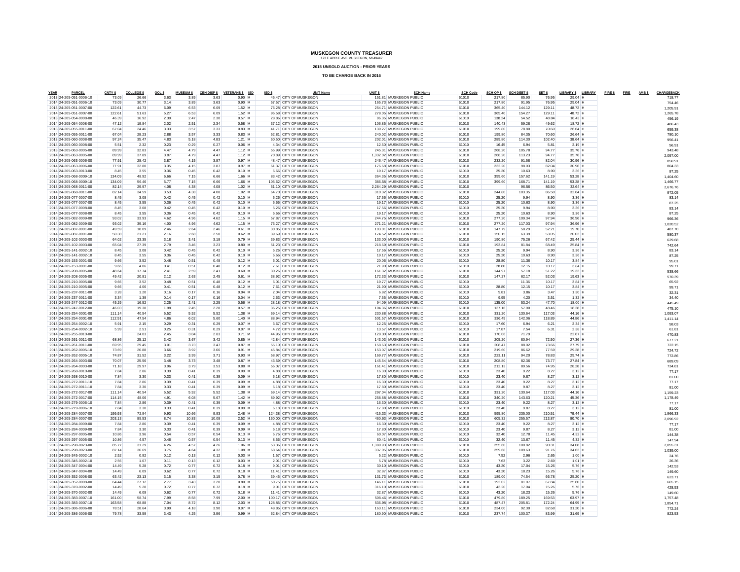# MUSKEGON COUNTY TREASURER

173 E APPLE AVE MUSKEGON, MI 49442

**2015 UNSOLD AUCTION - PRIOR YEARS**

**TO BE CHARGE BACK IN 2016**

| YEAR | PARCEL | CNTY $ | COLLEGE $ | QOL $ | MUSEUM $ | CEN DISP $ | VETERANS $ | ISD | ISD $ | UNIT Name | UNIT $ | SCH Name | SCH Code | SCH OP $ | SCH DEBT $ | SET $ | LIBRARY $ | LIBRARY | FIRE $ | FIRE | AMB $ | CHARGEBACK |
|---|---|---|---|---|---|---|---|---|---|---|---|---|---|---|---|---|---|---|---|---|---|---|
| 2013 | 24-205-051-0006-10 | 73.09 | 26.66 | 3.63 | 3.89 | 3.63 | 0.90 | M | 45.47 | CITY OF MUSKEGON | 151.81 | MUSKEGON PUBLIC | 61010 | 217.80 | 85.90 | 76.95 | 29.04 | H | | | | 718.77 |
| 2014 | 24-205-051-0006-10 | 73.09 | 30.77 | 3.14 | 3.89 | 3.63 | 0.90 | M | 57.57 | CITY OF MUSKEGON | 165.73 | MUSKEGON PUBLIC | 61010 | 217.80 | 91.95 | 76.95 | 29.04 | H | | | | 754.46 |
| 2013 | 24-205-051-0007-00 | 122.61 | 44.73 | 6.09 | 6.53 | 6.09 | 1.52 | M | 76.28 | CITY OF MUSKEGON | 254.71 | MUSKEGON PUBLIC | 61010 | 365.40 | 144.12 | 129.11 | 48.72 | H | | | | 1,205.91 |
| 2014 | 24-205-051-0007-00 | 122.61 | 51.63 | 5.27 | 6.53 | 6.09 | 1.52 | M | 96.58 | CITY OF MUSKEGON | 278.05 | MUSKEGON PUBLIC | 61010 | 365.40 | 154.27 | 129.11 | 48.72 | H | | | | 1,265.78 |
| 2013 | 24-205-054-0008-00 | 46.39 | 16.92 | 2.30 | 2.47 | 2.30 | 0.57 | M | 28.86 | CITY OF MUSKEGON | 96.35 | MUSKEGON PUBLIC | 61010 | 138.24 | 54.52 | 48.84 | 18.43 | H | | | | 456.19 |
| 2014 | 24-205-054-0008-00 | 47.12 | 19.84 | 2.02 | 2.51 | 2.34 | 0.58 | M | 37.12 | CITY OF MUSKEGON | 106.85 | MUSKEGON PUBLIC | 61010 | 140.43 | 59.28 | 49.62 | 18.72 | H | | | | 486.43 |
| 2013 | 24-205-055-0011-00 | 67.04 | 24.46 | 3.33 | 3.57 | 3.33 | 0.83 | M | 41.71 | CITY OF MUSKEGON | 139.27 | MUSKEGON PUBLIC | 61010 | 199.80 | 78.80 | 70.60 | 26.64 | H | | | | 659.38 |
| 2014 | 24-205-055-0011-00 | 67.04 | 28.23 | 2.88 | 3.57 | 3.33 | 0.83 | M | 52.81 | CITY OF MUSKEGON | 240.02 | MUSKEGON PUBLIC | 61010 | 199.80 | 84.35 | 70.60 | 26.64 | H | | | | 780.10 |
| 2013 | 24-205-060-0008-00 | 97.24 | 35.47 | 4.83 | 5.18 | 4.83 | 1.21 | M | 60.50 | CITY OF MUSKEGON | 202.01 | MUSKEGON PUBLIC | 61010 | 289.80 | 114.30 | 102.40 | 38.64 | H | | | | 956.41 |
| 2014 | 24-205-060-0008-00 | 5.51 | 2.32 | 0.23 | 0.29 | 0.27 | 0.06 | M | 4.34 | CITY OF MUSKEGON | 12.50 | MUSKEGON PUBLIC | 61010 | 16.45 | 6.94 | 5.81 | 2.19 | H | | | | 56.91 |
| 2013 | 24-205-063-0005-00 | 89.99 | 32.83 | 4.47 | 4.79 | 4.47 | 1.12 | M | 55.99 | CITY OF MUSKEGON | 245.31 | MUSKEGON PUBLIC | 61010 | 268.20 | 105.78 | 94.77 | 35.76 | H | | | | 943.48 |
| 2014 | 24-205-063-0005-00 | 89.99 | 37.89 | 3.87 | 4.79 | 4.47 | 1.12 | M | 70.89 | CITY OF MUSKEGON | 1,332.02 | MUSKEGON PUBLIC | 61010 | 268.20 | 113.23 | 94.77 | 35.76 | H | | | | 2,057.00 |
| 2013 | 24-205-063-0006-00 | 77.91 | 28.42 | 3.87 | 4.15 | 3.87 | 0.97 | M | 48.47 | CITY OF MUSKEGON | 246.47 | MUSKEGON PUBLIC | 61010 | 232.20 | 91.58 | 82.04 | 30.96 | H | | | | 850.91 |
| 2014 | 24-205-063-0006-00 | 77.91 | 32.80 | 3.35 | 4.15 | 3.87 | 0.97 | M | 61.37 | CITY OF MUSKEGON | 176.68 | MUSKEGON PUBLIC | 61010 | 232.20 | 98.03 | 82.04 | 30.96 | H | | | | 804.33 |
| 2014 | 24-205-063-0013-00 | 8.45 | 3.55 | 0.36 | 0.45 | 0.42 | 0.10 | M | 6.66 | CITY OF MUSKEGON | 19.17 | MUSKEGON PUBLIC | 61010 | 25.20 | 10.63 | 8.90 | 3.36 | H | | | | 87.25 |
| 2013 | 24-205-068-0009-10 | 134.09 | 48.92 | 6.66 | 7.15 | 6.66 | 1.66 | M | 83.42 | CITY OF MUSKEGON | 364.35 | MUSKEGON PUBLIC | 61010 | 399.60 | 157.62 | 141.19 | 53.28 | H | | | | 1,404.60 |
| 2014 | 24-205-068-0009-10 | 134.09 | 56.46 | 5.77 | 7.15 | 6.66 | 1.66 | M | 105.62 | CITY OF MUSKEGON | 386.58 | MUSKEGON PUBLIC | 61010 | 399.60 | 168.71 | 141.19 | 53.28 | H | | | | 1,466.77 |
| 2013 | 24-205-068-0011-00 | 82.14 | 29.97 | 4.08 | 4.38 | 4.08 | 1.02 | M | 51.10 | CITY OF MUSKEGON | 2,284.29 | MUSKEGON PUBLIC | 61010 | | 96.56 | 86.50 | 32.64 | H | | | | 2,676.76 |
| 2014 | 24-205-068-0011-00 | 82.14 | 34.59 | 3.53 | 4.38 | 4.08 | 1.02 | M | 64.70 | CITY OF MUSKEGON | 310.32 | MUSKEGON PUBLIC | 61010 | 244.80 | 103.35 | 86.50 | 32.64 | H | | | | 972.05 |
| 2013 | 24-205-077-0007-00 | 8.45 | 3.08 | 0.42 | 0.45 | 0.42 | 0.10 | M | 5.26 | CITY OF MUSKEGON | 17.56 | MUSKEGON PUBLIC | 61010 | 25.20 | 9.94 | 8.90 | 3.36 | H | | | | 83.14 |
| 2014 | 24-205-077-0007-00 | 8.45 | 3.55 | 0.36 | 0.45 | 0.42 | 0.10 | M | 6.66 | CITY OF MUSKEGON | 19.17 | MUSKEGON PUBLIC | 61010 | 25.20 | 10.63 | 8.90 | 3.36 | H | | | | 87.25 |
| 2013 | 24-205-077-0008-00 | 8.45 | 3.08 | 0.42 | 0.45 | 0.42 | 0.10 | M | 5.26 | CITY OF MUSKEGON | 17.56 | MUSKEGON PUBLIC | 61010 | 25.20 | 9.94 | 8.90 | 3.36 | H | | | | 83.14 |
| 2014 | 24-205-077-0008-00 | 8.45 | 3.55 | 0.36 | 0.45 | 0.42 | 0.10 | M | 6.66 | CITY OF MUSKEGON | 19.17 | MUSKEGON PUBLIC | 61010 | 25.20 | 10.63 | 8.90 | 3.36 | H | | | | 87.25 |
| 2013 | 24-205-082-0009-00 | 93.02 | 33.93 | 4.62 | 4.96 | 4.62 | 1.15 | M | 57.87 | CITY OF MUSKEGON | 244.75 | MUSKEGON PUBLIC | 61010 | 277.20 | 109.34 | 97.94 | 36.96 | H | | | | 966.36 |
| 2014 | 24-205-082-0009-00 | 93.02 | 39.16 | 4.00 | 4.96 | 4.62 | 1.15 | M | 73.27 | CITY OF MUSKEGON | 271.21 | MUSKEGON PUBLIC | 61010 | 277.20 | 117.03 | 97.94 | 36.96 | H | | | | 1,020.52 |
| 2013 | 24-205-087-0001-00 | 49.59 | 18.09 | 2.46 | 2.64 | 2.46 | 0.61 | M | 30.85 | CITY OF MUSKEGON | 103.01 | MUSKEGON PUBLIC | 61010 | 147.79 | 58.29 | 52.21 | 19.70 | H | | | | 487.70 |
| 2014 | 24-205-087-0001-00 | 50.38 | 21.21 | 2.16 | 2.68 | 2.50 | 0.62 | M | 39.69 | CITY OF MUSKEGON | 174.52 | MUSKEGON PUBLIC | 61010 | 150.15 | 63.39 | 53.05 | 20.02 | H | | | | 580.37 |
| 2013 | 24-205-102-0003-00 | 64.02 | 23.35 | 3.18 | 3.41 | 3.18 | 0.79 | M | 39.83 | CITY OF MUSKEGON | 133.00 | MUSKEGON PUBLIC | 61010 | 190.80 | 75.26 | 67.42 | 25.44 | H | | | | 629.68 |
| 2014 | 24-205-102-0003-00 | 65.04 | 27.39 | 2.79 | 3.46 | 3.23 | 0.80 | M | 51.23 | CITY OF MUSKEGON | 218.69 | MUSKEGON PUBLIC | 61010 | 193.84 | 81.84 | 68.49 | 25.84 | H | | | | 742.64 |
| 2013 | 24-205-141-0002-10 | 8.45 | 3.08 | 0.42 | 0.45 | 0.42 | 0.10 | M | 5.26 | CITY OF MUSKEGON | 17.56 | MUSKEGON PUBLIC | 61010 | 25.20 | 9.94 | 8.90 | 3.36 | H | | | | 83.14 |
| 2014 | 24-205-141-0002-10 | 8.45 | 3.55 | 0.36 | 0.45 | 0.42 | 0.10 | M | 6.66 | CITY OF MUSKEGON | 19.17 | MUSKEGON PUBLIC | 61010 | 25.20 | 10.63 | 8.90 | 3.36 | H | | | | 87.25 |
| 2013 | 24-205-153-0001-00 | 9.66 | 3.52 | 0.48 | 0.51 | 0.48 | 0.12 | M | 6.01 | CITY OF MUSKEGON | 20.06 | MUSKEGON PUBLIC | 61010 | 28.80 | 11.36 | 10.17 | 3.84 | H | | | | 95.01 |
| 2014 | 24-205-153-0001-00 | 9.66 | 4.06 | 0.41 | 0.51 | 0.48 | 0.12 | M | 7.61 | CITY OF MUSKEGON | 21.90 | MUSKEGON PUBLIC | 61010 | 28.80 | 12.15 | 10.17 | 3.84 | H | | | | 99.71 |
| 2013 | 24-205-208-0005-00 | 48.64 | 17.74 | 2.41 | 2.59 | 2.41 | 0.60 | M | 30.26 | CITY OF MUSKEGON | 161.32 | MUSKEGON PUBLIC | 61010 | 144.97 | 57.18 | 51.22 | 19.32 | H | | | | 538.66 |
| 2014 | 24-205-208-0005-00 | 49.42 | 20.81 | 2.12 | 2.63 | 2.45 | 0.61 | M | 38.92 | CITY OF MUSKEGON | 172.33 | MUSKEGON PUBLIC | 61010 | 147.27 | 62.17 | 52.03 | 19.63 | H | | | | 570.39 |
| 2013 | 24-205-210-0005-00 | 9.66 | 3.52 | 0.48 | 0.51 | 0.48 | 0.12 | M | 6.01 | CITY OF MUSKEGON | 19.77 | MUSKEGON PUBLIC | 61010 | | 11.36 | 10.17 | 3.84 | H | | | | 65.92 |
| 2014 | 24-205-210-0005-00 | 9.66 | 4.06 | 0.41 | 0.51 | 0.48 | 0.12 | M | 7.61 | CITY OF MUSKEGON | 21.90 | MUSKEGON PUBLIC | 61010 | 28.80 | 12.15 | 10.17 | 3.84 | H | | | | 99.71 |
| 2013 | 24-205-237-0011-00 | 3.28 | 1.20 | 0.16 | 0.17 | 0.16 | 0.04 | M | 2.04 | CITY OF MUSKEGON | 6.82 | MUSKEGON PUBLIC | 61010 | 9.81 | 3.86 | 3.47 | 1.30 | H | | | | 32.31 |
| 2014 | 24-205-237-0011-00 | 3.34 | 1.39 | 0.14 | 0.17 | 0.16 | 0.04 | M | 2.63 | CITY OF MUSKEGON | 7.55 | MUSKEGON PUBLIC | 61010 | 9.95 | 4.20 | 3.51 | 1.32 | H | | | | 34.40 |
| 2013 | 24-205-247-0012-00 | 45.29 | 16.52 | 2.25 | 2.41 | 2.25 | 0.56 | M | 28.18 | CITY OF MUSKEGON | 94.09 | MUSKEGON PUBLIC | 61010 | 135.00 | 53.24 | 47.70 | 18.00 | H | | | | 445.49 |
| 2014 | 24-205-247-0012-00 | 46.03 | 19.38 | 1.98 | 2.45 | 2.28 | 0.57 | M | 36.25 | CITY OF MUSKEGON | 104.36 | MUSKEGON PUBLIC | 61010 | 137.16 | 57.90 | 48.46 | 18.28 | H | | | | 475.10 |
| 2013 | 24-205-254-0001-00 | 111.14 | 40.54 | 5.52 | 5.92 | 5.52 | 1.38 | M | 69.14 | CITY OF MUSKEGON | 230.88 | MUSKEGON PUBLIC | 61010 | 331.20 | 130.64 | 117.03 | 44.16 | H | | | | 1,093.07 |
| 2014 | 24-205-254-0001-00 | 112.91 | 47.54 | 4.86 | 6.02 | 5.60 | 1.40 | M | 88.94 | CITY OF MUSKEGON | 501.57 | MUSKEGON PUBLIC | 61010 | 336.49 | 142.06 | 118.89 | 44.86 | H | | | | 1,411.14 |
| 2013 | 24-205-254-0002-10 | 5.91 | 2.15 | 0.29 | 0.31 | 0.29 | 0.07 | M | 3.67 | CITY OF MUSKEGON | 12.25 | MUSKEGON PUBLIC | 61010 | 17.60 | 6.94 | 6.21 | 2.34 | H | | | | 58.03 |
| 2014 | 24-205-254-0002-10 | 5.99 | 2.51 | 0.25 | 0.31 | 0.29 | 0.07 | M | 4.72 | CITY OF MUSKEGON | 13.57 | MUSKEGON PUBLIC | 61010 | 17.87 | 7.54 | 6.31 | 2.38 | H | | | | 61.81 |
| 2014 | 24-205-255-0010-00 | | 24.03 | 2.45 | 3.04 | 2.83 | 0.71 | M | 44.95 | CITY OF MUSKEGON | 128.30 | MUSKEGON PUBLIC | 61010 | 170.06 | 71.79 | | 22.67 | H | | | | 470.83 |
| 2013 | 24-205-261-0011-00 | 68.86 | 25.12 | 3.42 | 3.67 | 3.42 | 0.85 | M | 42.84 | CITY OF MUSKEGON | 143.03 | MUSKEGON PUBLIC | 61010 | 205.20 | 80.94 | 72.50 | 27.36 | H | | | | 677.21 |
| 2014 | 24-205-261-0011-00 | 69.95 | 29.45 | 3.01 | 3.73 | 3.47 | 0.87 | M | 55.10 | CITY OF MUSKEGON | 158.63 | MUSKEGON PUBLIC | 61010 | 208.47 | 88.02 | 73.66 | 27.79 | H | | | | 722.15 |
| 2013 | 24-205-262-0005-10 | 73.69 | 26.88 | 3.66 | 3.92 | 3.66 | 0.91 | M | 45.84 | CITY OF MUSKEGON | 153.07 | MUSKEGON PUBLIC | 61010 | 219.60 | 86.62 | 77.59 | 29.28 | H | | | | 724.72 |
| 2014 | 24-205-262-0005-10 | 74.87 | 31.52 | 3.22 | 3.99 | 3.71 | 0.93 | M | 58.97 | CITY OF MUSKEGON | 169.77 | MUSKEGON PUBLIC | 61010 | 223.11 | 94.20 | 78.83 | 29.74 | H | | | | 772.86 |
| 2013 | 24-205-264-0003-00 | 70.07 | 25.56 | 3.48 | 3.73 | 3.48 | 0.87 | M | 43.59 | CITY OF MUSKEGON | 145.54 | MUSKEGON PUBLIC | 61010 | 208.80 | 82.36 | 73.77 | 27.84 | H | | | | 689.09 |
| 2014 | 24-205-264-0003-00 | 71.18 | 29.97 | 3.06 | 3.79 | 3.53 | 0.88 | M | 56.07 | CITY OF MUSKEGON | 161.41 | MUSKEGON PUBLIC | 61010 | 212.13 | 89.56 | 74.95 | 28.28 | H | | | | 734.81 |
| 2013 | 24-205-268-0010-00 | 7.84 | 2.86 | 0.39 | 0.41 | 0.39 | 0.09 | M | 4.88 | CITY OF MUSKEGON | 16.30 | MUSKEGON PUBLIC | 61010 | 23.40 | 9.22 | 8.27 | 3.12 | H | | | | 77.17 |
| 2014 | 24-205-268-0010-00 | 7.84 | 3.30 | 0.33 | 0.41 | 0.39 | 0.09 | M | 6.18 | CITY OF MUSKEGON | 17.80 | MUSKEGON PUBLIC | 61010 | 23.40 | 9.87 | 8.27 | 3.12 | H | | | | 81.00 |
| 2013 | 24-205-272-0011-10 | 7.84 | 2.86 | 0.39 | 0.41 | 0.39 | 0.09 | M | 4.88 | CITY OF MUSKEGON | 16.30 | MUSKEGON PUBLIC | 61010 | 23.40 | 9.22 | 8.27 | 3.12 | H | | | | 77.17 |
| 2014 | 24-205-272-0011-10 | 7.84 | 3.30 | 0.33 | 0.41 | 0.39 | 0.09 | M | 6.18 | CITY OF MUSKEGON | 17.80 | MUSKEGON PUBLIC | 61010 | 23.40 | 9.87 | 8.27 | 3.12 | H | | | | 81.00 |
| 2013 | 24-205-272-0017-00 | 111.14 | 40.54 | 5.52 | 5.92 | 5.52 | 1.38 | M | 69.14 | CITY OF MUSKEGON | 297.04 | MUSKEGON PUBLIC | 61010 | 331.20 | 130.64 | 117.03 | 44.16 | H | | | | 1,159.23 |
| 2014 | 24-205-272-0017-00 | 114.15 | 48.06 | 4.91 | 6.08 | 5.67 | 1.42 | M | 89.92 | CITY OF MUSKEGON | 258.88 | MUSKEGON PUBLIC | 61010 | 340.20 | 143.63 | 120.21 | 45.36 | H | | | | 1,178.49 |
| 2013 | 24-205-279-0006-10 | 7.84 | 2.86 | 0.39 | 0.41 | 0.39 | 0.09 | M | 4.88 | CITY OF MUSKEGON | 16.30 | MUSKEGON PUBLIC | 61010 | 23.40 | 9.22 | 8.27 | 3.12 | H | | | | 77.17 |
| 2014 | 24-205-279-0006-10 | 7.84 | 3.30 | 0.33 | 0.41 | 0.39 | 0.09 | M | 6.18 | CITY OF MUSKEGON | 17.80 | MUSKEGON PUBLIC | 61010 | 23.40 | 9.87 | 8.27 | 3.12 | H | | | | 81.00 |
| 2013 | 24-205-284-0007-00 | 199.93 | 72.94 | 9.93 | 10.66 | 9.93 | 2.48 | M | 124.38 | CITY OF MUSKEGON | 415.33 | MUSKEGON PUBLIC | 61010 | 595.80 | 235.00 | 210.51 | 79.44 | H | | | | 1,966.33 |
| 2014 | 24-205-284-0007-00 | 203.13 | 85.53 | 8.74 | 10.83 | 10.08 | 2.52 | M | 160.00 | CITY OF MUSKEGON | 460.63 | MUSKEGON PUBLIC | 61010 | 605.32 | 255.57 | 213.87 | 80.70 | H | | | | 2,096.92 |
| 2013 | 24-205-284-0009-00 | 7.84 | 2.86 | 0.39 | 0.41 | 0.39 | 0.09 | M | 4.88 | CITY OF MUSKEGON | 16.30 | MUSKEGON PUBLIC | 61010 | 23.40 | 9.22 | 8.27 | 3.12 | H | | | | 77.17 |
| 2014 | 24-205-284-0009-00 | 7.84 | 3.30 | 0.33 | 0.41 | 0.39 | 0.09 | M | 6.18 | CITY OF MUSKEGON | 17.80 | MUSKEGON PUBLIC | 61010 | 23.40 | 9.87 | 8.27 | 3.12 | H | | | | 81.00 |
| 2013 | 24-205-297-0005-00 | 10.86 | 3.96 | 0.54 | 0.57 | 0.54 | 0.13 | M | 6.76 | CITY OF MUSKEGON | 60.07 | MUSKEGON PUBLIC | 61010 | 32.40 | 12.78 | 11.45 | 4.32 | H | | | | 144.38 |
| 2014 | 24-205-297-0005-00 | 10.86 | 4.57 | 0.46 | 0.57 | 0.54 | 0.13 | M | 8.56 | CITY OF MUSKEGON | 60.41 | MUSKEGON PUBLIC | 61010 | 32.40 | 13.67 | 11.45 | 4.32 | H | | | | 147.94 |
| 2013 | 24-205-298-0023-00 | 85.77 | 31.29 | 4.26 | 4.57 | 4.26 | 1.06 | M | 53.36 | CITY OF MUSKEGON | 1,389.93 | MUSKEGON PUBLIC | 61010 | 255.60 | 100.82 | 90.31 | 34.08 | H | | | | 2,055.31 |
| 2014 | 24-205-298-0023-00 | 87.14 | 36.69 | 3.75 | 4.64 | 4.32 | 1.08 | M | 68.64 | CITY OF MUSKEGON | 337.05 | MUSKEGON PUBLIC | 61010 | 259.68 | 109.63 | 91.76 | 34.62 | H | | | | 1,039.00 |
| 2013 | 24-205-345-0002-10 | 2.52 | 0.92 | 0.12 | 0.13 | 0.12 | 0.03 | M | 1.57 | CITY OF MUSKEGON | 5.22 | MUSKEGON PUBLIC | 61010 | 7.52 | 2.96 | 2.65 | 1.00 | H | | | | 24.76 |
| 2014 | 24-205-345-0002-10 | 2.56 | 1.07 | 0.11 | 0.13 | 0.12 | 0.03 | M | 2.01 | CITY OF MUSKEGON | 5.78 | MUSKEGON PUBLIC | 61010 | 7.63 | 3.22 | 2.69 | 1.01 | H | | | | 26.36 |
| 2013 | 24-205-347-0004-00 | 14.49 | 5.28 | 0.72 | 0.77 | 0.72 | 0.18 | M | 9.01 | CITY OF MUSKEGON | 30.10 | MUSKEGON PUBLIC | 61010 | 43.20 | 17.04 | 15.26 | 5.76 | H | | | | 142.53 |
| 2014 | 24-205-347-0004-00 | 14.49 | 6.09 | 0.62 | 0.77 | 0.72 | 0.18 | M | 11.41 | CITY OF MUSKEGON | 32.87 | MUSKEGON PUBLIC | 61010 | 43.20 | 18.23 | 15.26 | 5.76 | H | | | | 149.60 |
| 2013 | 24-205-352-0008-00 | 63.42 | 23.13 | 3.15 | 3.38 | 3.15 | 0.78 | M | 39.45 | CITY OF MUSKEGON | 131.73 | MUSKEGON PUBLIC | 61010 | 189.00 | 74.54 | 66.78 | 25.20 | H | | | | 623.71 |
| 2014 | 24-205-352-0008-00 | 64.44 | 27.12 | 2.77 | 3.43 | 3.20 | 0.80 | M | 50.75 | CITY OF MUSKEGON | 146.11 | MUSKEGON PUBLIC | 61010 | 192.02 | 81.07 | 67.84 | 25.60 | H | | | | 665.15 |
| 2013 | 24-205-370-0002-00 | 14.49 | 5.28 | 0.72 | 0.77 | 0.72 | 0.18 | M | 9.01 | CITY OF MUSKEGON | 316.10 | MUSKEGON PUBLIC | 61010 | 43.20 | 17.04 | 15.26 | 5.76 | H | | | | 428.53 |
| 2014 | 24-205-370-0002-00 | 14.49 | 6.09 | 0.62 | 0.77 | 0.72 | 0.18 | M | 11.41 | CITY OF MUSKEGON | 32.87 | MUSKEGON PUBLIC | 61010 | 43.20 | 18.23 | 15.26 | 5.76 | H | | | | 149.60 |
| 2013 | 24-205-383-0007-10 | 161.00 | 58.74 | 7.99 | 8.58 | 7.99 | 2.00 | M | 100.17 | CITY OF MUSKEGON | 508.46 | MUSKEGON PUBLIC | 61010 | 479.80 | 189.25 | 169.53 | 63.97 | H | | | | 1,757.48 |
| 2014 | 24-205-383-0007-10 | 163.58 | 68.88 | 7.04 | 8.72 | 8.12 | 2.03 | M | 128.85 | CITY OF MUSKEGON | 536.98 | MUSKEGON PUBLIC | 61010 | 487.47 | 205.81 | 172.24 | 64.99 | H | | | | 1,854.71 |
| 2013 | 24-205-386-0006-00 | 78.51 | 28.64 | 3.90 | 4.18 | 3.90 | 0.97 | M | 48.85 | CITY OF MUSKEGON | 163.11 | MUSKEGON PUBLIC | 61010 | 234.00 | 92.30 | 82.68 | 31.20 | H | | | | 772.24 |
| 2014 | 24-205-386-0006-00 | 79.78 | 33.59 | 3.43 | 4.25 | 3.96 | 0.99 | M | 62.84 | CITY OF MUSKEGON | 180.90 | MUSKEGON PUBLIC | 61010 | 237.74 | 100.37 | 83.99 | 31.69 | H | | | | 823.53 |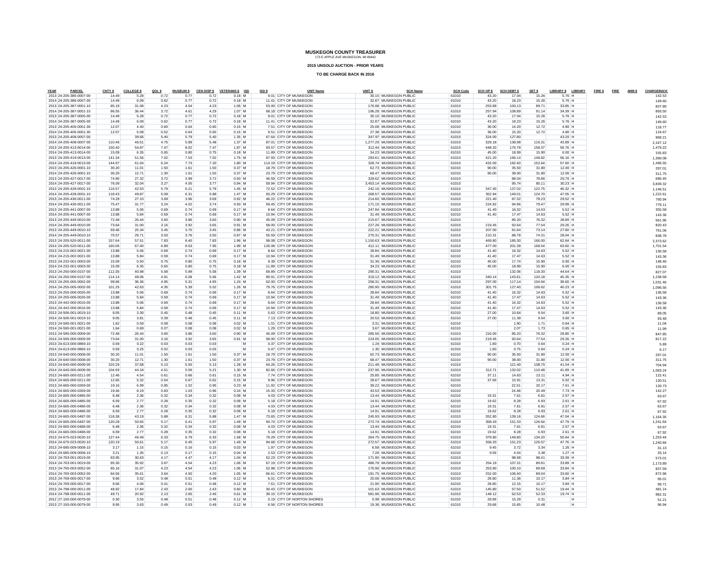# MUSKEGON COUNTY TREASURER

173 E APPLE AVE MUSKEGON, MI 49442

**2015 UNSOLD AUCTION - PRIOR YEARS**

**TO BE CHARGE BACK IN 2016**

| YEAR | PARCEL | CNTY $ | COLLEGE $ | QOL $ | MUSEUM $ | CEN DISP $ | VETERANS $ | ISD | ISD $ | UNIT Name | UNIT $ | SCH Name | SCH Code | SCH OP $ | SCH DEBT $ | SET $ | LIBRARY $ | LIBRARY | FIRE $ | FIRE | AMB $ | CHARGEBACK |
|---|---|---|---|---|---|---|---|---|---|---|---|---|---|---|---|---|---|---|---|---|---|---|
| 2013 | 24-205-386-0007-00 | 14.49 | 5.28 | 0.72 | 0.77 | 0.72 | 0.18 | M | 9.01 | CITY OF MUSKEGON | 30.10 | MUSKEGON PUBLIC | 61010 | 43.20 | 17.04 | 15.26 | 5.76 | H | | | | 142.53 |
| 2014 | 24-205-386-0007-00 | 14.49 | 6.09 | 0.62 | 0.77 | 0.72 | 0.18 | M | 11.41 | CITY OF MUSKEGON | 32.87 | MUSKEGON PUBLIC | 61010 | 43.20 | 18.23 | 15.26 | 5.76 | H | | | | 149.60 |
| 2013 | 24-205-387-0001-10 | 85.19 | 31.08 | 4.23 | 4.54 | 4.23 | 1.06 | M | 53.00 | CITY OF MUSKEGON | 176.98 | MUSKEGON PUBLIC | 61010 | 253.89 | 100.13 | 89.71 | 33.85 | H | | | | 837.89 |
| 2014 | 24-205-387-0001-10 | 86.55 | 36.44 | 3.72 | 4.61 | 4.29 | 1.07 | M | 68.18 | CITY OF MUSKEGON | 196.28 | MUSKEGON PUBLIC | 61010 | 257.94 | 108.89 | 91.14 | 34.39 | H | | | | 893.50 |
| 2013 | 24-205-387-0005-00 | 14.49 | 5.28 | 0.72 | 0.77 | 0.72 | 0.18 | M | 9.01 | CITY OF MUSKEGON | 30.10 | MUSKEGON PUBLIC | 61010 | 43.20 | 17.04 | 15.26 | 5.76 | H | | | | 142.53 |
| 2014 | 24-205-387-0005-00 | 14.49 | 6.09 | 0.62 | 0.77 | 0.72 | 0.18 | M | 11.41 | CITY OF MUSKEGON | 32.87 | MUSKEGON PUBLIC | 61010 | 43.20 | 18.23 | 15.26 | 5.76 | H | | | | 149.60 |
| 2013 | 24-205-405-0001-30 | 12.07 | 4.40 | 0.60 | 0.64 | 0.60 | 0.15 | M | 7.51 | CITY OF MUSKEGON | 25.08 | MUSKEGON PUBLIC | 61010 | 36.00 | 14.20 | 12.72 | 4.80 | H | | | | 118.77 |
| 2014 | 24-205-405-0001-30 | 12.07 | 5.08 | 0.52 | 0.64 | 0.60 | 0.15 | M | 9.51 | CITY OF MUSKEGON | 27.38 | MUSKEGON PUBLIC | 61010 | 36.00 | 15.20 | 12.72 | 4.80 | H | | | | 124.67 |
| 2013 | 24-205-408-0007-00 | | 39.66 | 5.40 | 5.79 | 5.40 | 1.35 | M | 67.64 | CITY OF MUSKEGON | 347.97 | MUSKEGON PUBLIC | 61010 | 324.00 | 127.80 | | 43.20 | H | | | | 968.21 |
| 2014 | 24-205-408-0007-00 | 110.46 | 46.51 | 4.75 | 5.89 | 5.48 | 1.37 | M | 87.01 | CITY OF MUSKEGON | 1,277.29 | MUSKEGON PUBLIC | 61010 | 329.18 | 138.98 | 116.31 | 43.89 | H | | | | 2,167.12 |
| 2014 | 24-205-413-0014-00 | 150.40 | 54.87 | 7.47 | 8.02 | 7.47 | 1.87 | M | 93.57 | CITY OF MUSKEGON | 312.44 | MUSKEGON PUBLIC | 61010 | 448.20 | 176.78 | 158.37 | 59.76 | H | | | | 1,479.22 |
| 2014 | 24-205-413-0014-00 | 15.09 | 6.35 | 0.65 | 0.80 | 0.75 | 0.18 | M | 11.89 | CITY OF MUSKEGON | 34.23 | MUSKEGON PUBLIC | 61010 | 45.00 | 18.99 | 15.90 | 6.00 | H | | | | 155.83 |
| 2013 | 24-205-419-0013-00 | 141.34 | 51.56 | 7.02 | 7.53 | 7.02 | 1.75 | M | 87.93 | CITY OF MUSKEGON | 293.61 | MUSKEGON PUBLIC | 61010 | 421.20 | 166.14 | 148.82 | 56.16 | H | | | | 1,390.08 |
| 2014 | 24-205-419-0013-00 | 144.97 | 61.04 | 6.24 | 7.73 | 7.20 | 1.80 | M | 114.19 | CITY OF MUSKEGON | 328.74 | MUSKEGON PUBLIC | 61010 | 432.00 | 182.40 | 152.64 | 57.60 | H | | | | 1,496.55 |
| 2013 | 24-205-426-0001-10 | 30.20 | 11.01 | 1.50 | 1.61 | 1.50 | 0.37 | M | 18.79 | CITY OF MUSKEGON | 62.73 | MUSKEGON PUBLIC | 61010 | 90.00 | 35.50 | 31.80 | 12.00 | H | | | | 297.01 |
| 2014 | 24-205-426-0001-10 | 30.20 | 12.71 | 1.30 | 1.61 | 1.50 | 0.37 | M | 23.79 | CITY OF MUSKEGON | 68.47 | MUSKEGON PUBLIC | 61010 | 90.00 | 38.00 | 31.80 | 12.00 | H | | | | 311.75 |
| 2013 | 24-205-427-0017-00 | 74.90 | 27.32 | 3.72 | 3.99 | 3.72 | 0.93 | M | 46.59 | CITY OF MUSKEGON | 328.62 | MUSKEGON PUBLIC | 61010 | | 88.04 | 78.86 | 29.76 | H | | | | 686.45 |
| 2014 | 24-205-427-0017-00 | 76.09 | 32.04 | 3.27 | 4.05 | 3.77 | 0.94 | M | 59.94 | CITY OF MUSKEGON | 3,453.14 | MUSKEGON PUBLIC | 61010 | | 95.74 | 80.11 | 30.23 | H | | | | 3,839.32 |
| 2013 | 24-205-428-0001-10 | 116.57 | 42.53 | 5.79 | 6.21 | 5.79 | 1.45 | M | 72.52 | CITY OF MUSKEGON | 242.16 | MUSKEGON PUBLIC | 61010 | 347.40 | 137.02 | 122.75 | 46.32 | H | | | | 1,146.51 |
| 2014 | 24-205-428-0001-10 | 118.43 | 49.87 | 5.09 | 6.31 | 5.88 | 1.47 | M | 93.29 | CITY OF MUSKEGON | 268.57 | MUSKEGON PUBLIC | 61010 | 352.94 | 149.01 | 124.70 | 47.05 | H | | | | 1,222.61 |
| 2013 | 24-205-430-0011-00 | 74.29 | 27.10 | 3.69 | 3.96 | 3.69 | 0.92 | M | 46.22 | CITY OF MUSKEGON | 214.60 | MUSKEGON PUBLIC | 61010 | 221.40 | 87.32 | 78.23 | 29.52 | H | | | | 790.94 |
| 2014 | 24-205-430-0011-00 | 75.47 | 31.77 | 3.24 | 4.02 | 3.74 | 0.93 | M | 59.45 | CITY OF MUSKEGON | 171.15 | MUSKEGON PUBLIC | 61010 | 224.92 | 94.96 | 79.47 | 29.99 | H | | | | 779.11 |
| 2013 | 24-205-441-0007-00 | 13.88 | 5.06 | 0.69 | 0.74 | 0.69 | 0.17 | M | 8.64 | CITY OF MUSKEGON | 247.84 | MUSKEGON PUBLIC | 61010 | 41.40 | 16.32 | 14.63 | 5.52 | H | | | | 355.58 |
| 2014 | 24-205-441-0007-00 | 13.88 | 5.84 | 0.59 | 0.74 | 0.69 | 0.17 | M | 10.94 | CITY OF MUSKEGON | 31.49 | MUSKEGON PUBLIC | 61010 | 41.40 | 17.47 | 14.63 | 5.52 | H | | | | 143.36 |
| 2013 | 24-205-449-0010-00 | 72.48 | 26.44 | 3.60 | 3.86 | 3.60 | 0.90 | M | 45.09 | CITY OF MUSKEGON | 215.67 | MUSKEGON PUBLIC | 61010 | | 85.20 | 76.32 | 28.80 | H | | | | 561.96 |
| 2014 | 24-205-449-0010-00 | 73.64 | 31.00 | 3.16 | 3.92 | 3.65 | 0.91 | M | 58.00 | CITY OF MUSKEGON | 227.26 | MUSKEGON PUBLIC | 61010 | 219.45 | 92.64 | 77.54 | 29.26 | H | | | | 820.43 |
| 2013 | 24-205-449-0010-10 | 69.46 | 25.34 | 3.45 | 3.70 | 3.45 | 0.86 | M | 43.21 | CITY OF MUSKEGON | 222.21 | MUSKEGON PUBLIC | 61010 | 207.00 | 81.64 | 73.14 | 27.60 | H | | | | 761.06 |
| 2014 | 24-205-449-0010-10 | 70.57 | 29.71 | 3.03 | 3.76 | 3.50 | 0.87 | M | 55.59 | CITY OF MUSKEGON | 270.31 | MUSKEGON PUBLIC | 61010 | 210.31 | 88.78 | 74.31 | 28.04 | H | | | | 838.78 |
| 2013 | 24-205-520-0011-00 | 157.64 | 57.51 | 7.83 | 8.40 | 7.83 | 1.96 | M | 98.08 | CITY OF MUSKEGON | 1,150.63 | MUSKEGON PUBLIC | 61010 | 469.80 | 185.30 | 166.00 | 62.64 | H | | | | 2,373.62 |
| 2014 | 24-205-520-0011-00 | 160.06 | 67.40 | 6.89 | 8.53 | 7.95 | 1.99 | M | 126.08 | CITY OF MUSKEGON | 412.11 | MUSKEGON PUBLIC | 61010 | 477.00 | 201.39 | 168.54 | 63.60 | H | | | | 1,701.54 |
| 2013 | 24-215-002-0021-00 | 13.88 | 5.06 | 0.69 | 0.74 | 0.69 | 0.17 | M | 8.64 | CITY OF MUSKEGON | 28.84 | MUSKEGON PUBLIC | 61010 | 41.40 | 16.32 | 14.63 | 5.52 | H | | | | 136.58 |
| 2014 | 24-215-002-0021-00 | 13.88 | 5.84 | 0.59 | 0.74 | 0.69 | 0.17 | M | 10.94 | CITY OF MUSKEGON | 31.49 | MUSKEGON PUBLIC | 61010 | 41.40 | 17.47 | 14.63 | 5.52 | H | | | | 143.36 |
| 2013 | 24-232-001-0003-00 | 15.09 | 5.50 | 0.75 | 0.80 | 0.75 | 0.18 | M | 9.39 | CITY OF MUSKEGON | 31.36 | MUSKEGON PUBLIC | 61010 | 45.00 | 17.74 | 15.90 | 6.00 | H | | | | 148.46 |
| 2014 | 24-232-001-0003-00 | 15.09 | 6.35 | 0.65 | 0.80 | 0.75 | 0.18 | M | 11.89 | CITY OF MUSKEGON | 34.23 | MUSKEGON PUBLIC | 61010 | 45.00 | 18.99 | 15.90 | 6.00 | H | | | | 155.83 |
| 2013 | 24-250-000-0157-00 | 112.35 | 40.98 | 5.58 | 5.99 | 5.58 | 1.39 | M | 69.89 | CITY OF MUSKEGON | 290.31 | MUSKEGON PUBLIC | 61010 | | 132.06 | 118.30 | 44.64 | H | | | | 827.07 |
| 2014 | 24-250-000-0157-00 | 114.14 | 48.06 | 4.91 | 6.08 | 5.66 | 1.42 | M | 89.91 | CITY OF MUSKEGON | 319.12 | MUSKEGON PUBLIC | 61010 | 340.14 | 143.61 | 120.18 | 45.35 | H | | | | 1,238.58 |
| 2013 | 24-255-005-0002-00 | 99.66 | 36.36 | 4.95 | 5.31 | 4.95 | 1.24 | M | 62.00 | CITY OF MUSKEGON | 258.31 | MUSKEGON PUBLIC | 61010 | 297.00 | 117.14 | 104.94 | 39.60 | H | | | | 1,031.46 |
| 2014 | 24-255-005-0002-00 | 101.25 | 42.63 | 4.35 | 5.39 | 5.02 | 1.26 | M | 79.76 | CITY OF MUSKEGON | 280.90 | MUSKEGON PUBLIC | 61010 | 301.75 | 127.40 | 106.62 | 40.23 | H | | | | 1,096.56 |
| 2013 | 24-255-006-0026-00 | 13.88 | 5.06 | 0.69 | 0.74 | 0.69 | 0.17 | M | 8.64 | CITY OF MUSKEGON | 28.84 | MUSKEGON PUBLIC | 61010 | 41.40 | 16.32 | 14.63 | 5.52 | H | | | | 136.58 |
| 2014 | 24-255-006-0026-00 | 13.88 | 5.84 | 0.59 | 0.74 | 0.69 | 0.17 | M | 10.94 | CITY OF MUSKEGON | 31.49 | MUSKEGON PUBLIC | 61010 | 41.40 | 17.47 | 14.63 | 5.52 | H | | | | 143.36 |
| 2013 | 24-442-000-0016-00 | 13.88 | 5.06 | 0.69 | 0.74 | 0.69 | 0.17 | M | 8.64 | CITY OF MUSKEGON | 28.84 | MUSKEGON PUBLIC | 61010 | 41.40 | 16.32 | 14.63 | 5.52 | H | | | | 136.58 |
| 2014 | 24-442-000-0016-00 | 13.88 | 5.84 | 0.59 | 0.74 | 0.69 | 0.17 | M | 10.94 | CITY OF MUSKEGON | 31.49 | MUSKEGON PUBLIC | 61010 | 41.40 | 17.47 | 14.63 | 5.52 | H | | | | 143.36 |
| 2013 | 24-506-001-0019-10 | 9.05 | 3.30 | 0.45 | 0.48 | 0.45 | 0.11 | M | 5.63 | CITY OF MUSKEGON | 18.80 | MUSKEGON PUBLIC | 61010 | 27.00 | 10.64 | 9.54 | 3.60 | H | | | | 89.05 |
| 2014 | 24-506-001-0019-10 | 9.05 | 3.81 | 0.39 | 0.48 | 0.45 | 0.11 | M | 7.13 | CITY OF MUSKEGON | 20.53 | MUSKEGON PUBLIC | 61010 | 27.00 | 11.39 | 9.54 | 3.60 | H | | | | 93.48 |
| 2013 | 24-590-001-0021-00 | 1.62 | 0.59 | 0.08 | 0.08 | 0.08 | 0.02 | M | 1.01 | CITY OF MUSKEGON | 3.31 | MUSKEGON PUBLIC | 61010 | | 1.90 | 1.71 | 0.64 | H | | | | 11.04 |
| 2014 | 24-590-001-0021-00 | 1.64 | 0.69 | 0.07 | 0.08 | 0.08 | 0.02 | M | 1.29 | CITY OF MUSKEGON | 3.67 | MUSKEGON PUBLIC | 61010 | | 2.07 | 1.73 | 0.65 | H | | | | 11.99 |
| 2013 | 24-595-000-0009-00 | 72.48 | 26.44 | 3.60 | 3.86 | 3.60 | 0.90 | M | 45.09 | CITY OF MUSKEGON | 285.56 | MUSKEGON PUBLIC | 61010 | 216.00 | 85.20 | 76.32 | 28.80 | H | | | | 847.85 |
| 2014 | 24-595-000-0009-00 | 73.64 | 31.00 | 3.16 | 3.92 | 3.65 | 0.91 | M | 58.00 | CITY OF MUSKEGON | 224.05 | MUSKEGON PUBLIC | 61010 | 219.45 | 92.64 | 77.54 | 29.26 | H | | | | 817.22 |
| 2013 | 24-613-000-0869-10 | 0.59 | 0.22 | 0.03 | 0.03 | 0.03 | | M | 0.37 | CITY OF MUSKEGON | 1.24 | MUSKEGON PUBLIC | 61010 | 1.80 | 0.70 | 0.64 | 0.24 | H | | | | 5.89 |
| 2014 | 24-613-000-0869-10 | 0.59 | 0.25 | 0.02 | 0.03 | 0.03 | | M | 0.47 | CITY OF MUSKEGON | 1.35 | MUSKEGON PUBLIC | 61010 | 1.80 | 0.75 | 0.64 | 0.24 | H | | | | 6.17 |
| 2013 | 24-640-000-0008-00 | 30.20 | 11.01 | 1.50 | 1.61 | 1.50 | 0.37 | M | 18.79 | CITY OF MUSKEGON | 62.73 | MUSKEGON PUBLIC | 61010 | 90.00 | 35.50 | 31.80 | 12.00 | H | | | | 297.01 |
| 2014 | 24-640-000-0008-00 | 30.20 | 12.71 | 1.30 | 1.61 | 1.50 | 0.37 | M | 23.79 | CITY OF MUSKEGON | 68.47 | MUSKEGON PUBLIC | 61010 | 90.00 | 38.00 | 31.80 | 12.00 | H | | | | 311.75 |
| 2013 | 24-640-000-0009-00 | 103.29 | 37.68 | 5.13 | 5.50 | 5.13 | 1.28 | M | 64.26 | CITY OF MUSKEGON | 211.48 | MUSKEGON PUBLIC | 61010 | | 121.40 | 108.75 | 41.04 | H | | | | 704.94 |
| 2014 | 24-640-000-0009-00 | 104.93 | 44.18 | 4.51 | 5.59 | 5.21 | 1.30 | M | 82.66 | CITY OF MUSKEGON | 237.96 | MUSKEGON PUBLIC | 61010 | 312.71 | 132.02 | 110.48 | 41.69 | H | | | | 1,083.24 |
| 2013 | 24-665-000-0211-00 | 12.46 | 4.54 | 0.61 | 0.66 | 0.61 | 0.15 | M | 7.74 | CITY OF MUSKEGON | 25.85 | MUSKEGON PUBLIC | 61010 | 37.11 | 14.63 | 13.11 | 4.94 | H | | | | 122.41 |
| 2014 | 24-665-000-0211-00 | 12.65 | 5.32 | 0.54 | 0.67 | 0.62 | 0.15 | M | 9.96 | CITY OF MUSKEGON | 28.67 | MUSKEGON PUBLIC | 61010 | 37.69 | 15.91 | 13.31 | 5.02 | H | | | | 130.51 |
| 2013 | 24-665-000-0269-00 | 19.16 | 6.99 | 0.95 | 1.02 | 0.95 | 0.23 | M | 11.92 | CITY OF MUSKEGON | 39.22 | MUSKEGON PUBLIC | 61010 | | 22.51 | 20.17 | 7.61 | H | | | | 130.73 |
| 2014 | 24-665-000-0269-00 | 19.46 | 8.19 | 0.83 | 1.03 | 0.96 | 0.24 | M | 15.33 | CITY OF MUSKEGON | 43.53 | MUSKEGON PUBLIC | 61010 | | 24.48 | 20.49 | 7.73 | H | | | | 142.27 |
| 2013 | 24-665-000-0485-00 | 6.48 | 2.36 | 0.32 | 0.34 | 0.32 | 0.08 | M | 4.03 | CITY OF MUSKEGON | 13.44 | MUSKEGON PUBLIC | 61010 | 19.31 | 7.61 | 6.81 | 2.57 | H | | | | 63.67 |
| 2014 | 24-665-000-0485-00 | 6.59 | 2.77 | 0.28 | 0.35 | 0.32 | 0.08 | M | 5.18 | CITY OF MUSKEGON | 14.91 | MUSKEGON PUBLIC | 61010 | 19.62 | 8.28 | 6.93 | 2.61 | H | | | | 67.92 |
| 2013 | 24-665-000-0486-00 | 6.48 | 2.36 | 0.32 | 0.34 | 0.32 | 0.08 | M | 4.03 | CITY OF MUSKEGON | 13.44 | MUSKEGON PUBLIC | 61010 | 19.31 | 7.61 | 6.81 | 2.57 | H | | | | 63.67 |
| 2014 | 24-665-000-0486-00 | 6.59 | 2.77 | 0.28 | 0.35 | 0.32 | 0.08 | M | 5.18 | CITY OF MUSKEGON | 14.91 | MUSKEGON PUBLIC | 61010 | 19.62 | 8.28 | 6.93 | 2.61 | H | | | | 67.92 |
| 2013 | 24-665-000-0487-00 | 118.38 | 43.19 | 5.88 | 6.31 | 5.88 | 1.47 | M | 73.65 | CITY OF MUSKEGON | 245.93 | MUSKEGON PUBLIC | 61010 | 352.80 | 139.16 | 124.66 | 47.04 | H | | | | 1,164.35 |
| 2014 | 24-665-000-0487-00 | 120.28 | 50.65 | 5.17 | 6.41 | 5.97 | 1.49 | M | 94.74 | CITY OF MUSKEGON | 272.74 | MUSKEGON PUBLIC | 61010 | 358.43 | 151.33 | 126.64 | 47.79 | H | | | | 1,241.64 |
| 2013 | 24-665-000-0488-00 | 6.48 | 2.36 | 0.32 | 0.34 | 0.32 | 0.08 | M | 4.03 | CITY OF MUSKEGON | 13.44 | MUSKEGON PUBLIC | 61010 | 19.31 | 7.61 | 6.81 | 2.57 | H | | | | 63.67 |
| 2014 | 24-665-000-0488-00 | 6.59 | 2.77 | 0.28 | 0.35 | 0.32 | 0.08 | M | 5.18 | CITY OF MUSKEGON | 14.91 | MUSKEGON PUBLIC | 61010 | 19.62 | 8.28 | 6.93 | 2.61 | H | | | | 67.92 |
| 2013 | 24-675-023-0020-10 | 127.44 | 46.49 | 6.33 | 6.79 | 6.33 | 1.58 | M | 79.29 | CITY OF MUSKEGON | 264.75 | MUSKEGON PUBLIC | 61010 | 379.80 | 149.80 | 134.20 | 50.64 | H | | | | 1,253.44 |
| 2014 | 24-675-023-0020-10 | 120.19 | 50.61 | 5.17 | 6.40 | 5.97 | 1.49 | M | 94.68 | CITY OF MUSKEGON | 272.57 | MUSKEGON PUBLIC | 61010 | 358.20 | 151.23 | 126.57 | 47.76 | H | | | | 1,240.84 |
| 2013 | 24-685-009-0008-10 | 3.17 | 1.15 | 0.15 | 0.16 | 0.15 | 0.03 | M | 1.97 | CITY OF MUSKEGON | 6.58 | MUSKEGON PUBLIC | 61010 | 9.45 | 3.72 | 3.34 | 1.26 | H | | | | 31.13 |
| 2014 | 24-685-009-0008-10 | 3.21 | 1.35 | 0.13 | 0.17 | 0.15 | 0.04 | M | 2.53 | CITY OF MUSKEGON | 7.28 | MUSKEGON PUBLIC | 61010 | 9.59 | 4.04 | 3.38 | 1.27 | H | | | | 33.14 |
| 2013 | 24-763-001-0019-00 | 83.95 | 30.63 | 4.17 | 4.47 | 4.17 | 1.04 | M | 52.23 | CITY OF MUSKEGON | 171.90 | MUSKEGON PUBLIC | 61010 | | 98.68 | 88.41 | 33.36 | H | | | | 573.01 |
| 2014 | 24-763-001-0019-00 | 85.30 | 35.92 | 3.67 | 4.54 | 4.23 | 1.06 | M | 67.19 | CITY OF MUSKEGON | 486.78 | MUSKEGON PUBLIC | 61010 | 254.19 | 107.31 | 89.81 | 33.89 | H | | | | 1,173.89 |
| 2013 | 24-765-003-0052-00 | 85.16 | 31.07 | 4.23 | 4.54 | 4.23 | 1.06 | M | 52.98 | CITY OF MUSKEGON | 176.90 | MUSKEGON PUBLIC | 61010 | 253.80 | 100.10 | 89.68 | 33.84 | H | | | | 837.59 |
| 2014 | 24-765-003-0052-00 | 84.56 | 35.61 | 3.64 | 4.50 | 4.20 | 1.05 | M | 66.61 | CITY OF MUSKEGON | 191.75 | MUSKEGON PUBLIC | 61010 | 252.00 | 106.40 | 89.04 | 33.60 | H | | | | 872.96 |
| 2013 | 24-769-000-0017-00 | 9.66 | 3.52 | 0.48 | 0.51 | 0.48 | 0.12 | M | 6.01 | CITY OF MUSKEGON | 20.06 | MUSKEGON PUBLIC | 61010 | 28.80 | 11.36 | 10.17 | 3.84 | H | | | | 95.01 |
| 2014 | 24-769-000-0017-00 | 9.66 | 4.06 | 0.41 | 0.51 | 0.48 | 0.12 | M | 7.61 | CITY OF MUSKEGON | 21.90 | MUSKEGON PUBLIC | 61010 | 28.80 | 12.15 | 10.17 | 3.84 | H | | | | 99.71 |
| 2013 | 24-798-000-0011-00 | 48.92 | 17.84 | 2.43 | 2.60 | 2.43 | 0.60 | M | 30.43 | CITY OF MUSKEGON | 101.63 | MUSKEGON PUBLIC | 61010 | 145.80 | 57.50 | 51.52 | 19.44 | H | | | | 481.14 |
| 2014 | 24-798-000-0011-00 | 49.71 | 20.92 | 2.13 | 2.65 | 2.46 | 0.61 | M | 39.15 | CITY OF MUSKEGON | 581.96 | MUSKEGON PUBLIC | 61010 | 148.12 | 62.53 | 52.33 | 19.74 | H | | | | 982.31 |
| 2012 | 27-150-000-0079-00 | 0.30 | 3.55 | 0.48 | 0.51 | 0.48 | 0.12 | M | 0.19 | CITY OF NORTON SHORES | 0.99 | MUSKEGON PUBLIC | 61010 | 28.99 | 15.29 | 0.31 | | H | | | | 51.21 |
| 2013 | 27-150-000-0079-00 | 9.95 | 3.63 | 0.49 | 0.53 | 0.49 | 0.12 | M | 6.56 | CITY OF NORTON SHORES | 19.36 | MUSKEGON PUBLIC | 61010 | 29.68 | 15.65 | 10.48 | | H | | | | 96.94 |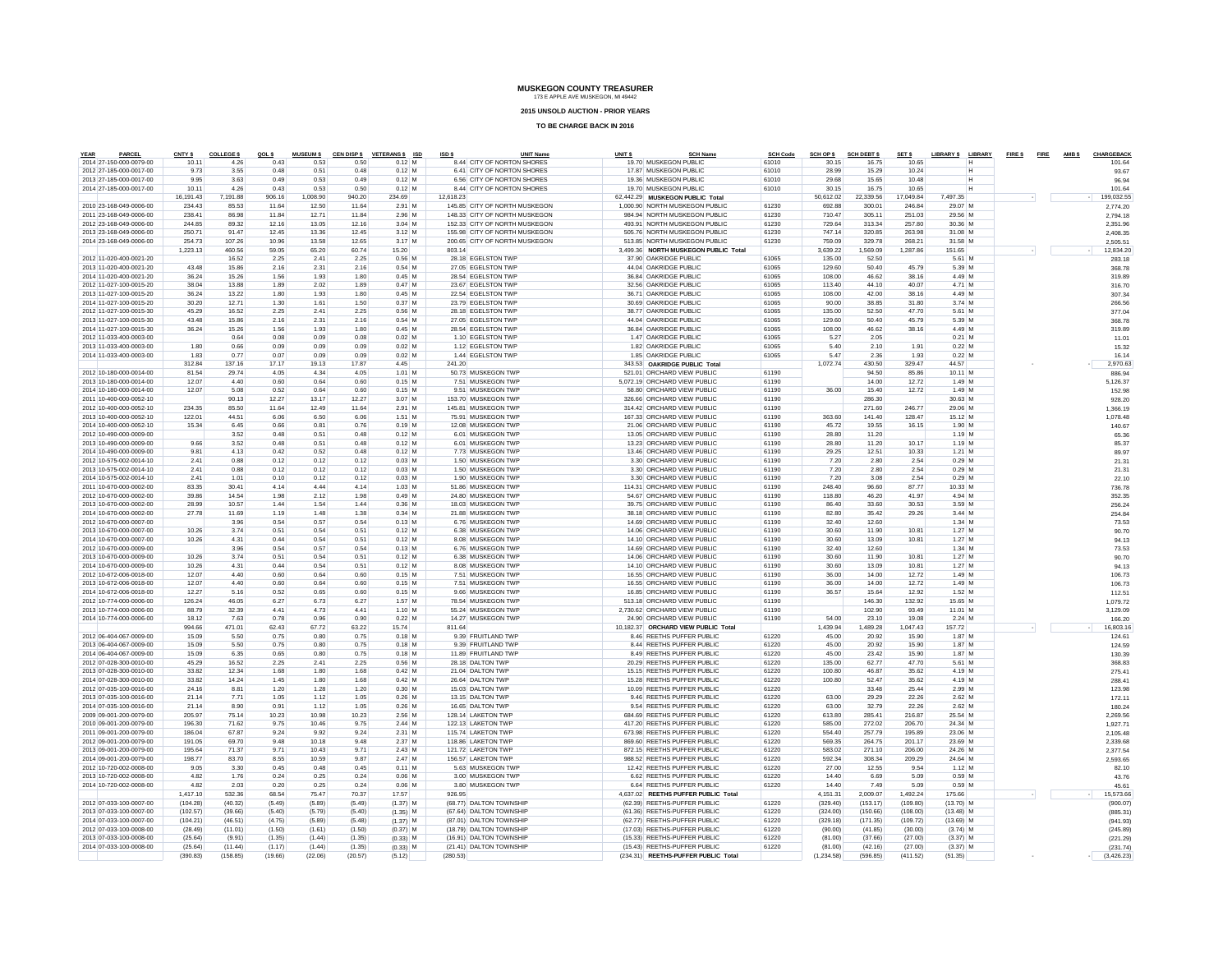# MUSKEGON COUNTY TREASURER

173 E APPLE AVE MUSKEGON, MI 49442

**2015 UNSOLD AUCTION - PRIOR YEARS**

**TO BE CHARGE BACK IN 2016**

| YEAR | PARCEL | CNTY $ | COLLEGE $ | QOL $ | MUSEUM $ | CEN DISP $ | VETERANS $ | ISD | ISD $ | UNIT Name | UNIT $ | SCH Name | SCH Code | SCH OP $ | SCH DEBT $ | SET $ | LIBRARY $ | LIBRARY | FIRE $ | FIRE | AMB $ | CHARGEBACK |
|---|---|---|---|---|---|---|---|---|---|---|---|---|---|---|---|---|---|---|---|---|---|---|
| 2014 | 27-150-000-0079-00 | 10.11 | 4.26 | 0.43 | 0.53 | 0.50 | 0.12 | M | 8.44 | CITY OF NORTON SHORES | 19.70 | MUSKEGON PUBLIC | 61010 | 30.15 | 16.75 | 10.65 | | H | | | | 101.64 |
| 2012 | 27-185-000-0017-00 | 9.73 | 3.55 | 0.48 | 0.51 | 0.48 | 0.12 | M | 6.41 | CITY OF NORTON SHORES | 17.87 | MUSKEGON PUBLIC | 61010 | 28.99 | 15.29 | 10.24 | | H | | | | 93.67 |
| 2013 | 27-185-000-0017-00 | 9.95 | 3.63 | 0.49 | 0.53 | 0.49 | 0.12 | M | 6.56 | CITY OF NORTON SHORES | 19.36 | MUSKEGON PUBLIC | 61010 | 29.68 | 15.65 | 10.48 | | H | | | | 96.94 |
| 2014 | 27-185-000-0017-00 | 10.11 | 4.26 | 0.43 | 0.53 | 0.50 | 0.12 | M | 8.44 | CITY OF NORTON SHORES | 19.70 | MUSKEGON PUBLIC | 61010 | 30.15 | 16.75 | 10.65 | | H | | | | 101.64 |
| | | 16,191.43 | 7,191.88 | 906.16 | 1,008.90 | 940.20 | 234.69 | | 12,618.23 | | 62,442.29 | **MUSKEGON PUBLIC Total** | | 50,612.02 | 22,339.56 | 17,049.84 | 7,497.35 | | - | | - | 199,032.55 |
| 2010 | 23-168-049-0006-00 | 234.43 | 85.53 | 11.64 | 12.50 | 11.64 | 2.91 | M | 145.85 | CITY OF NORTH MUSKEGON | 1,000.90 | NORTH MUSKEGON PUBLIC | 61230 | 692.88 | 300.01 | 246.84 | 29.07 | M | | | | 2,774.20 |
| 2011 | 23-168-049-0006-00 | 238.41 | 86.98 | 11.84 | 12.71 | 11.84 | 2.96 | M | 148.33 | CITY OF NORTH MUSKEGON | 984.94 | NORTH MUSKEGON PUBLIC | 61230 | 710.47 | 305.11 | 251.03 | 29.56 | M | | | | 2,794.18 |
| 2012 | 23-168-049-0006-00 | 244.85 | 89.32 | 12.16 | 13.05 | 12.16 | 3.04 | M | 152.33 | CITY OF NORTH MUSKEGON | 493.91 | NORTH MUSKEGON PUBLIC | 61230 | 729.64 | 313.34 | 257.80 | 30.36 | M | | | | 2,351.96 |
| 2013 | 23-168-049-0006-00 | 250.71 | 91.47 | 12.45 | 13.36 | 12.45 | 3.12 | M | 155.98 | CITY OF NORTH MUSKEGON | 505.76 | NORTH MUSKEGON PUBLIC | 61230 | 747.14 | 320.85 | 263.98 | 31.08 | M | | | | 2,408.35 |
| 2014 | 23-168-049-0006-00 | 254.73 | 107.26 | 10.96 | 13.58 | 12.65 | 3.17 | M | 200.65 | CITY OF NORTH MUSKEGON | 513.85 | NORTH MUSKEGON PUBLIC | 61230 | 759.09 | 329.78 | 268.21 | 31.58 | M | | | | 2,505.51 |
| | | 1,223.13 | 460.56 | 59.05 | 65.20 | 60.74 | 15.20 | | 803.14 | | 3,499.36 | **NORTH MUSKEGON PUBLIC Total** | | 3,639.22 | 1,569.09 | 1,287.86 | 151.65 | | - | | - | 12,834.20 |
| 2012 | 11-020-400-0021-20 | | 16.52 | 2.25 | 2.41 | 2.25 | 0.56 | M | 28.18 | EGELSTON TWP | 37.90 | OAKRIDGE PUBLIC | 61065 | 135.00 | 52.50 | | 5.61 | M | | | | 283.18 |
| 2013 | 11-020-400-0021-20 | 43.48 | 15.86 | 2.16 | 2.31 | 2.16 | 0.54 | M | 27.05 | EGELSTON TWP | 44.04 | OAKRIDGE PUBLIC | 61065 | 129.60 | 50.40 | 45.79 | 5.39 | M | | | | 368.78 |
| 2014 | 11-020-400-0021-20 | 36.24 | 15.26 | 1.56 | 1.93 | 1.80 | 0.45 | M | 28.54 | EGELSTON TWP | 36.84 | OAKRIDGE PUBLIC | 61065 | 108.00 | 46.62 | 38.16 | 4.49 | M | | | | 319.89 |
| 2012 | 11-027-100-0015-20 | 38.04 | 13.88 | 1.89 | 2.02 | 1.89 | 0.47 | M | 23.67 | EGELSTON TWP | 32.56 | OAKRIDGE PUBLIC | 61065 | 113.40 | 44.10 | 40.07 | 4.71 | M | | | | 316.70 |
| 2013 | 11-027-100-0015-20 | 36.24 | 13.22 | 1.80 | 1.93 | 1.80 | 0.45 | M | 22.54 | EGELSTON TWP | 36.71 | OAKRIDGE PUBLIC | 61065 | 108.00 | 42.00 | 38.16 | 4.49 | M | | | | 307.34 |
| 2014 | 11-027-100-0015-20 | 30.20 | 12.71 | 1.30 | 1.61 | 1.50 | 0.37 | M | 23.79 | EGELSTON TWP | 30.69 | OAKRIDGE PUBLIC | 61065 | 90.00 | 38.85 | 31.80 | 3.74 | M | | | | 266.56 |
| 2012 | 11-027-100-0015-30 | 45.29 | 16.52 | 2.25 | 2.41 | 2.25 | 0.56 | M | 28.18 | EGELSTON TWP | 38.77 | OAKRIDGE PUBLIC | 61065 | 135.00 | 52.50 | 47.70 | 5.61 | M | | | | 377.04 |
| 2013 | 11-027-100-0015-30 | 43.48 | 15.86 | 2.16 | 2.31 | 2.16 | 0.54 | M | 27.05 | EGELSTON TWP | 44.04 | OAKRIDGE PUBLIC | 61065 | 129.60 | 50.40 | 45.79 | 5.39 | M | | | | 368.78 |
| 2014 | 11-027-100-0015-30 | 36.24 | 15.26 | 1.56 | 1.93 | 1.80 | 0.45 | M | 28.54 | EGELSTON TWP | 36.84 | OAKRIDGE PUBLIC | 61065 | 108.00 | 46.62 | 38.16 | 4.49 | M | | | | 319.89 |
| 2012 | 11-033-400-0003-00 | | 0.64 | 0.08 | 0.09 | 0.08 | 0.02 | M | 1.10 | EGELSTON TWP | 1.47 | OAKRIDGE PUBLIC | 61065 | 5.27 | 2.05 | | 0.21 | M | | | | 11.01 |
| 2013 | 11-033-400-0003-00 | 1.80 | 0.66 | 0.09 | 0.09 | 0.09 | 0.02 | M | 1.12 | EGELSTON TWP | 1.82 | OAKRIDGE PUBLIC | 61065 | 5.40 | 2.10 | 1.91 | 0.22 | M | | | | 15.32 |
| 2014 | 11-033-400-0003-00 | 1.83 | 0.77 | 0.07 | 0.09 | 0.09 | 0.02 | M | 1.44 | EGELSTON TWP | 1.85 | OAKRIDGE PUBLIC | 61065 | 5.47 | 2.36 | 1.93 | 0.22 | M | | | | 16.14 |
| | | 312.84 | 137.16 | 17.17 | 19.13 | 17.87 | 4.45 | | 241.20 | | 343.53 | **OAKRIDGE PUBLIC Total** | | 1,072.74 | 430.50 | 329.47 | 44.57 | | - | | - | 2,970.63 |
| 2012 | 10-180-000-0014-00 | 81.54 | 29.74 | 4.05 | 4.34 | 4.05 | 1.01 | M | 50.73 | MUSKEGON TWP | 521.01 | ORCHARD VIEW PUBLIC | 61190 | | 94.50 | 85.86 | 10.11 | M | | | | 886.94 |
| 2013 | 10-180-000-0014-00 | 12.07 | 4.40 | 0.60 | 0.64 | 0.60 | 0.15 | M | 7.51 | MUSKEGON TWP | 5,072.19 | ORCHARD VIEW PUBLIC | 61190 | | 14.00 | 12.72 | 1.49 | M | | | | 5,126.37 |
| 2014 | 10-180-000-0014-00 | 12.07 | 5.08 | 0.52 | 0.64 | 0.60 | 0.15 | M | 9.51 | MUSKEGON TWP | 58.80 | ORCHARD VIEW PUBLIC | 61190 | 36.00 | 15.40 | 12.72 | 1.49 | M | | | | 152.98 |
| 2011 | 10-400-000-0052-10 | | 90.13 | 12.27 | 13.17 | 12.27 | 3.07 | M | 153.70 | MUSKEGON TWP | 326.66 | ORCHARD VIEW PUBLIC | 61190 | | 286.30 | | 30.63 | M | | | | 928.20 |
| 2012 | 10-400-000-0052-10 | 234.35 | 85.50 | 11.64 | 12.49 | 11.64 | 2.91 | M | 145.81 | MUSKEGON TWP | 314.42 | ORCHARD VIEW PUBLIC | 61190 | | 271.60 | 246.77 | 29.06 | M | | | | 1,366.19 |
| 2013 | 10-400-000-0052-10 | 122.01 | 44.51 | 6.06 | 6.50 | 6.06 | 1.51 | M | 75.91 | MUSKEGON TWP | 167.33 | ORCHARD VIEW PUBLIC | 61190 | 363.60 | 141.40 | 128.47 | 15.12 | M | | | | 1,078.48 |
| 2014 | 10-400-000-0052-10 | 15.34 | 6.45 | 0.66 | 0.81 | 0.76 | 0.19 | M | 12.08 | MUSKEGON TWP | 21.06 | ORCHARD VIEW PUBLIC | 61190 | 45.72 | 19.55 | 16.15 | 1.90 | M | | | | 140.67 |
| 2012 | 10-490-000-0009-00 | | 3.52 | 0.48 | 0.51 | 0.48 | 0.12 | M | 6.01 | MUSKEGON TWP | 13.05 | ORCHARD VIEW PUBLIC | 61190 | 28.80 | 11.20 | | 1.19 | M | | | | 65.36 |
| 2013 | 10-490-000-0009-00 | 9.66 | 3.52 | 0.48 | 0.51 | 0.48 | 0.12 | M | 6.01 | MUSKEGON TWP | 13.23 | ORCHARD VIEW PUBLIC | 61190 | 28.80 | 11.20 | 10.17 | 1.19 | M | | | | 85.37 |
| 2014 | 10-490-000-0009-00 | 9.81 | 4.13 | 0.42 | 0.52 | 0.48 | 0.12 | M | 7.73 | MUSKEGON TWP | 13.46 | ORCHARD VIEW PUBLIC | 61190 | 29.25 | 12.51 | 10.33 | 1.21 | M | | | | 89.97 |
| 2012 | 10-575-002-0014-10 | 2.41 | 0.88 | 0.12 | 0.12 | 0.12 | 0.03 | M | 1.50 | MUSKEGON TWP | 3.30 | ORCHARD VIEW PUBLIC | 61190 | 7.20 | 2.80 | 2.54 | 0.29 | M | | | | 21.31 |
| 2013 | 10-575-002-0014-10 | 2.41 | 0.88 | 0.12 | 0.12 | 0.12 | 0.03 | M | 1.50 | MUSKEGON TWP | 3.30 | ORCHARD VIEW PUBLIC | 61190 | 7.20 | 2.80 | 2.54 | 0.29 | M | | | | 21.31 |
| 2014 | 10-575-002-0014-10 | 2.41 | 1.01 | 0.10 | 0.12 | 0.12 | 0.03 | M | 1.90 | MUSKEGON TWP | 3.30 | ORCHARD VIEW PUBLIC | 61190 | 7.20 | 3.08 | 2.54 | 0.29 | M | | | | 22.10 |
| 2011 | 10-670-000-0002-00 | 83.35 | 30.41 | 4.14 | 4.44 | 4.14 | 1.03 | M | 51.86 | MUSKEGON TWP | 114.31 | ORCHARD VIEW PUBLIC | 61190 | 248.40 | 96.60 | 87.77 | 10.33 | M | | | | 736.78 |
| 2012 | 10-670-000-0002-00 | 39.86 | 14.54 | 1.98 | 2.12 | 1.98 | 0.49 | M | 24.80 | MUSKEGON TWP | 54.67 | ORCHARD VIEW PUBLIC | 61190 | 118.80 | 46.20 | 41.97 | 4.94 | M | | | | 352.35 |
| 2013 | 10-670-000-0002-00 | 28.99 | 10.57 | 1.44 | 1.54 | 1.44 | 0.36 | M | 18.03 | MUSKEGON TWP | 39.75 | ORCHARD VIEW PUBLIC | 61190 | 86.40 | 33.60 | 30.53 | 3.59 | M | | | | 256.24 |
| 2014 | 10-670-000-0002-00 | 27.78 | 11.69 | 1.19 | 1.48 | 1.38 | 0.34 | M | 21.88 | MUSKEGON TWP | 38.18 | ORCHARD VIEW PUBLIC | 61190 | 82.80 | 35.42 | 29.26 | 3.44 | M | | | | 254.84 |
| 2012 | 10-670-000-0007-00 | | 3.96 | 0.54 | 0.57 | 0.54 | 0.13 | M | 6.76 | MUSKEGON TWP | 14.69 | ORCHARD VIEW PUBLIC | 61190 | 32.40 | 12.60 | | 1.34 | M | | | | 73.53 |
| 2013 | 10-670-000-0007-00 | 10.26 | 3.74 | 0.51 | 0.54 | 0.51 | 0.12 | M | 6.38 | MUSKEGON TWP | 14.06 | ORCHARD VIEW PUBLIC | 61190 | 30.60 | 11.90 | 10.81 | 1.27 | M | | | | 90.70 |
| 2014 | 10-670-000-0007-00 | 10.26 | 4.31 | 0.44 | 0.54 | 0.51 | 0.12 | M | 8.08 | MUSKEGON TWP | 14.10 | ORCHARD VIEW PUBLIC | 61190 | 30.60 | 13.09 | 10.81 | 1.27 | M | | | | 94.13 |
| 2012 | 10-670-000-0009-00 | | 3.96 | 0.54 | 0.57 | 0.54 | 0.13 | M | 6.76 | MUSKEGON TWP | 14.69 | ORCHARD VIEW PUBLIC | 61190 | 32.40 | 12.60 | | 1.34 | M | | | | 73.53 |
| 2013 | 10-670-000-0009-00 | 10.26 | 3.74 | 0.51 | 0.54 | 0.51 | 0.12 | M | 6.38 | MUSKEGON TWP | 14.06 | ORCHARD VIEW PUBLIC | 61190 | 30.60 | 11.90 | 10.81 | 1.27 | M | | | | 90.70 |
| 2014 | 10-670-000-0009-00 | 10.26 | 4.31 | 0.44 | 0.54 | 0.51 | 0.12 | M | 8.08 | MUSKEGON TWP | 14.10 | ORCHARD VIEW PUBLIC | 61190 | 30.60 | 13.09 | 10.81 | 1.27 | M | | | | 94.13 |
| 2012 | 10-672-006-0018-00 | 12.07 | 4.40 | 0.60 | 0.64 | 0.60 | 0.15 | M | 7.51 | MUSKEGON TWP | 16.55 | ORCHARD VIEW PUBLIC | 61190 | 36.00 | 14.00 | 12.72 | 1.49 | M | | | | 106.73 |
| 2013 | 10-672-006-0018-00 | 12.07 | 4.40 | 0.60 | 0.64 | 0.60 | 0.15 | M | 7.51 | MUSKEGON TWP | 16.55 | ORCHARD VIEW PUBLIC | 61190 | 36.00 | 14.00 | 12.72 | 1.49 | M | | | | 106.73 |
| 2014 | 10-672-006-0018-00 | 12.27 | 5.16 | 0.52 | 0.65 | 0.60 | 0.15 | M | 9.66 | MUSKEGON TWP | 16.85 | ORCHARD VIEW PUBLIC | 61190 | 36.57 | 15.64 | 12.92 | 1.52 | M | | | | 112.51 |
| 2012 | 10-774-000-0006-00 | 126.24 | 46.05 | 6.27 | 6.73 | 6.27 | 1.57 | M | 78.54 | MUSKEGON TWP | 513.18 | ORCHARD VIEW PUBLIC | 61190 | | 146.30 | 132.92 | 15.65 | M | | | | 1,079.72 |
| 2013 | 10-774-000-0006-00 | 88.79 | 32.39 | 4.41 | 4.73 | 4.41 | 1.10 | M | 55.24 | MUSKEGON TWP | 2,730.62 | ORCHARD VIEW PUBLIC | 61190 | | 102.90 | 93.49 | 11.01 | M | | | | 3,129.09 |
| 2014 | 10-774-000-0006-00 | 18.12 | 7.63 | 0.78 | 0.96 | 0.90 | 0.22 | M | 14.27 | MUSKEGON TWP | 24.90 | ORCHARD VIEW PUBLIC | 61190 | 54.00 | 23.10 | 19.08 | 2.24 | M | | | | 166.20 |
| | | 994.66 | 471.01 | 62.43 | 67.72 | 63.22 | 15.74 | | 811.64 | | 10,182.37 | **ORCHARD VIEW PUBLIC Total** | | 1,439.94 | 1,489.28 | 1,047.43 | 157.72 | | - | | - | 16,803.16 |
| 2012 | 06-404-067-0009-00 | 15.09 | 5.50 | 0.75 | 0.80 | 0.75 | 0.18 | M | 9.39 | FRUITLAND TWP | 8.46 | REETHS PUFFER PUBLIC | 61220 | 45.00 | 20.92 | 15.90 | 1.87 | M | | | | 124.61 |
| 2013 | 06-404-067-0009-00 | 15.09 | 5.50 | 0.75 | 0.80 | 0.75 | 0.18 | M | 9.39 | FRUITLAND TWP | 8.44 | REETHS PUFFER PUBLIC | 61220 | 45.00 | 20.92 | 15.90 | 1.87 | M | | | | 124.59 |
| 2014 | 06-404-067-0009-00 | 15.09 | 6.35 | 0.65 | 0.80 | 0.75 | 0.18 | M | 11.89 | FRUITLAND TWP | 8.49 | REETHS PUFFER PUBLIC | 61220 | 45.00 | 23.42 | 15.90 | 1.87 | M | | | | 130.39 |
| 2012 | 07-028-300-0010-00 | 45.29 | 16.52 | 2.25 | 2.41 | 2.25 | 0.56 | M | 28.18 | DALTON TWP | 20.29 | REETHS PUFFER PUBLIC | 61220 | 135.00 | 62.77 | 47.70 | 5.61 | M | | | | 368.83 |
| 2013 | 07-028-300-0010-00 | 33.82 | 12.34 | 1.68 | 1.80 | 1.68 | 0.42 | M | 21.04 | DALTON TWP | 15.15 | REETHS PUFFER PUBLIC | 61220 | 100.80 | 46.87 | 35.62 | 4.19 | M | | | | 275.41 |
| 2014 | 07-028-300-0010-00 | 33.82 | 14.24 | 1.45 | 1.80 | 1.68 | 0.42 | M | 26.64 | DALTON TWP | 15.28 | REETHS PUFFER PUBLIC | 61220 | 100.80 | 52.47 | 35.62 | 4.19 | M | | | | 288.41 |
| 2012 | 07-035-100-0016-00 | 24.16 | 8.81 | 1.20 | 1.28 | 1.20 | 0.30 | M | 15.03 | DALTON TWP | 10.09 | REETHS PUFFER PUBLIC | 61220 | | 33.48 | 25.44 | 2.99 | M | | | | 123.98 |
| 2013 | 07-035-100-0016-00 | 21.14 | 7.71 | 1.05 | 1.12 | 1.05 | 0.26 | M | 13.15 | DALTON TWP | 9.46 | REETHS PUFFER PUBLIC | 61220 | 63.00 | 29.29 | 22.26 | 2.62 | M | | | | 172.11 |
| 2014 | 07-035-100-0016-00 | 21.14 | 8.90 | 0.91 | 1.12 | 1.05 | 0.26 | M | 16.65 | DALTON TWP | 9.54 | REETHS PUFFER PUBLIC | 61220 | 63.00 | 32.79 | 22.26 | 2.62 | M | | | | 180.24 |
| 2009 | 09-001-200-0079-00 | 205.97 | 75.14 | 10.23 | 10.98 | 10.23 | 2.56 | M | 128.14 | LAKETON TWP | 684.69 | REETHS PUFFER PUBLIC | 61220 | 613.80 | 285.41 | 216.87 | 25.54 | M | | | | 2,269.56 |
| 2010 | 09-001-200-0079-00 | 196.30 | 71.62 | 9.75 | 10.46 | 9.75 | 2.44 | M | 122.13 | LAKETON TWP | 417.20 | REETHS PUFFER PUBLIC | 61220 | 585.00 | 272.02 | 206.70 | 24.34 | M | | | | 1,927.71 |
| 2011 | 09-001-200-0079-00 | 186.04 | 67.87 | 9.24 | 9.92 | 9.24 | 2.31 | M | 115.74 | LAKETON TWP | 673.98 | REETHS PUFFER PUBLIC | 61220 | 554.40 | 257.79 | 195.89 | 23.06 | M | | | | 2,105.48 |
| 2012 | 09-001-200-0079-00 | 191.05 | 69.70 | 9.48 | 10.18 | 9.48 | 2.37 | M | 118.86 | LAKETON TWP | 869.60 | REETHS PUFFER PUBLIC | 61220 | 569.35 | 264.75 | 201.17 | 23.69 | M | | | | 2,339.68 |
| 2013 | 09-001-200-0079-00 | 195.64 | 71.37 | 9.71 | 10.43 | 9.71 | 2.43 | M | 121.72 | LAKETON TWP | 872.15 | REETHS PUFFER PUBLIC | 61220 | 583.02 | 271.10 | 206.00 | 24.26 | M | | | | 2,377.54 |
| 2014 | 09-001-200-0079-00 | 198.77 | 83.70 | 8.55 | 10.59 | 9.87 | 2.47 | M | 156.57 | LAKETON TWP | 988.52 | REETHS PUFFER PUBLIC | 61220 | 592.34 | 308.34 | 209.29 | 24.64 | M | | | | 2,593.65 |
| 2012 | 10-720-002-0008-00 | 9.05 | 3.30 | 0.45 | 0.48 | 0.45 | 0.11 | M | 5.63 | MUSKEGON TWP | 12.42 | REETHS PUFFER PUBLIC | 61220 | 27.00 | 12.55 | 9.54 | 1.12 | M | | | | 82.10 |
| 2013 | 10-720-002-0008-00 | 4.82 | 1.76 | 0.24 | 0.25 | 0.24 | 0.06 | M | 3.00 | MUSKEGON TWP | 6.62 | REETHS PUFFER PUBLIC | 61220 | 14.40 | 6.69 | 5.09 | 0.59 | M | | | | 43.76 |
| 2014 | 10-720-002-0008-00 | 4.82 | 2.03 | 0.20 | 0.25 | 0.24 | 0.06 | M | 3.80 | MUSKEGON TWP | 6.64 | REETHS PUFFER PUBLIC | 61220 | 14.40 | 7.49 | 5.09 | 0.59 | M | | | | 45.61 |
| | | 1,417.10 | 532.36 | 68.54 | 75.47 | 70.37 | 17.57 | | 926.95 | | 4,637.02 | **REETHS PUFFER PUBLIC Total** | | 4,151.31 | 2,009.07 | 1,492.24 | 175.66 | | - | | - | 15,573.66 |
| 2012 | 07-033-100-0007-00 | (104.28) | (40.32) | (5.49) | (5.89) | (5.49) | (1.37) | M | (68.77) | DALTON TOWNSHIP | (62.39) | REETHS-PUFFER PUBLIC | 61220 | (329.40) | (153.17) | (109.80) | (13.70) | M | | | | (900.07) |
| 2013 | 07-033-100-0007-00 | (102.57) | (39.66) | (5.40) | (5.79) | (5.40) | (1.35) | M | (67.64) | DALTON TOWNSHIP | (61.36) | REETHS-PUFFER PUBLIC | 61220 | (324.00) | (150.66) | (108.00) | (13.48) | M | | | | (885.31) |
| 2014 | 07-033-100-0007-00 | (104.21) | (46.51) | (4.75) | (5.89) | (5.48) | (1.37) | M | (87.01) | DALTON TOWNSHIP | (62.77) | REETHS-PUFFER PUBLIC | 61220 | (329.18) | (171.35) | (109.72) | (13.69) | M | | | | (941.93) |
| 2012 | 07-033-100-0008-00 | (28.49) | (11.01) | (1.50) | (1.61) | (1.50) | (0.37) | M | (18.79) | DALTON TOWNSHIP | (17.03) | REETHS-PUFFER PUBLIC | 61220 | (90.00) | (41.85) | (30.00) | (3.74) | M | | | | (245.89) |
| 2013 | 07-033-100-0008-00 | (25.64) | (9.91) | (1.35) | (1.44) | (1.35) | (0.33) | M | (16.91) | DALTON TOWNSHIP | (15.33) | REETHS-PUFFER PUBLIC | 61220 | (81.00) | (37.66) | (27.00) | (3.37) | M | | | | (221.29) |
| 2014 | 07-033-100-0008-00 | (25.64) | (11.44) | (1.17) | (1.44) | (1.35) | (0.33) | M | (21.41) | DALTON TOWNSHIP | (15.43) | REETHS-PUFFER PUBLIC | 61220 | (81.00) | (42.16) | (27.00) | (3.37) | M | | | | (231.74) |
| | | (390.83) | (158.85) | (19.66) | (22.06) | (20.57) | (5.12) | | (280.53) | | (234.31) | **REETHS-PUFFER PUBLIC Total** | | (1,234.58) | (596.85) | (411.52) | (51.35) | | - | | - | (3,426.23) |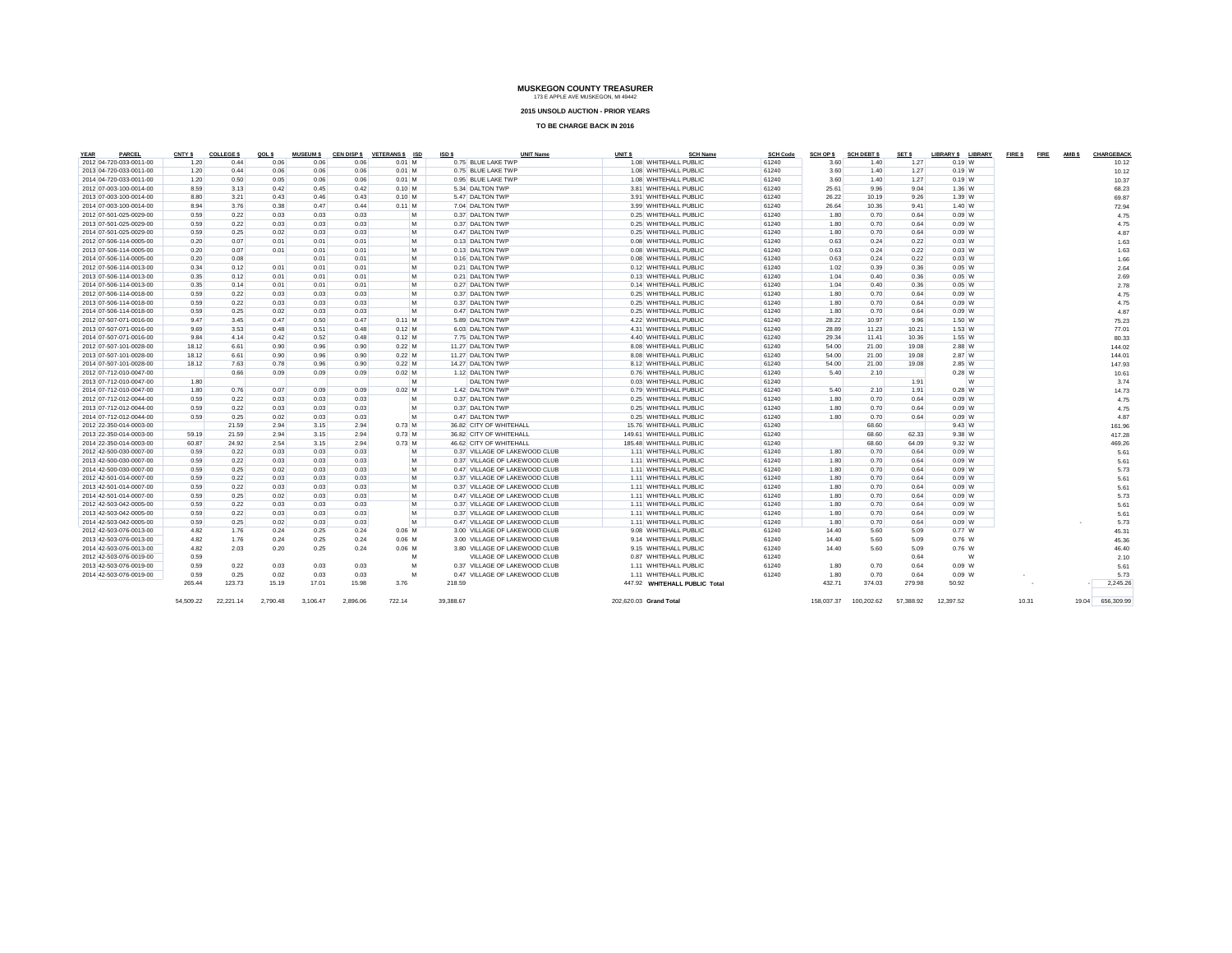# MUSKEGON COUNTY TREASURER

173 E APPLE AVE MUSKEGON, MI 49442

**2015 UNSOLD AUCTION - PRIOR YEARS**

**TO BE CHARGE BACK IN 2016**

| YEAR | PARCEL | CNTY $ | COLLEGE $ | QOL $ | MUSEUM $ | CEN DISP $ | VETERANS $ | ISD | ISD $ | UNIT Name | UNIT $ | SCH Name | SCH Code | SCH OP $ | SCH DEBT $ | SET $ | LIBRARY $ | LIBRARY | FIRE $ | FIRE | AMB $ | CHARGEBACK |
|---|---|---|---|---|---|---|---|---|---|---|---|---|---|---|---|---|---|---|---|---|---|---|
| 2012 | 04-720-033-0011-00 | 1.20 | 0.44 | 0.06 | 0.06 | 0.06 | 0.01 | M | 0.75 | BLUE LAKE TWP | 1.08 | WHITEHALL PUBLIC | 61240 | 3.60 | 1.40 | 1.27 | 0.19 | W | | | | 10.12 |
| 2013 | 04-720-033-0011-00 | 1.20 | 0.44 | 0.06 | 0.06 | 0.06 | 0.01 | M | 0.75 | BLUE LAKE TWP | 1.08 | WHITEHALL PUBLIC | 61240 | 3.60 | 1.40 | 1.27 | 0.19 | W | | | | 10.12 |
| 2014 | 04-720-033-0011-00 | 1.20 | 0.50 | 0.05 | 0.06 | 0.06 | 0.01 | M | 0.95 | BLUE LAKE TWP | 1.08 | WHITEHALL PUBLIC | 61240 | 3.60 | 1.40 | 1.27 | 0.19 | W | | | | 10.37 |
| 2012 | 07-003-100-0014-00 | 8.59 | 3.13 | 0.42 | 0.45 | 0.42 | 0.10 | M | 5.34 | DALTON TWP | 3.81 | WHITEHALL PUBLIC | 61240 | 25.61 | 9.96 | 9.04 | 1.36 | W | | | | 68.23 |
| 2013 | 07-003-100-0014-00 | 8.80 | 3.21 | 0.43 | 0.46 | 0.43 | 0.10 | M | 5.47 | DALTON TWP | 3.91 | WHITEHALL PUBLIC | 61240 | 26.22 | 10.19 | 9.26 | 1.39 | W | | | | 69.87 |
| 2014 | 07-003-100-0014-00 | 8.94 | 3.76 | 0.38 | 0.47 | 0.44 | 0.11 | M | 7.04 | DALTON TWP | 3.99 | WHITEHALL PUBLIC | 61240 | 26.64 | 10.36 | 9.41 | 1.40 | W | | | | 72.94 |
| 2012 | 07-501-025-0029-00 | 0.59 | 0.22 | 0.03 | 0.03 | 0.03 | | M | 0.37 | DALTON TWP | 0.25 | WHITEHALL PUBLIC | 61240 | 1.80 | 0.70 | 0.64 | 0.09 | W | | | | 4.75 |
| 2013 | 07-501-025-0029-00 | 0.59 | 0.22 | 0.03 | 0.03 | 0.03 | | M | 0.37 | DALTON TWP | 0.25 | WHITEHALL PUBLIC | 61240 | 1.80 | 0.70 | 0.64 | 0.09 | W | | | | 4.75 |
| 2014 | 07-501-025-0029-00 | 0.59 | 0.25 | 0.02 | 0.03 | 0.03 | | M | 0.47 | DALTON TWP | 0.25 | WHITEHALL PUBLIC | 61240 | 1.80 | 0.70 | 0.64 | 0.09 | W | | | | 4.87 |
| 2012 | 07-506-114-0005-00 | 0.20 | 0.07 | 0.01 | 0.01 | 0.01 | | M | 0.13 | DALTON TWP | 0.08 | WHITEHALL PUBLIC | 61240 | 0.63 | 0.24 | 0.22 | 0.03 | W | | | | 1.63 |
| 2013 | 07-506-114-0005-00 | 0.20 | 0.07 | 0.01 | 0.01 | 0.01 | | M | 0.13 | DALTON TWP | 0.08 | WHITEHALL PUBLIC | 61240 | 0.63 | 0.24 | 0.22 | 0.03 | W | | | | 1.63 |
| 2014 | 07-506-114-0005-00 | 0.20 | 0.08 | | 0.01 | 0.01 | | M | 0.16 | DALTON TWP | 0.08 | WHITEHALL PUBLIC | 61240 | 0.63 | 0.24 | 0.22 | 0.03 | W | | | | 1.66 |
| 2012 | 07-506-114-0013-00 | 0.34 | 0.12 | 0.01 | 0.01 | 0.01 | | M | 0.21 | DALTON TWP | 0.12 | WHITEHALL PUBLIC | 61240 | 1.02 | 0.39 | 0.36 | 0.05 | W | | | | 2.64 |
| 2013 | 07-506-114-0013-00 | 0.35 | 0.12 | 0.01 | 0.01 | 0.01 | | M | 0.21 | DALTON TWP | 0.13 | WHITEHALL PUBLIC | 61240 | 1.04 | 0.40 | 0.36 | 0.05 | W | | | | 2.69 |
| 2014 | 07-506-114-0013-00 | 0.35 | 0.14 | 0.01 | 0.01 | 0.01 | | M | 0.27 | DALTON TWP | 0.14 | WHITEHALL PUBLIC | 61240 | 1.04 | 0.40 | 0.36 | 0.05 | W | | | | 2.78 |
| 2012 | 07-506-114-0018-00 | 0.59 | 0.22 | 0.03 | 0.03 | 0.03 | | M | 0.37 | DALTON TWP | 0.25 | WHITEHALL PUBLIC | 61240 | 1.80 | 0.70 | 0.64 | 0.09 | W | | | | 4.75 |
| 2013 | 07-506-114-0018-00 | 0.59 | 0.22 | 0.03 | 0.03 | 0.03 | | M | 0.37 | DALTON TWP | 0.25 | WHITEHALL PUBLIC | 61240 | 1.80 | 0.70 | 0.64 | 0.09 | W | | | | 4.75 |
| 2014 | 07-506-114-0018-00 | 0.59 | 0.25 | 0.02 | 0.03 | 0.03 | | M | 0.47 | DALTON TWP | 0.25 | WHITEHALL PUBLIC | 61240 | 1.80 | 0.70 | 0.64 | 0.09 | W | | | | 4.87 |
| 2012 | 07-507-071-0016-00 | 9.47 | 3.45 | 0.47 | 0.50 | 0.47 | 0.11 | M | 5.89 | DALTON TWP | 4.22 | WHITEHALL PUBLIC | 61240 | 28.22 | 10.97 | 9.96 | 1.50 | W | | | | 75.23 |
| 2013 | 07-507-071-0016-00 | 9.69 | 3.53 | 0.48 | 0.51 | 0.48 | 0.12 | M | 6.03 | DALTON TWP | 4.31 | WHITEHALL PUBLIC | 61240 | 28.89 | 11.23 | 10.21 | 1.53 | W | | | | 77.01 |
| 2014 | 07-507-071-0016-00 | 9.84 | 4.14 | 0.42 | 0.52 | 0.48 | 0.12 | M | 7.75 | DALTON TWP | 4.40 | WHITEHALL PUBLIC | 61240 | 29.34 | 11.41 | 10.36 | 1.55 | W | | | | 80.33 |
| 2012 | 07-507-101-0028-00 | 18.12 | 6.61 | 0.90 | 0.96 | 0.90 | 0.22 | M | 11.27 | DALTON TWP | 8.08 | WHITEHALL PUBLIC | 61240 | 54.00 | 21.00 | 19.08 | 2.88 | W | | | | 144.02 |
| 2013 | 07-507-101-0028-00 | 18.12 | 6.61 | 0.90 | 0.96 | 0.90 | 0.22 | M | 11.27 | DALTON TWP | 8.08 | WHITEHALL PUBLIC | 61240 | 54.00 | 21.00 | 19.08 | 2.87 | W | | | | 144.01 |
| 2014 | 07-507-101-0028-00 | 18.12 | 7.63 | 0.78 | 0.96 | 0.90 | 0.22 | M | 14.27 | DALTON TWP | 8.12 | WHITEHALL PUBLIC | 61240 | 54.00 | 21.00 | 19.08 | 2.85 | W | | | | 147.93 |
| 2012 | 07-712-010-0047-00 | | 0.66 | 0.09 | 0.09 | 0.09 | 0.02 | M | 1.12 | DALTON TWP | 0.76 | WHITEHALL PUBLIC | 61240 | 5.40 | 2.10 | | 0.28 | W | | | | 10.61 |
| 2013 | 07-712-010-0047-00 | 1.80 | | | | | | M | | DALTON TWP | 0.03 | WHITEHALL PUBLIC | 61240 | | | 1.91 | | W | | | | 3.74 |
| 2014 | 07-712-010-0047-00 | 1.80 | 0.76 | 0.07 | 0.09 | 0.09 | 0.02 | M | 1.42 | DALTON TWP | 0.79 | WHITEHALL PUBLIC | 61240 | 5.40 | 2.10 | 1.91 | 0.28 | W | | | | 14.73 |
| 2012 | 07-712-012-0044-00 | 0.59 | 0.22 | 0.03 | 0.03 | 0.03 | | M | 0.37 | DALTON TWP | 0.25 | WHITEHALL PUBLIC | 61240 | 1.80 | 0.70 | 0.64 | 0.09 | W | | | | 4.75 |
| 2013 | 07-712-012-0044-00 | 0.59 | 0.22 | 0.03 | 0.03 | 0.03 | | M | 0.37 | DALTON TWP | 0.25 | WHITEHALL PUBLIC | 61240 | 1.80 | 0.70 | 0.64 | 0.09 | W | | | | 4.75 |
| 2014 | 07-712-012-0044-00 | 0.59 | 0.25 | 0.02 | 0.03 | 0.03 | | M | 0.47 | DALTON TWP | 0.25 | WHITEHALL PUBLIC | 61240 | 1.80 | 0.70 | 0.64 | 0.09 | W | | | | 4.87 |
| 2012 | 22-350-014-0003-00 | | 21.59 | 2.94 | 3.15 | 2.94 | 0.73 | M | 36.82 | CITY OF WHITEHALL | 15.76 | WHITEHALL PUBLIC | 61240 | | 68.60 | | 9.43 | W | | | | 161.96 |
| 2013 | 22-350-014-0003-00 | 59.19 | 21.59 | 2.94 | 3.15 | 2.94 | 0.73 | M | 36.82 | CITY OF WHITEHALL | 149.61 | WHITEHALL PUBLIC | 61240 | | 68.60 | 62.33 | 9.38 | W | | | | 417.28 |
| 2014 | 22-350-014-0003-00 | 60.87 | 24.92 | 2.54 | 3.15 | 2.94 | 0.73 | M | 46.62 | CITY OF WHITEHALL | 185.48 | WHITEHALL PUBLIC | 61240 | | 68.60 | 64.09 | 9.32 | W | | | | 469.26 |
| 2012 | 42-500-030-0007-00 | 0.59 | 0.22 | 0.03 | 0.03 | 0.03 | | M | 0.37 | VILLAGE OF LAKEWOOD CLUB | 1.11 | WHITEHALL PUBLIC | 61240 | 1.80 | 0.70 | 0.64 | 0.09 | W | | | | 5.61 |
| 2013 | 42-500-030-0007-00 | 0.59 | 0.22 | 0.03 | 0.03 | 0.03 | | M | 0.37 | VILLAGE OF LAKEWOOD CLUB | 1.11 | WHITEHALL PUBLIC | 61240 | 1.80 | 0.70 | 0.64 | 0.09 | W | | | | 5.61 |
| 2014 | 42-500-030-0007-00 | 0.59 | 0.25 | 0.02 | 0.03 | 0.03 | | M | 0.47 | VILLAGE OF LAKEWOOD CLUB | 1.11 | WHITEHALL PUBLIC | 61240 | 1.80 | 0.70 | 0.64 | 0.09 | W | | | | 5.73 |
| 2012 | 42-501-014-0007-00 | 0.59 | 0.22 | 0.03 | 0.03 | 0.03 | | M | 0.37 | VILLAGE OF LAKEWOOD CLUB | 1.11 | WHITEHALL PUBLIC | 61240 | 1.80 | 0.70 | 0.64 | 0.09 | W | | | | 5.61 |
| 2013 | 42-501-014-0007-00 | 0.59 | 0.22 | 0.03 | 0.03 | 0.03 | | M | 0.37 | VILLAGE OF LAKEWOOD CLUB | 1.11 | WHITEHALL PUBLIC | 61240 | 1.80 | 0.70 | 0.64 | 0.09 | W | | | | 5.61 |
| 2014 | 42-501-014-0007-00 | 0.59 | 0.25 | 0.02 | 0.03 | 0.03 | | M | 0.47 | VILLAGE OF LAKEWOOD CLUB | 1.11 | WHITEHALL PUBLIC | 61240 | 1.80 | 0.70 | 0.64 | 0.09 | W | | | | 5.73 |
| 2012 | 42-503-042-0005-00 | 0.59 | 0.22 | 0.03 | 0.03 | 0.03 | | M | 0.37 | VILLAGE OF LAKEWOOD CLUB | 1.11 | WHITEHALL PUBLIC | 61240 | 1.80 | 0.70 | 0.64 | 0.09 | W | | | | 5.61 |
| 2013 | 42-503-042-0005-00 | 0.59 | 0.22 | 0.03 | 0.03 | 0.03 | | M | 0.37 | VILLAGE OF LAKEWOOD CLUB | 1.11 | WHITEHALL PUBLIC | 61240 | 1.80 | 0.70 | 0.64 | 0.09 | W | | | | 5.61 |
| 2014 | 42-503-042-0005-00 | 0.59 | 0.25 | 0.02 | 0.03 | 0.03 | | M | 0.47 | VILLAGE OF LAKEWOOD CLUB | 1.11 | WHITEHALL PUBLIC | 61240 | 1.80 | 0.70 | 0.64 | 0.09 | W | | | - | 5.73 |
| 2012 | 42-503-076-0013-00 | 4.82 | 1.76 | 0.24 | 0.25 | 0.24 | 0.06 | M | 3.00 | VILLAGE OF LAKEWOOD CLUB | 9.08 | WHITEHALL PUBLIC | 61240 | 14.40 | 5.60 | 5.09 | 0.77 | W | | | | 45.31 |
| 2013 | 42-503-076-0013-00 | 4.82 | 1.76 | 0.24 | 0.25 | 0.24 | 0.06 | M | 3.00 | VILLAGE OF LAKEWOOD CLUB | 9.14 | WHITEHALL PUBLIC | 61240 | 14.40 | 5.60 | 5.09 | 0.76 | W | | | | 45.36 |
| 2014 | 42-503-076-0013-00 | 4.82 | 2.03 | 0.20 | 0.25 | 0.24 | 0.06 | M | 3.80 | VILLAGE OF LAKEWOOD CLUB | 9.15 | WHITEHALL PUBLIC | 61240 | 14.40 | 5.60 | 5.09 | 0.76 | W | | | | 46.40 |
| 2012 | 42-503-076-0019-00 | 0.59 | | | | | | M | | VILLAGE OF LAKEWOOD CLUB | 0.87 | WHITEHALL PUBLIC | 61240 | | | 0.64 | | W | | | | 2.10 |
| 2013 | 42-503-076-0019-00 | 0.59 | 0.22 | 0.03 | 0.03 | 0.03 | | M | 0.37 | VILLAGE OF LAKEWOOD CLUB | 1.11 | WHITEHALL PUBLIC | 61240 | 1.80 | 0.70 | 0.64 | 0.09 | W | | | | 5.61 |
| 2014 | 42-503-076-0019-00 | 0.59 | 0.25 | 0.02 | 0.03 | 0.03 | | M | 0.47 | VILLAGE OF LAKEWOOD CLUB | 1.11 | WHITEHALL PUBLIC | 61240 | 1.80 | 0.70 | 0.64 | 0.09 | W | - | | | 5.73 |
| | | 265.44 | 123.73 | 15.19 | 17.01 | 15.98 | 3.76 | | 218.59 | | 447.92 | **WHITEHALL PUBLIC Total** | | 432.71 | 374.03 | 279.98 | 50.92 | | - | | - | 2,245.26 |
| | | 54,509.22 | 22,221.14 | 2,790.48 | 3,106.47 | 2,896.06 | 722.14 | | 39,388.67 | | 202,620.03 | **Grand Total** | | 158,037.37 | 100,202.62 | 57,388.92 | 12,397.52 | | 10.31 | | 19.04 | 656,309.99 |